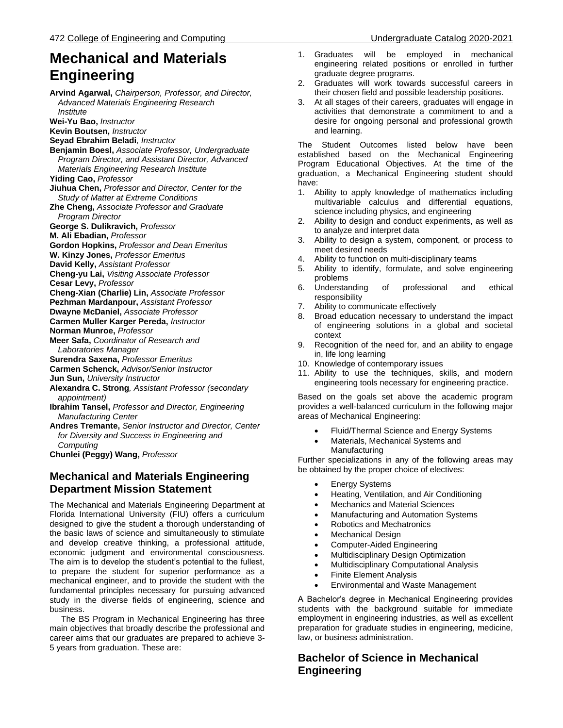# Mechanical and Materials Engineering

**Arvind Agarwal,** *Chairperson, Professor, and Director, Advanced Materials Engineering Research Institute*
**Wei-Yu Bao,** *Instructor*
**Kevin Boutsen,** *Instructor*
**Seyad Ebrahim Beladi**, *Instructor*
**Benjamin Boesl,** *Associate Professor, Undergraduate Program Director, and Assistant Director, Advanced Materials Engineering Research Institute*
**Yiding Cao,** *Professor*
**Jiuhua Chen,** *Professor and Director, Center for the Study of Matter at Extreme Conditions*
**Zhe Cheng,** *Associate Professor and Graduate Program Director*
**George S. Dulikravich,** *Professor*
**M. Ali Ebadian,** *Professor*
**Gordon Hopkins,** *Professor and Dean Emeritus*
**W. Kinzy Jones,** *Professor Emeritus*
**David Kelly,** *Assistant Professor*
**Cheng-yu Lai,** *Visiting Associate Professor*
**Cesar Levy,** *Professor*
**Cheng-Xian (Charlie) Lin,** *Associate Professor*
**Pezhman Mardanpour,** *Assistant Professor*
**Dwayne McDaniel,** *Associate Professor*
**Carmen Muller Karger Pereda,** *Instructor*
**Norman Munroe,** *Professor*
**Meer Safa,** *Coordinator of Research and Laboratories Manager*
**Surendra Saxena,** *Professor Emeritus*
**Carmen Schenck,** *Advisor/Senior Instructor*
**Jun Sun,** *University Instructor*
**Alexandra C. Strong**, *Assistant Professor (secondary appointment)*
**Ibrahim Tansel,** *Professor and Director, Engineering Manufacturing Center*
**Andres Tremante,** *Senior Instructor and Director, Center for Diversity and Success in Engineering and Computing*
**Chunlei (Peggy) Wang,** *Professor*

## Mechanical and Materials Engineering Department Mission Statement

The Mechanical and Materials Engineering Department at Florida International University (FIU) offers a curriculum designed to give the student a thorough understanding of the basic laws of science and simultaneously to stimulate and develop creative thinking, a professional attitude, economic judgment and environmental consciousness. The aim is to develop the student's potential to the fullest, to prepare the student for superior performance as a mechanical engineer, and to provide the student with the fundamental principles necessary for pursuing advanced study in the diverse fields of engineering, science and business.

The BS Program in Mechanical Engineering has three main objectives that broadly describe the professional and career aims that our graduates are prepared to achieve 3-5 years from graduation. These are:

1. Graduates will be employed in mechanical engineering related positions or enrolled in further graduate degree programs.
2. Graduates will work towards successful careers in their chosen field and possible leadership positions.
3. At all stages of their careers, graduates will engage in activities that demonstrate a commitment to and a desire for ongoing personal and professional growth and learning.

The Student Outcomes listed below have been established based on the Mechanical Engineering Program Educational Objectives. At the time of the graduation, a Mechanical Engineering student should have:

1. Ability to apply knowledge of mathematics including multivariable calculus and differential equations, science including physics, and engineering
2. Ability to design and conduct experiments, as well as to analyze and interpret data
3. Ability to design a system, component, or process to meet desired needs
4. Ability to function on multi-disciplinary teams
5. Ability to identify, formulate, and solve engineering problems
6. Understanding of professional and ethical responsibility
7. Ability to communicate effectively
8. Broad education necessary to understand the impact of engineering solutions in a global and societal context
9. Recognition of the need for, and an ability to engage in, life long learning
10. Knowledge of contemporary issues
11. Ability to use the techniques, skills, and modern engineering tools necessary for engineering practice.

Based on the goals set above the academic program provides a well-balanced curriculum in the following major areas of Mechanical Engineering:

- Fluid/Thermal Science and Energy Systems
- Materials, Mechanical Systems and Manufacturing

Further specializations in any of the following areas may be obtained by the proper choice of electives:

- Energy Systems
- Heating, Ventilation, and Air Conditioning
- Mechanics and Material Sciences
- Manufacturing and Automation Systems
- Robotics and Mechatronics
- Mechanical Design
- Computer-Aided Engineering
- Multidisciplinary Design Optimization
- Multidisciplinary Computational Analysis
- Finite Element Analysis
- Environmental and Waste Management

A Bachelor's degree in Mechanical Engineering provides students with the background suitable for immediate employment in engineering industries, as well as excellent preparation for graduate studies in engineering, medicine, law, or business administration.

## Bachelor of Science in Mechanical Engineering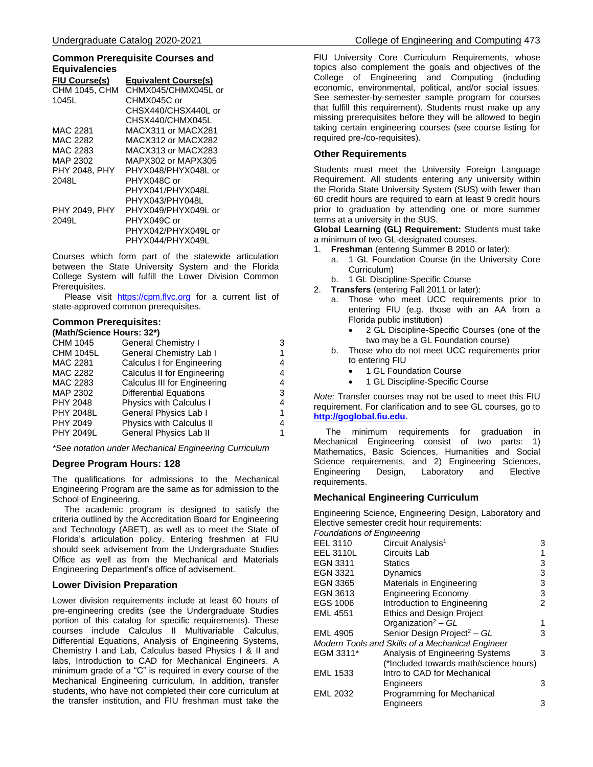## Common Prerequisite Courses and Equivalencies

| FIU Course(s) | Equivalent Course(s) |
|---|---|
| CHM 1045, CHM 1045L | CHMX045/CHMX045L or CHMX045C or CHSX440/CHSX440L or CHSX440/CHMX045L |
| MAC 2281 | MACX311 or MACX281 |
| MAC 2282 | MACX312 or MACX282 |
| MAC 2283 | MACX313 or MACX283 |
| MAP 2302 | MAPX302 or MAPX305 |
| PHY 2048, PHY 2048L | PHYX048/PHYX048L or PHYX048C or PHYX041/PHYX048L PHYX043/PHY048L |
| PHY 2049, PHY 2049L | PHYX049/PHYX049L or PHYX049C or PHYX042/PHYX049L or PHYX044/PHYX049L |

Courses which form part of the statewide articulation between the State University System and the Florida College System will fulfill the Lower Division Common Prerequisites.

Please visit https://cpm.flvc.org for a current list of state-approved common prerequisites.

## Common Prerequisites:

**(Math/Science Hours: 32*)**

| | | |
|---|---|---|
| CHM 1045 | General Chemistry I | 3 |
| CHM 1045L | General Chemistry Lab I | 1 |
| MAC 2281 | Calculus I for Engineering | 4 |
| MAC 2282 | Calculus II for Engineering | 4 |
| MAC 2283 | Calculus III for Engineering | 4 |
| MAP 2302 | Differential Equations | 3 |
| PHY 2048 | Physics with Calculus I | 4 |
| PHY 2048L | General Physics Lab I | 1 |
| PHY 2049 | Physics with Calculus II | 4 |
| PHY 2049L | General Physics Lab II | 1 |

*\*See notation under Mechanical Engineering Curriculum*

## Degree Program Hours: 128

The qualifications for admissions to the Mechanical Engineering Program are the same as for admission to the School of Engineering.

The academic program is designed to satisfy the criteria outlined by the Accreditation Board for Engineering and Technology (ABET), as well as to meet the State of Florida's articulation policy. Entering freshmen at FIU should seek advisement from the Undergraduate Studies Office as well as from the Mechanical and Materials Engineering Department's office of advisement.

## Lower Division Preparation

Lower division requirements include at least 60 hours of pre-engineering credits (see the Undergraduate Studies portion of this catalog for specific requirements). These courses include Calculus II Multivariable Calculus, Differential Equations, Analysis of Engineering Systems, Chemistry I and Lab, Calculus based Physics I & II and labs, Introduction to CAD for Mechanical Engineers. A minimum grade of a "C" is required in every course of the Mechanical Engineering curriculum. In addition, transfer students, who have not completed their core curriculum at the transfer institution, and FIU freshman must take the FIU University Core Curriculum Requirements, whose topics also complement the goals and objectives of the College of Engineering and Computing (including economic, environmental, political, and/or social issues. See semester-by-semester sample program for courses that fulfill this requirement). Students must make up any missing prerequisites before they will be allowed to begin taking certain engineering courses (see course listing for required pre-/co-requisites).

## Other Requirements

Students must meet the University Foreign Language Requirement. All students entering any university within the Florida State University System (SUS) with fewer than 60 credit hours are required to earn at least 9 credit hours prior to graduation by attending one or more summer terms at a university in the SUS.

**Global Learning (GL) Requirement:** Students must take a minimum of two GL-designated courses.

1. **Freshman** (entering Summer B 2010 or later):
   a. 1 GL Foundation Course (in the University Core Curriculum)
   b. 1 GL Discipline-Specific Course
2. **Transfers** (entering Fall 2011 or later):
   a. Those who meet UCC requirements prior to entering FIU (e.g. those with an AA from a Florida public institution)
      - 2 GL Discipline-Specific Courses (one of the two may be a GL Foundation course)
   b. Those who do not meet UCC requirements prior to entering FIU
      - 1 GL Foundation Course
      - 1 GL Discipline-Specific Course

*Note:* Transfer courses may not be used to meet this FIU requirement. For clarification and to see GL courses, go to **http://goglobal.fiu.edu**.

The minimum requirements for graduation in Mechanical Engineering consist of two parts: 1) Mathematics, Basic Sciences, Humanities and Social Science requirements, and 2) Engineering Sciences, Engineering Design, Laboratory and Elective requirements.

## Mechanical Engineering Curriculum

Engineering Science, Engineering Design, Laboratory and Elective semester credit hour requirements:

*Foundations of Engineering*

| | | |
|---|---|---|
| EEL 3110 | Circuit Analysis[1] | 3 |
| EEL 3110L | Circuits Lab | 1 |
| EGN 3311 | Statics | 3 |
| EGN 3321 | Dynamics | 3 |
| EGN 3365 | Materials in Engineering | 3 |
| EGN 3613 | Engineering Economy | 3 |
| EGS 1006 | Introduction to Engineering | 2 |
| EML 4551 | Ethics and Design Project Organization[2] – *GL* | 1 |
| EML 4905 | Senior Design Project[2] – *GL* | 3 |

*Modern Tools and Skills of a Mechanical Engineer*

| | | |
|---|---|---|
| EGM 3311* | Analysis of Engineering Systems (*Included towards math/science hours) | 3 |
| EML 1533 | Intro to CAD for Mechanical Engineers | 3 |
| EML 2032 | Programming for Mechanical Engineers | 3 |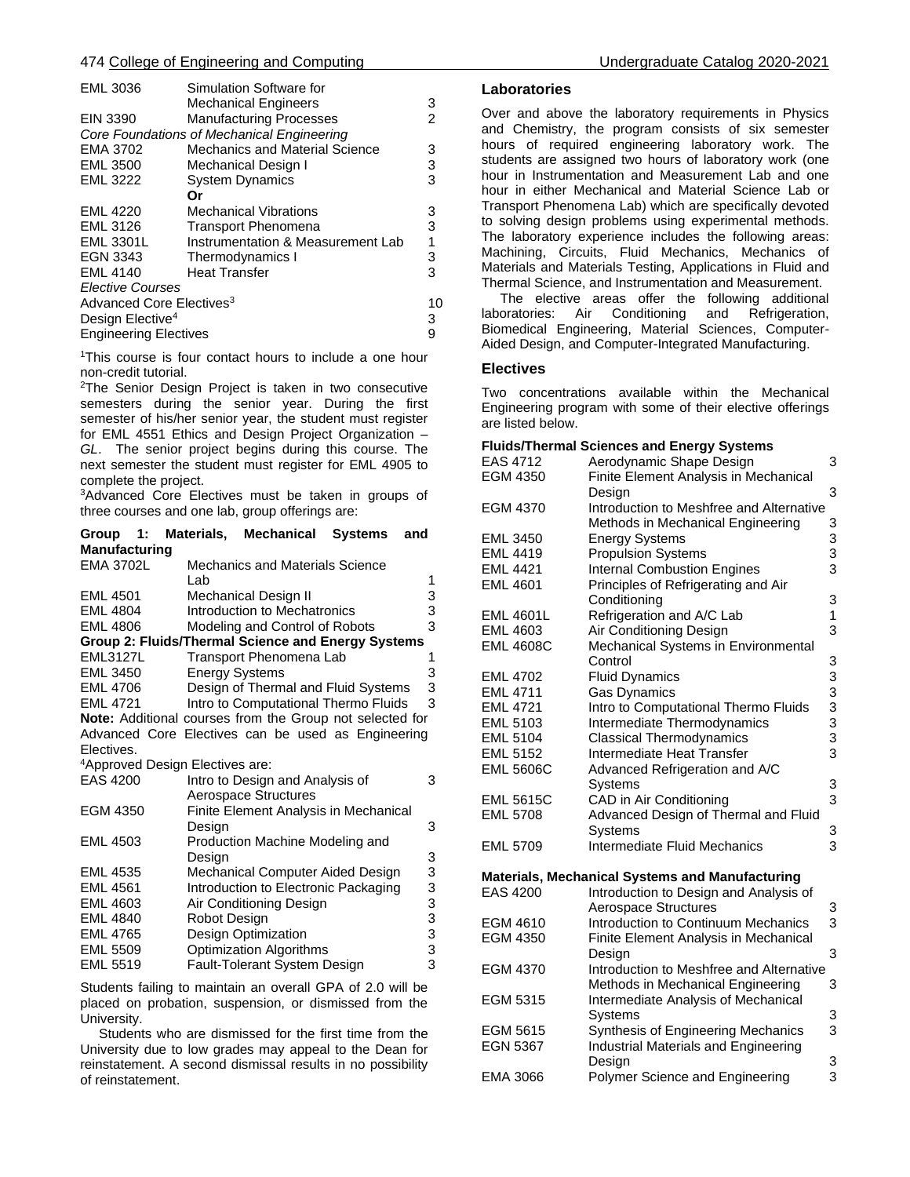| | | |
|---|---|---|
| EML 3036 | Simulation Software for Mechanical Engineers | 3 |
| EIN 3390 | Manufacturing Processes | 2 |
| *Core Foundations of Mechanical Engineering* | | |
| EMA 3702 | Mechanics and Material Science | 3 |
| EML 3500 | Mechanical Design I | 3 |
| EML 3222 | System Dynamics | 3 |
| | **Or** | |
| EML 4220 | Mechanical Vibrations | 3 |
| EML 3126 | Transport Phenomena | 3 |
| EML 3301L | Instrumentation & Measurement Lab | 1 |
| EGN 3343 | Thermodynamics I | 3 |
| EML 4140 | Heat Transfer | 3 |
| *Elective Courses* | | |
| Advanced Core Electives[3] | | 10 |
| Design Elective[4] | | 3 |
| Engineering Electives | | 9 |

[1]This course is four contact hours to include a one hour non-credit tutorial.

[2]The Senior Design Project is taken in two consecutive semesters during the senior year. During the first semester of his/her senior year, the student must register for EML 4551 Ethics and Design Project Organization – *GL*. The senior project begins during this course. The next semester the student must register for EML 4905 to complete the project.

[3]Advanced Core Electives must be taken in groups of three courses and one lab, group offerings are:

| | | |
|---|---|---|
| **Group 1: Materials, Mechanical Systems and Manufacturing** | | |
| EMA 3702L | Mechanics and Materials Science Lab | 1 |
| EML 4501 | Mechanical Design II | 3 |
| EML 4804 | Introduction to Mechatronics | 3 |
| EML 4806 | Modeling and Control of Robots | 3 |
| **Group 2: Fluids/Thermal Science and Energy Systems** | | |
| EML3127L | Transport Phenomena Lab | 1 |
| EML 3450 | Energy Systems | 3 |
| EML 4706 | Design of Thermal and Fluid Systems | 3 |
| EML 4721 | Intro to Computational Thermo Fluids | 3 |

**Note:** Additional courses from the Group not selected for Advanced Core Electives can be used as Engineering Electives.

[4]Approved Design Electives are:

| | | |
|---|---|---|
| EAS 4200 | Intro to Design and Analysis of Aerospace Structures | 3 |
| EGM 4350 | Finite Element Analysis in Mechanical Design | 3 |
| EML 4503 | Production Machine Modeling and Design | 3 |
| EML 4535 | Mechanical Computer Aided Design | 3 |
| EML 4561 | Introduction to Electronic Packaging | 3 |
| EML 4603 | Air Conditioning Design | 3 |
| EML 4840 | Robot Design | 3 |
| EML 4765 | Design Optimization | 3 |
| EML 5509 | Optimization Algorithms | 3 |
| EML 5519 | Fault-Tolerant System Design | 3 |

Students failing to maintain an overall GPA of 2.0 will be placed on probation, suspension, or dismissed from the University.

Students who are dismissed for the first time from the University due to low grades may appeal to the Dean for reinstatement. A second dismissal results in no possibility of reinstatement.

### Laboratories

Over and above the laboratory requirements in Physics and Chemistry, the program consists of six semester hours of required engineering laboratory work. The students are assigned two hours of laboratory work (one hour in Instrumentation and Measurement Lab and one hour in either Mechanical and Material Science Lab or Transport Phenomena Lab) which are specifically devoted to solving design problems using experimental methods. The laboratory experience includes the following areas: Machining, Circuits, Fluid Mechanics, Mechanics of Materials and Materials Testing, Applications in Fluid and Thermal Science, and Instrumentation and Measurement.

The elective areas offer the following additional laboratories: Air Conditioning and Refrigeration, Biomedical Engineering, Material Sciences, Computer-Aided Design, and Computer-Integrated Manufacturing.

### Electives

Two concentrations available within the Mechanical Engineering program with some of their elective offerings are listed below.

**Fluids/Thermal Sciences and Energy Systems**

| | | |
|---|---|---|
| EAS 4712 | Aerodynamic Shape Design | 3 |
| EGM 4350 | Finite Element Analysis in Mechanical Design | 3 |
| EGM 4370 | Introduction to Meshfree and Alternative Methods in Mechanical Engineering | 3 |
| EML 3450 | Energy Systems | 3 |
| EML 4419 | Propulsion Systems | 3 |
| EML 4421 | Internal Combustion Engines | 3 |
| EML 4601 | Principles of Refrigerating and Air Conditioning | 3 |
| EML 4601L | Refrigeration and A/C Lab | 1 |
| EML 4603 | Air Conditioning Design | 3 |
| EML 4608C | Mechanical Systems in Environmental Control | 3 |
| EML 4702 | Fluid Dynamics | 3 |
| EML 4711 | Gas Dynamics | 3 |
| EML 4721 | Intro to Computational Thermo Fluids | 3 |
| EML 5103 | Intermediate Thermodynamics | 3 |
| EML 5104 | Classical Thermodynamics | 3 |
| EML 5152 | Intermediate Heat Transfer | 3 |
| EML 5606C | Advanced Refrigeration and A/C Systems | 3 |
| EML 5615C | CAD in Air Conditioning | 3 |
| EML 5708 | Advanced Design of Thermal and Fluid Systems | 3 |
| EML 5709 | Intermediate Fluid Mechanics | 3 |

**Materials, Mechanical Systems and Manufacturing**

| | | |
|---|---|---|
| EAS 4200 | Introduction to Design and Analysis of Aerospace Structures | 3 |
| EGM 4610 | Introduction to Continuum Mechanics | 3 |
| EGM 4350 | Finite Element Analysis in Mechanical Design | 3 |
| EGM 4370 | Introduction to Meshfree and Alternative Methods in Mechanical Engineering | 3 |
| EGM 5315 | Intermediate Analysis of Mechanical Systems | 3 |
| EGM 5615 | Synthesis of Engineering Mechanics | 3 |
| EGN 5367 | Industrial Materials and Engineering Design | 3 |
| EMA 3066 | Polymer Science and Engineering | 3 |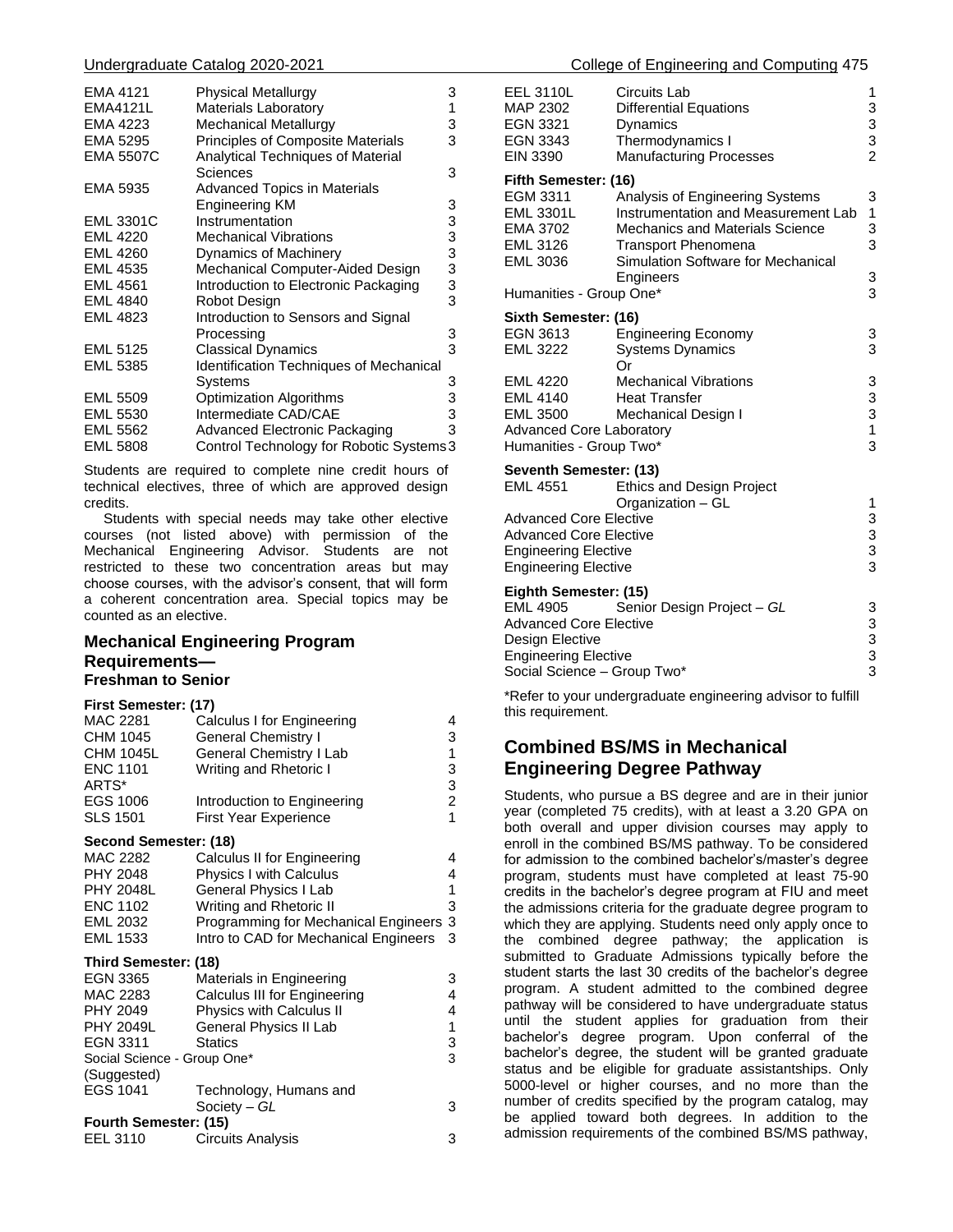| | | |
|---|---|---|
| EMA 4121 | Physical Metallurgy | 3 |
| EMA4121L | Materials Laboratory | 1 |
| EMA 4223 | Mechanical Metallurgy | 3 |
| EMA 5295 | Principles of Composite Materials | 3 |
| EMA 5507C | Analytical Techniques of Material Sciences | 3 |
| EMA 5935 | Advanced Topics in Materials Engineering KM | 3 |
| EML 3301C | Instrumentation | 3 |
| EML 4220 | Mechanical Vibrations | 3 |
| EML 4260 | Dynamics of Machinery | 3 |
| EML 4535 | Mechanical Computer-Aided Design | 3 |
| EML 4561 | Introduction to Electronic Packaging | 3 |
| EML 4840 | Robot Design | 3 |
| EML 4823 | Introduction to Sensors and Signal Processing | 3 |
| EML 5125 | Classical Dynamics | 3 |
| EML 5385 | Identification Techniques of Mechanical Systems | 3 |
| EML 5509 | Optimization Algorithms | 3 |
| EML 5530 | Intermediate CAD/CAE | 3 |
| EML 5562 | Advanced Electronic Packaging | 3 |
| EML 5808 | Control Technology for Robotic Systems | 3 |

Students are required to complete nine credit hours of technical electives, three of which are approved design credits.

Students with special needs may take other elective courses (not listed above) with permission of the Mechanical Engineering Advisor. Students are not restricted to these two concentration areas but may choose courses, with the advisor's consent, that will form a coherent concentration area. Special topics may be counted as an elective.

## Mechanical Engineering Program Requirements—
### Freshman to Senior

**First Semester: (17)**

| | | |
|---|---|---|
| MAC 2281 | Calculus I for Engineering | 4 |
| CHM 1045 | General Chemistry I | 3 |
| CHM 1045L | General Chemistry I Lab | 1 |
| ENC 1101 | Writing and Rhetoric I | 3 |
| ARTS* | | 3 |
| EGS 1006 | Introduction to Engineering | 2 |
| SLS 1501 | First Year Experience | 1 |

**Second Semester: (18)**

| | | |
|---|---|---|
| MAC 2282 | Calculus II for Engineering | 4 |
| PHY 2048 | Physics I with Calculus | 4 |
| PHY 2048L | General Physics I Lab | 1 |
| ENC 1102 | Writing and Rhetoric II | 3 |
| EML 2032 | Programming for Mechanical Engineers | 3 |
| EML 1533 | Intro to CAD for Mechanical Engineers | 3 |

**Third Semester: (18)**

| | | |
|---|---|---|
| EGN 3365 | Materials in Engineering | 3 |
| MAC 2283 | Calculus III for Engineering | 4 |
| PHY 2049 | Physics with Calculus II | 4 |
| PHY 2049L | General Physics II Lab | 1 |
| EGN 3311 | Statics | 3 |
| Social Science - Group One* | | 3 |
| (Suggested) | | |
| EGS 1041 | Technology, Humans and Society – *GL* | 3 |

**Fourth Semester: (15)**

| | | |
|---|---|---|
| EEL 3110 | Circuits Analysis | 3 |
| EEL 3110L | Circuits Lab | 1 |
| MAP 2302 | Differential Equations | 3 |
| EGN 3321 | Dynamics | 3 |
| EGN 3343 | Thermodynamics I | 3 |
| EIN 3390 | Manufacturing Processes | 2 |

**Fifth Semester: (16)**

| | | |
|---|---|---|
| EGM 3311 | Analysis of Engineering Systems | 3 |
| EML 3301L | Instrumentation and Measurement Lab | 1 |
| EMA 3702 | Mechanics and Materials Science | 3 |
| EML 3126 | Transport Phenomena | 3 |
| EML 3036 | Simulation Software for Mechanical Engineers | 3 |
| Humanities - Group One* | | 3 |

**Sixth Semester: (16)**

| | | |
|---|---|---|
| EGN 3613 | Engineering Economy | 3 |
| EML 3222 | Systems Dynamics | 3 |
| | Or | |
| EML 4220 | Mechanical Vibrations | 3 |
| EML 4140 | Heat Transfer | 3 |
| EML 3500 | Mechanical Design I | 3 |
| Advanced Core Laboratory | | 1 |
| Humanities - Group Two* | | 3 |

**Seventh Semester: (13)**

| | | |
|---|---|---|
| EML 4551 | Ethics and Design Project Organization – GL | 1 |
| Advanced Core Elective | | 3 |
| Advanced Core Elective | | 3 |
| Engineering Elective | | 3 |
| Engineering Elective | | 3 |

**Eighth Semester: (15)**

| | | |
|---|---|---|
| EML 4905 | Senior Design Project – *GL* | 3 |
| Advanced Core Elective | | 3 |
| Design Elective | | 3 |
| Engineering Elective | | 3 |
| Social Science – Group Two* | | 3 |

*Refer to your undergraduate engineering advisor to fulfill this requirement.

## Combined BS/MS in Mechanical Engineering Degree Pathway

Students, who pursue a BS degree and are in their junior year (completed 75 credits), with at least a 3.20 GPA on both overall and upper division courses may apply to enroll in the combined BS/MS pathway. To be considered for admission to the combined bachelor's/master's degree program, students must have completed at least 75-90 credits in the bachelor's degree program at FIU and meet the admissions criteria for the graduate degree program to which they are applying. Students need only apply once to the combined degree pathway; the application is submitted to Graduate Admissions typically before the student starts the last 30 credits of the bachelor's degree program. A student admitted to the combined degree pathway will be considered to have undergraduate status until the student applies for graduation from their bachelor's degree program. Upon conferral of the bachelor's degree, the student will be granted graduate status and be eligible for graduate assistantships. Only 5000-level or higher courses, and no more than the number of credits specified by the program catalog, may be applied toward both degrees. In addition to the admission requirements of the combined BS/MS pathway,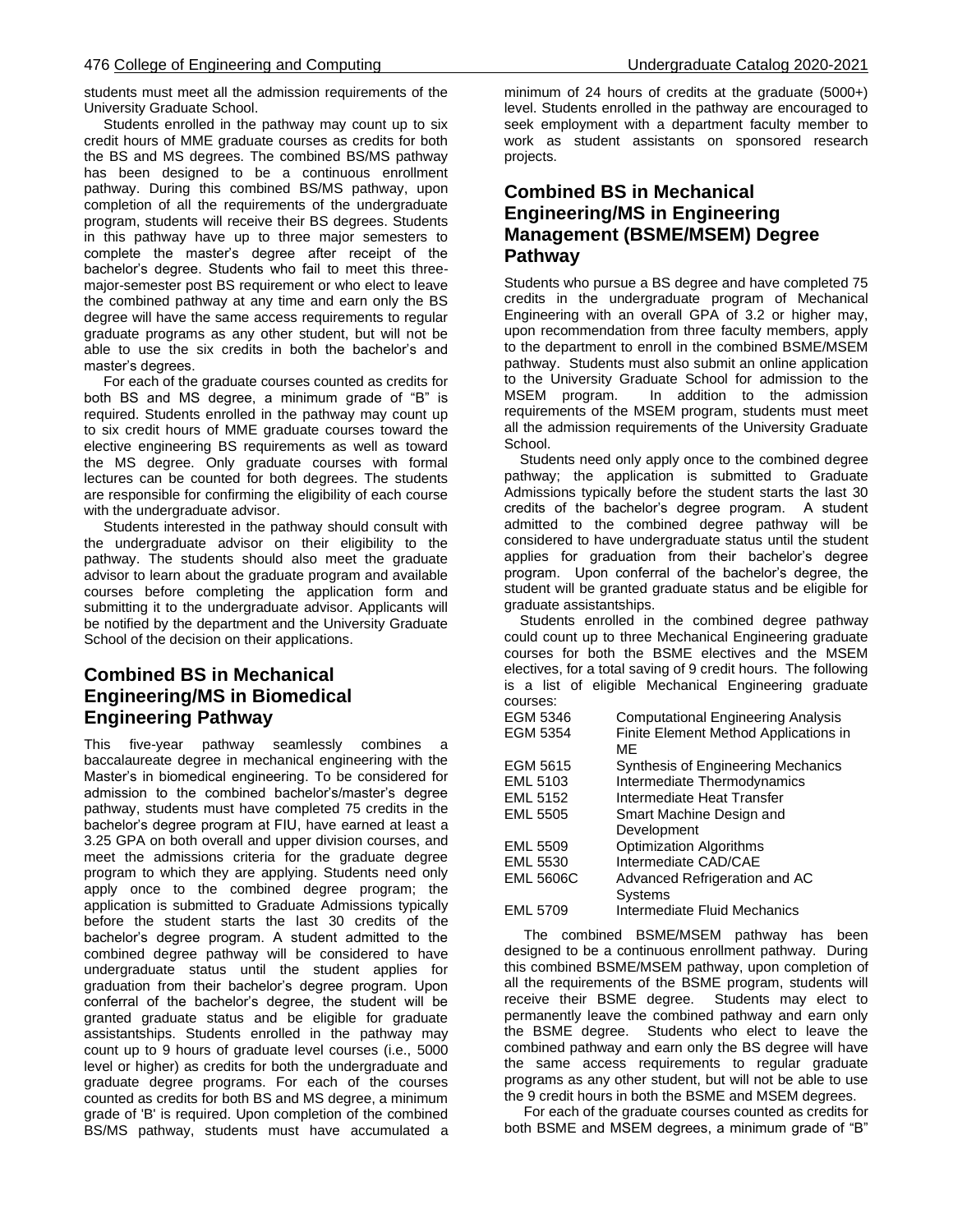students must meet all the admission requirements of the University Graduate School.

Students enrolled in the pathway may count up to six credit hours of MME graduate courses as credits for both the BS and MS degrees. The combined BS/MS pathway has been designed to be a continuous enrollment pathway. During this combined BS/MS pathway, upon completion of all the requirements of the undergraduate program, students will receive their BS degrees. Students in this pathway have up to three major semesters to complete the master's degree after receipt of the bachelor's degree. Students who fail to meet this three-major-semester post BS requirement or who elect to leave the combined pathway at any time and earn only the BS degree will have the same access requirements to regular graduate programs as any other student, but will not be able to use the six credits in both the bachelor's and master's degrees.

For each of the graduate courses counted as credits for both BS and MS degrees, a minimum grade of "B" is required. Students enrolled in the pathway may count up to six credit hours of MME graduate courses toward the elective engineering BS requirements as well as toward the MS degree. Only graduate courses with formal lectures can be counted for both degrees. The students are responsible for confirming the eligibility of each course with the undergraduate advisor.

Students interested in the pathway should consult with the undergraduate advisor on their eligibility to the pathway. The students should also meet the graduate advisor to learn about the graduate program and available courses before completing the application form and submitting it to the undergraduate advisor. Applicants will be notified by the department and the University Graduate School of the decision on their applications.

## Combined BS in Mechanical Engineering/MS in Biomedical Engineering Pathway

This five-year pathway seamlessly combines a baccalaureate degree in mechanical engineering with the Master's in biomedical engineering. To be considered for admission to the combined bachelor's/master's degree pathway, students must have completed 75 credits in the bachelor's degree program at FIU, have earned at least a 3.25 GPA on both overall and upper division courses, and meet the admissions criteria for the graduate degree program to which they are applying. Students need only apply once to the combined degree program; the application is submitted to Graduate Admissions typically before the student starts the last 30 credits of the bachelor's degree program. A student admitted to the combined degree pathway will be considered to have undergraduate status until the student applies for graduation from their bachelor's degree program. Upon conferral of the bachelor's degree, the student will be granted graduate status and be eligible for graduate assistantships. Students enrolled in the pathway may count up to 9 hours of graduate level courses (i.e., 5000 level or higher) as credits for both the undergraduate and graduate degree programs. For each of the courses counted as credits for both BS and MS degree, a minimum grade of 'B' is required. Upon completion of the combined BS/MS pathway, students must have accumulated a minimum of 24 hours of credits at the graduate (5000+) level. Students enrolled in the pathway are encouraged to seek employment with a department faculty member to work as student assistants on sponsored research projects.

## Combined BS in Mechanical Engineering/MS in Engineering Management (BSME/MSEM) Degree Pathway

Students who pursue a BS degree and have completed 75 credits in the undergraduate program of Mechanical Engineering with an overall GPA of 3.2 or higher may, upon recommendation from three faculty members, apply to the department to enroll in the combined BSME/MSEM pathway. Students must also submit an online application to the University Graduate School for admission to the MSEM program. In addition to the admission requirements of the MSEM program, students must meet all the admission requirements of the University Graduate School.

Students need only apply once to the combined degree pathway; the application is submitted to Graduate Admissions typically before the student starts the last 30 credits of the bachelor's degree program. A student admitted to the combined degree pathway will be considered to have undergraduate status until the student applies for graduation from their bachelor's degree program. Upon conferral of the bachelor's degree, the student will be granted graduate status and be eligible for graduate assistantships.

Students enrolled in the combined degree pathway could count up to three Mechanical Engineering graduate courses for both the BSME electives and the MSEM electives, for a total saving of 9 credit hours. The following is a list of eligible Mechanical Engineering graduate courses:

| | |
|---|---|
| EGM 5346 | Computational Engineering Analysis |
| EGM 5354 | Finite Element Method Applications in ME |
| EGM 5615 | Synthesis of Engineering Mechanics |
| EML 5103 | Intermediate Thermodynamics |
| EML 5152 | Intermediate Heat Transfer |
| EML 5505 | Smart Machine Design and Development |
| EML 5509 | Optimization Algorithms |
| EML 5530 | Intermediate CAD/CAE |
| EML 5606C | Advanced Refrigeration and AC Systems |
| EML 5709 | Intermediate Fluid Mechanics |

The combined BSME/MSEM pathway has been designed to be a continuous enrollment pathway. During this combined BSME/MSEM pathway, upon completion of all the requirements of the BSME program, students will receive their BSME degree. Students may elect to permanently leave the combined pathway and earn only the BSME degree. Students who elect to leave the combined pathway and earn only the BS degree will have the same access requirements to regular graduate programs as any other student, but will not be able to use the 9 credit hours in both the BSME and MSEM degrees.

For each of the graduate courses counted as credits for both BSME and MSEM degrees, a minimum grade of "B"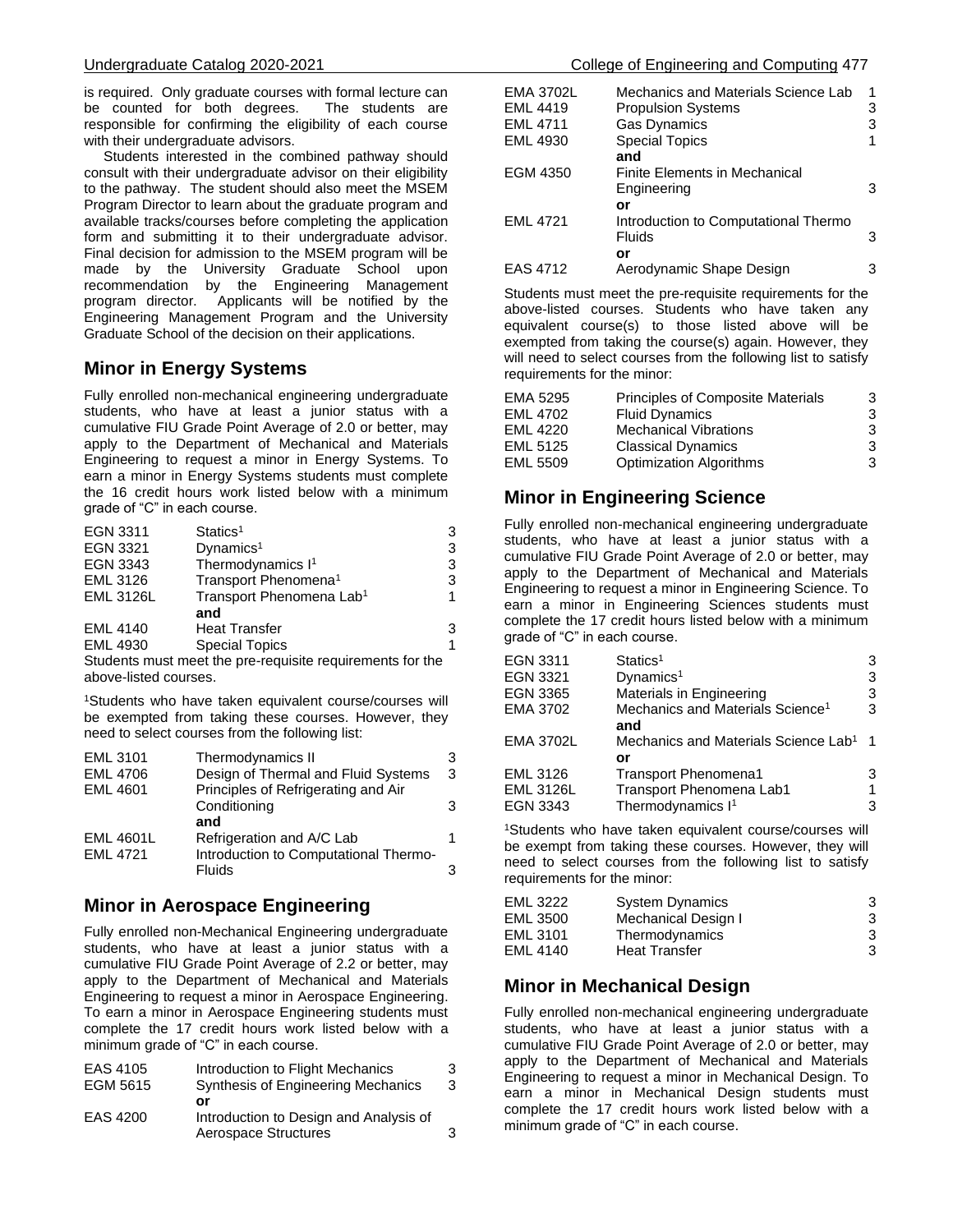is required. Only graduate courses with formal lecture can be counted for both degrees. The students are responsible for confirming the eligibility of each course with their undergraduate advisors.

Students interested in the combined pathway should consult with their undergraduate advisor on their eligibility to the pathway. The student should also meet the MSEM Program Director to learn about the graduate program and available tracks/courses before completing the application form and submitting it to their undergraduate advisor. Final decision for admission to the MSEM program will be made by the University Graduate School upon recommendation by the Engineering Management program director. Applicants will be notified by the Engineering Management Program and the University Graduate School of the decision on their applications.

## Minor in Energy Systems

Fully enrolled non-mechanical engineering undergraduate students, who have at least a junior status with a cumulative FIU Grade Point Average of 2.0 or better, may apply to the Department of Mechanical and Materials Engineering to request a minor in Energy Systems. To earn a minor in Energy Systems students must complete the 16 credit hours work listed below with a minimum grade of "C" in each course.

| | | |
|---|---|---|
| EGN 3311 | Statics[1] | 3 |
| EGN 3321 | Dynamics[1] | 3 |
| EGN 3343 | Thermodynamics I[1] | 3 |
| EML 3126 | Transport Phenomena[1] | 3 |
| EML 3126L | Transport Phenomena Lab[1] | 1 |
| | **and** | |
| EML 4140 | Heat Transfer | 3 |
| EML 4930 | Special Topics | 1 |

Students must meet the pre-requisite requirements for the above-listed courses.

[1]Students who have taken equivalent course/courses will be exempted from taking these courses. However, they need to select courses from the following list:

| | | |
|---|---|---|
| EML 3101 | Thermodynamics II | 3 |
| EML 4706 | Design of Thermal and Fluid Systems | 3 |
| EML 4601 | Principles of Refrigerating and Air Conditioning | 3 |
| | **and** | |
| EML 4601L | Refrigeration and A/C Lab | 1 |
| EML 4721 | Introduction to Computational Thermo-Fluids | 3 |

## Minor in Aerospace Engineering

Fully enrolled non-Mechanical Engineering undergraduate students, who have at least a junior status with a cumulative FIU Grade Point Average of 2.2 or better, may apply to the Department of Mechanical and Materials Engineering to request a minor in Aerospace Engineering. To earn a minor in Aerospace Engineering students must complete the 17 credit hours work listed below with a minimum grade of "C" in each course.

| | | |
|---|---|---|
| EAS 4105 | Introduction to Flight Mechanics | 3 |
| EGM 5615 | Synthesis of Engineering Mechanics | 3 |
| | **or** | |
| EAS 4200 | Introduction to Design and Analysis of Aerospace Structures | 3 |
| EMA 3702L | Mechanics and Materials Science Lab | 1 |
| EML 4419 | Propulsion Systems | 3 |
| EML 4711 | Gas Dynamics | 3 |
| EML 4930 | Special Topics | 1 |
| | **and** | |
| EGM 4350 | Finite Elements in Mechanical Engineering | 3 |
| | **or** | |
| EML 4721 | Introduction to Computational Thermo Fluids | 3 |
| | **or** | |
| EAS 4712 | Aerodynamic Shape Design | 3 |

Students must meet the pre-requisite requirements for the above-listed courses. Students who have taken any equivalent course(s) to those listed above will be exempted from taking the course(s) again. However, they will need to select courses from the following list to satisfy requirements for the minor:

| | | |
|---|---|---|
| EMA 5295 | Principles of Composite Materials | 3 |
| EML 4702 | Fluid Dynamics | 3 |
| EML 4220 | Mechanical Vibrations | 3 |
| EML 5125 | Classical Dynamics | 3 |
| EML 5509 | Optimization Algorithms | 3 |

## Minor in Engineering Science

Fully enrolled non-mechanical engineering undergraduate students, who have at least a junior status with a cumulative FIU Grade Point Average of 2.0 or better, may apply to the Department of Mechanical and Materials Engineering to request a minor in Engineering Science. To earn a minor in Engineering Sciences students must complete the 17 credit hours listed below with a minimum grade of "C" in each course.

| | | |
|---|---|---|
| EGN 3311 | Statics[1] | 3 |
| EGN 3321 | Dynamics[1] | 3 |
| EGN 3365 | Materials in Engineering | 3 |
| EMA 3702 | Mechanics and Materials Science[1] | 3 |
| | **and** | |
| EMA 3702L | Mechanics and Materials Science Lab[1] | 1 |
| | **or** | |
| EML 3126 | Transport Phenomena1 | 3 |
| EML 3126L | Transport Phenomena Lab1 | 1 |
| EGN 3343 | Thermodynamics I[1] | 3 |

[1]Students who have taken equivalent course/courses will be exempt from taking these courses. However, they will need to select courses from the following list to satisfy requirements for the minor:

| | | |
|---|---|---|
| EML 3222 | System Dynamics | 3 |
| EML 3500 | Mechanical Design I | 3 |
| EML 3101 | Thermodynamics | 3 |
| EML 4140 | Heat Transfer | 3 |

## Minor in Mechanical Design

Fully enrolled non-mechanical engineering undergraduate students, who have at least a junior status with a cumulative FIU Grade Point Average of 2.0 or better, may apply to the Department of Mechanical and Materials Engineering to request a minor in Mechanical Design. To earn a minor in Mechanical Design students must complete the 17 credit hours work listed below with a minimum grade of "C" in each course.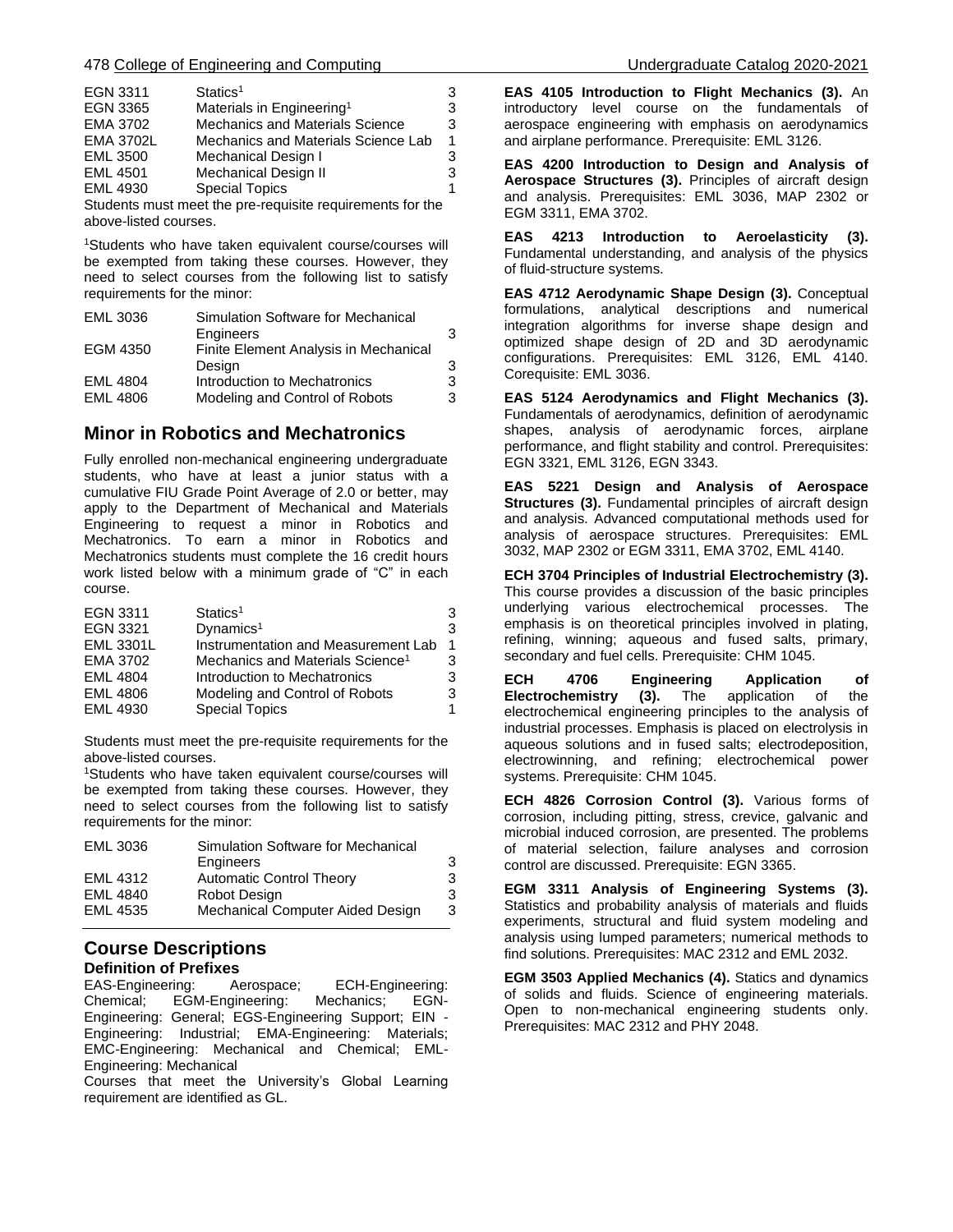| | | |
|---|---|---|
| EGN 3311 | Statics[1] | 3 |
| EGN 3365 | Materials in Engineering[1] | 3 |
| EMA 3702 | Mechanics and Materials Science | 3 |
| EMA 3702L | Mechanics and Materials Science Lab | 1 |
| EML 3500 | Mechanical Design I | 3 |
| EML 4501 | Mechanical Design II | 3 |
| EML 4930 | Special Topics | 1 |

Students must meet the pre-requisite requirements for the above-listed courses.

[1]Students who have taken equivalent course/courses will be exempted from taking these courses. However, they need to select courses from the following list to satisfy requirements for the minor:

| | | |
|---|---|---|
| EML 3036 | Simulation Software for Mechanical Engineers | 3 |
| EGM 4350 | Finite Element Analysis in Mechanical Design | 3 |
| EML 4804 | Introduction to Mechatronics | 3 |
| EML 4806 | Modeling and Control of Robots | 3 |

## Minor in Robotics and Mechatronics

Fully enrolled non-mechanical engineering undergraduate students, who have at least a junior status with a cumulative FIU Grade Point Average of 2.0 or better, may apply to the Department of Mechanical and Materials Engineering to request a minor in Robotics and Mechatronics. To earn a minor in Robotics and Mechatronics students must complete the 16 credit hours work listed below with a minimum grade of "C" in each course.

| | | |
|---|---|---|
| EGN 3311 | Statics[1] | 3 |
| EGN 3321 | Dynamics[1] | 3 |
| EML 3301L | Instrumentation and Measurement Lab | 1 |
| EMA 3702 | Mechanics and Materials Science[1] | 3 |
| EML 4804 | Introduction to Mechatronics | 3 |
| EML 4806 | Modeling and Control of Robots | 3 |
| EML 4930 | Special Topics | 1 |

Students must meet the pre-requisite requirements for the above-listed courses.

[1]Students who have taken equivalent course/courses will be exempted from taking these courses. However, they need to select courses from the following list to satisfy requirements for the minor:

| | | |
|---|---|---|
| EML 3036 | Simulation Software for Mechanical Engineers | 3 |
| EML 4312 | Automatic Control Theory | 3 |
| EML 4840 | Robot Design | 3 |
| EML 4535 | Mechanical Computer Aided Design | 3 |

## Course Descriptions

### Definition of Prefixes

EAS-Engineering: Aerospace; ECH-Engineering: Chemical; EGM-Engineering: Mechanics; EGN-Engineering: General; EGS-Engineering Support; EIN - Engineering: Industrial; EMA-Engineering: Materials; EMC-Engineering: Mechanical and Chemical; EML-Engineering: Mechanical

Courses that meet the University's Global Learning requirement are identified as GL.

**EAS 4105 Introduction to Flight Mechanics (3).** An introductory level course on the fundamentals of aerospace engineering with emphasis on aerodynamics and airplane performance. Prerequisite: EML 3126.

**EAS 4200 Introduction to Design and Analysis of Aerospace Structures (3).** Principles of aircraft design and analysis. Prerequisites: EML 3036, MAP 2302 or EGM 3311, EMA 3702.

**EAS 4213 Introduction to Aeroelasticity (3).** Fundamental understanding, and analysis of the physics of fluid-structure systems.

**EAS 4712 Aerodynamic Shape Design (3).** Conceptual formulations, analytical descriptions and numerical integration algorithms for inverse shape design and optimized shape design of 2D and 3D aerodynamic configurations. Prerequisites: EML 3126, EML 4140. Corequisite: EML 3036.

**EAS 5124 Aerodynamics and Flight Mechanics (3).** Fundamentals of aerodynamics, definition of aerodynamic shapes, analysis of aerodynamic forces, airplane performance, and flight stability and control. Prerequisites: EGN 3321, EML 3126, EGN 3343.

**EAS 5221 Design and Analysis of Aerospace Structures (3).** Fundamental principles of aircraft design and analysis. Advanced computational methods used for analysis of aerospace structures. Prerequisites: EML 3032, MAP 2302 or EGM 3311, EMA 3702, EML 4140.

**ECH 3704 Principles of Industrial Electrochemistry (3).** This course provides a discussion of the basic principles underlying various electrochemical processes. The emphasis is on theoretical principles involved in plating, refining, winning; aqueous and fused salts, primary, secondary and fuel cells. Prerequisite: CHM 1045.

**ECH 4706 Engineering Application of Electrochemistry (3).** The application of the electrochemical engineering principles to the analysis of industrial processes. Emphasis is placed on electrolysis in aqueous solutions and in fused salts; electrodeposition, electrowinning, and refining; electrochemical power systems. Prerequisite: CHM 1045.

**ECH 4826 Corrosion Control (3).** Various forms of corrosion, including pitting, stress, crevice, galvanic and microbial induced corrosion, are presented. The problems of material selection, failure analyses and corrosion control are discussed. Prerequisite: EGN 3365.

**EGM 3311 Analysis of Engineering Systems (3).** Statistics and probability analysis of materials and fluids experiments, structural and fluid system modeling and analysis using lumped parameters; numerical methods to find solutions. Prerequisites: MAC 2312 and EML 2032.

**EGM 3503 Applied Mechanics (4).** Statics and dynamics of solids and fluids. Science of engineering materials. Open to non-mechanical engineering students only. Prerequisites: MAC 2312 and PHY 2048.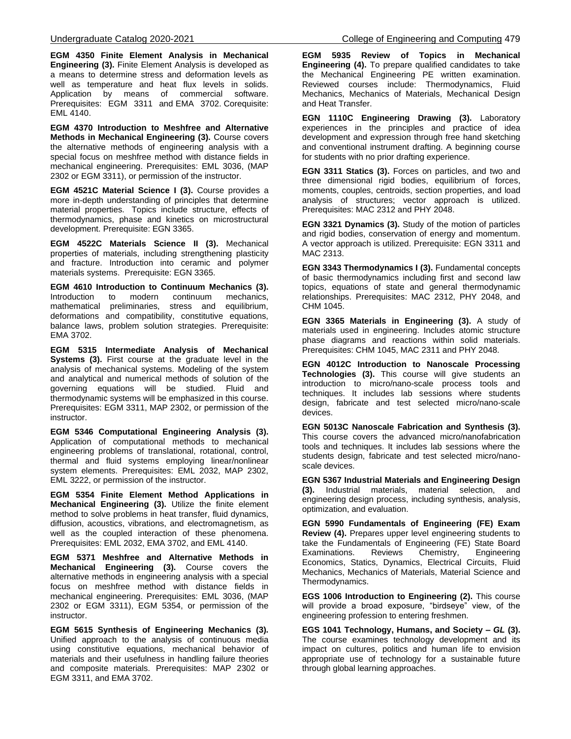**EGM 4350 Finite Element Analysis in Mechanical Engineering (3).** Finite Element Analysis is developed as a means to determine stress and deformation levels as well as temperature and heat flux levels in solids. Application by means of commercial software. Prerequisites: EGM 3311 and EMA 3702. Corequisite: EML 4140.

**EGM 4370 Introduction to Meshfree and Alternative Methods in Mechanical Engineering (3).** Course covers the alternative methods of engineering analysis with a special focus on meshfree method with distance fields in mechanical engineering. Prerequisites: EML 3036, (MAP 2302 or EGM 3311), or permission of the instructor.

**EGM 4521C Material Science I (3).** Course provides a more in-depth understanding of principles that determine material properties. Topics include structure, effects of thermodynamics, phase and kinetics on microstructural development. Prerequisite: EGN 3365.

**EGM 4522C Materials Science II (3).** Mechanical properties of materials, including strengthening plasticity and fracture. Introduction into ceramic and polymer materials systems. Prerequisite: EGN 3365.

**EGM 4610 Introduction to Continuum Mechanics (3).** Introduction to modern continuum mechanics, mathematical preliminaries, stress and equilibrium, deformations and compatibility, constitutive equations, balance laws, problem solution strategies. Prerequisite: EMA 3702.

**EGM 5315 Intermediate Analysis of Mechanical Systems (3).** First course at the graduate level in the analysis of mechanical systems. Modeling of the system and analytical and numerical methods of solution of the governing equations will be studied. Fluid and thermodynamic systems will be emphasized in this course. Prerequisites: EGM 3311, MAP 2302, or permission of the instructor.

**EGM 5346 Computational Engineering Analysis (3).** Application of computational methods to mechanical engineering problems of translational, rotational, control, thermal and fluid systems employing linear/nonlinear system elements. Prerequisites: EML 2032, MAP 2302, EML 3222, or permission of the instructor.

**EGM 5354 Finite Element Method Applications in Mechanical Engineering (3).** Utilize the finite element method to solve problems in heat transfer, fluid dynamics, diffusion, acoustics, vibrations, and electromagnetism, as well as the coupled interaction of these phenomena. Prerequisites: EML 2032, EMA 3702, and EML 4140.

**EGM 5371 Meshfree and Alternative Methods in Mechanical Engineering (3).** Course covers the alternative methods in engineering analysis with a special focus on meshfree method with distance fields in mechanical engineering. Prerequisites: EML 3036, (MAP 2302 or EGM 3311), EGM 5354, or permission of the instructor.

**EGM 5615 Synthesis of Engineering Mechanics (3).** Unified approach to the analysis of continuous media using constitutive equations, mechanical behavior of materials and their usefulness in handling failure theories and composite materials. Prerequisites: MAP 2302 or EGM 3311, and EMA 3702.

**EGM 5935 Review of Topics in Mechanical Engineering (4).** To prepare qualified candidates to take the Mechanical Engineering PE written examination. Reviewed courses include: Thermodynamics, Fluid Mechanics, Mechanics of Materials, Mechanical Design and Heat Transfer.

**EGN 1110C Engineering Drawing (3).** Laboratory experiences in the principles and practice of idea development and expression through free hand sketching and conventional instrument drafting. A beginning course for students with no prior drafting experience.

**EGN 3311 Statics (3).** Forces on particles, and two and three dimensional rigid bodies, equilibrium of forces, moments, couples, centroids, section properties, and load analysis of structures; vector approach is utilized. Prerequisites: MAC 2312 and PHY 2048.

**EGN 3321 Dynamics (3).** Study of the motion of particles and rigid bodies, conservation of energy and momentum. A vector approach is utilized. Prerequisite: EGN 3311 and MAC 2313.

**EGN 3343 Thermodynamics I (3).** Fundamental concepts of basic thermodynamics including first and second law topics, equations of state and general thermodynamic relationships. Prerequisites: MAC 2312, PHY 2048, and CHM 1045.

**EGN 3365 Materials in Engineering (3).** A study of materials used in engineering. Includes atomic structure phase diagrams and reactions within solid materials. Prerequisites: CHM 1045, MAC 2311 and PHY 2048.

**EGN 4012C Introduction to Nanoscale Processing Technologies (3).** This course will give students an introduction to micro/nano-scale process tools and techniques. It includes lab sessions where students design, fabricate and test selected micro/nano-scale devices.

**EGN 5013C Nanoscale Fabrication and Synthesis (3).** This course covers the advanced micro/nanofabrication tools and techniques. It includes lab sessions where the students design, fabricate and test selected micro/nano-scale devices.

**EGN 5367 Industrial Materials and Engineering Design (3).** Industrial materials, material selection, and engineering design process, including synthesis, analysis, optimization, and evaluation.

**EGN 5990 Fundamentals of Engineering (FE) Exam Review (4).** Prepares upper level engineering students to take the Fundamentals of Engineering (FE) State Board Examinations. Reviews Chemistry, Engineering Economics, Statics, Dynamics, Electrical Circuits, Fluid Mechanics, Mechanics of Materials, Material Science and Thermodynamics.

**EGS 1006 Introduction to Engineering (2).** This course will provide a broad exposure, "birdseye" view, of the engineering profession to entering freshmen.

**EGS 1041 Technology, Humans, and Society – *GL* (3).** The course examines technology development and its impact on cultures, politics and human life to envision appropriate use of technology for a sustainable future through global learning approaches.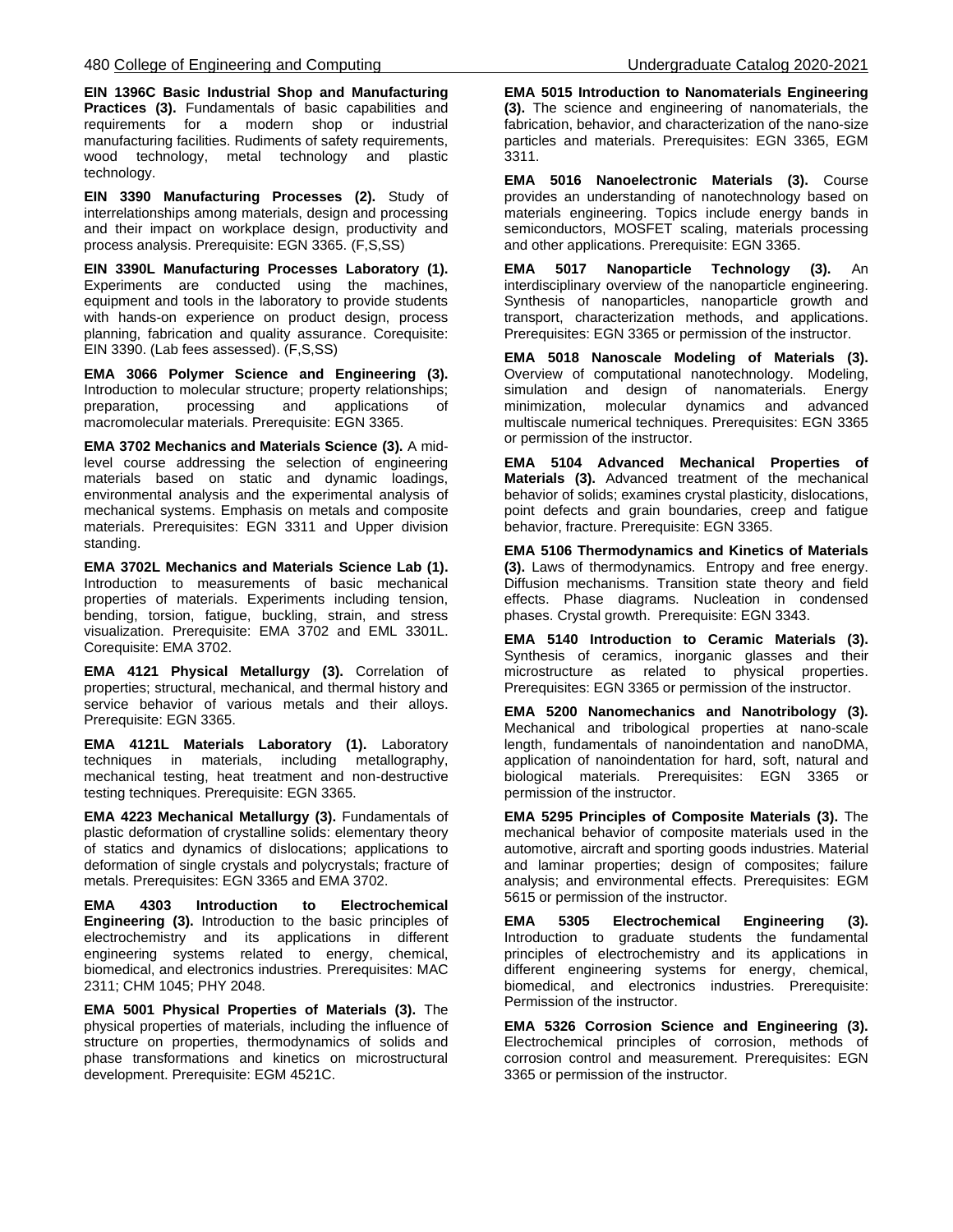**EIN 1396C Basic Industrial Shop and Manufacturing Practices (3).** Fundamentals of basic capabilities and requirements for a modern shop or industrial manufacturing facilities. Rudiments of safety requirements, wood technology, metal technology and plastic technology.

**EIN 3390 Manufacturing Processes (2).** Study of interrelationships among materials, design and processing and their impact on workplace design, productivity and process analysis. Prerequisite: EGN 3365. (F,S,SS)

**EIN 3390L Manufacturing Processes Laboratory (1).** Experiments are conducted using the machines, equipment and tools in the laboratory to provide students with hands-on experience on product design, process planning, fabrication and quality assurance. Corequisite: EIN 3390. (Lab fees assessed). (F,S,SS)

**EMA 3066 Polymer Science and Engineering (3).** Introduction to molecular structure; property relationships; preparation, processing and applications of macromolecular materials. Prerequisite: EGN 3365.

**EMA 3702 Mechanics and Materials Science (3).** A mid-level course addressing the selection of engineering materials based on static and dynamic loadings, environmental analysis and the experimental analysis of mechanical systems. Emphasis on metals and composite materials. Prerequisites: EGN 3311 and Upper division standing.

**EMA 3702L Mechanics and Materials Science Lab (1).** Introduction to measurements of basic mechanical properties of materials. Experiments including tension, bending, torsion, fatigue, buckling, strain, and stress visualization. Prerequisite: EMA 3702 and EML 3301L. Corequisite: EMA 3702.

**EMA 4121 Physical Metallurgy (3).** Correlation of properties; structural, mechanical, and thermal history and service behavior of various metals and their alloys. Prerequisite: EGN 3365.

**EMA 4121L Materials Laboratory (1).** Laboratory techniques in materials, including metallography, mechanical testing, heat treatment and non-destructive testing techniques. Prerequisite: EGN 3365.

**EMA 4223 Mechanical Metallurgy (3).** Fundamentals of plastic deformation of crystalline solids: elementary theory of statics and dynamics of dislocations; applications to deformation of single crystals and polycrystals; fracture of metals. Prerequisites: EGN 3365 and EMA 3702.

**EMA 4303 Introduction to Electrochemical Engineering (3).** Introduction to the basic principles of electrochemistry and its applications in different engineering systems related to energy, chemical, biomedical, and electronics industries. Prerequisites: MAC 2311; CHM 1045; PHY 2048.

**EMA 5001 Physical Properties of Materials (3).** The physical properties of materials, including the influence of structure on properties, thermodynamics of solids and phase transformations and kinetics on microstructural development. Prerequisite: EGM 4521C.

**EMA 5015 Introduction to Nanomaterials Engineering (3).** The science and engineering of nanomaterials, the fabrication, behavior, and characterization of the nano-size particles and materials. Prerequisites: EGN 3365, EGM 3311.

**EMA 5016 Nanoelectronic Materials (3).** Course provides an understanding of nanotechnology based on materials engineering. Topics include energy bands in semiconductors, MOSFET scaling, materials processing and other applications. Prerequisite: EGN 3365.

**EMA 5017 Nanoparticle Technology (3).** An interdisciplinary overview of the nanoparticle engineering. Synthesis of nanoparticles, nanoparticle growth and transport, characterization methods, and applications. Prerequisites: EGN 3365 or permission of the instructor.

**EMA 5018 Nanoscale Modeling of Materials (3).** Overview of computational nanotechnology. Modeling, simulation and design of nanomaterials. Energy minimization, molecular dynamics and advanced multiscale numerical techniques. Prerequisites: EGN 3365 or permission of the instructor.

**EMA 5104 Advanced Mechanical Properties of Materials (3).** Advanced treatment of the mechanical behavior of solids; examines crystal plasticity, dislocations, point defects and grain boundaries, creep and fatigue behavior, fracture. Prerequisite: EGN 3365.

**EMA 5106 Thermodynamics and Kinetics of Materials (3).** Laws of thermodynamics. Entropy and free energy. Diffusion mechanisms. Transition state theory and field effects. Phase diagrams. Nucleation in condensed phases. Crystal growth. Prerequisite: EGN 3343.

**EMA 5140 Introduction to Ceramic Materials (3).** Synthesis of ceramics, inorganic glasses and their microstructure as related to physical properties. Prerequisites: EGN 3365 or permission of the instructor.

**EMA 5200 Nanomechanics and Nanotribology (3).** Mechanical and tribological properties at nano-scale length, fundamentals of nanoindentation and nanoDMA, application of nanoindentation for hard, soft, natural and biological materials. Prerequisites: EGN 3365 or permission of the instructor.

**EMA 5295 Principles of Composite Materials (3).** The mechanical behavior of composite materials used in the automotive, aircraft and sporting goods industries. Material and laminar properties; design of composites; failure analysis; and environmental effects. Prerequisites: EGM 5615 or permission of the instructor.

**EMA 5305 Electrochemical Engineering (3).** Introduction to graduate students the fundamental principles of electrochemistry and its applications in different engineering systems for energy, chemical, biomedical, and electronics industries. Prerequisite: Permission of the instructor.

**EMA 5326 Corrosion Science and Engineering (3).** Electrochemical principles of corrosion, methods of corrosion control and measurement. Prerequisites: EGN 3365 or permission of the instructor.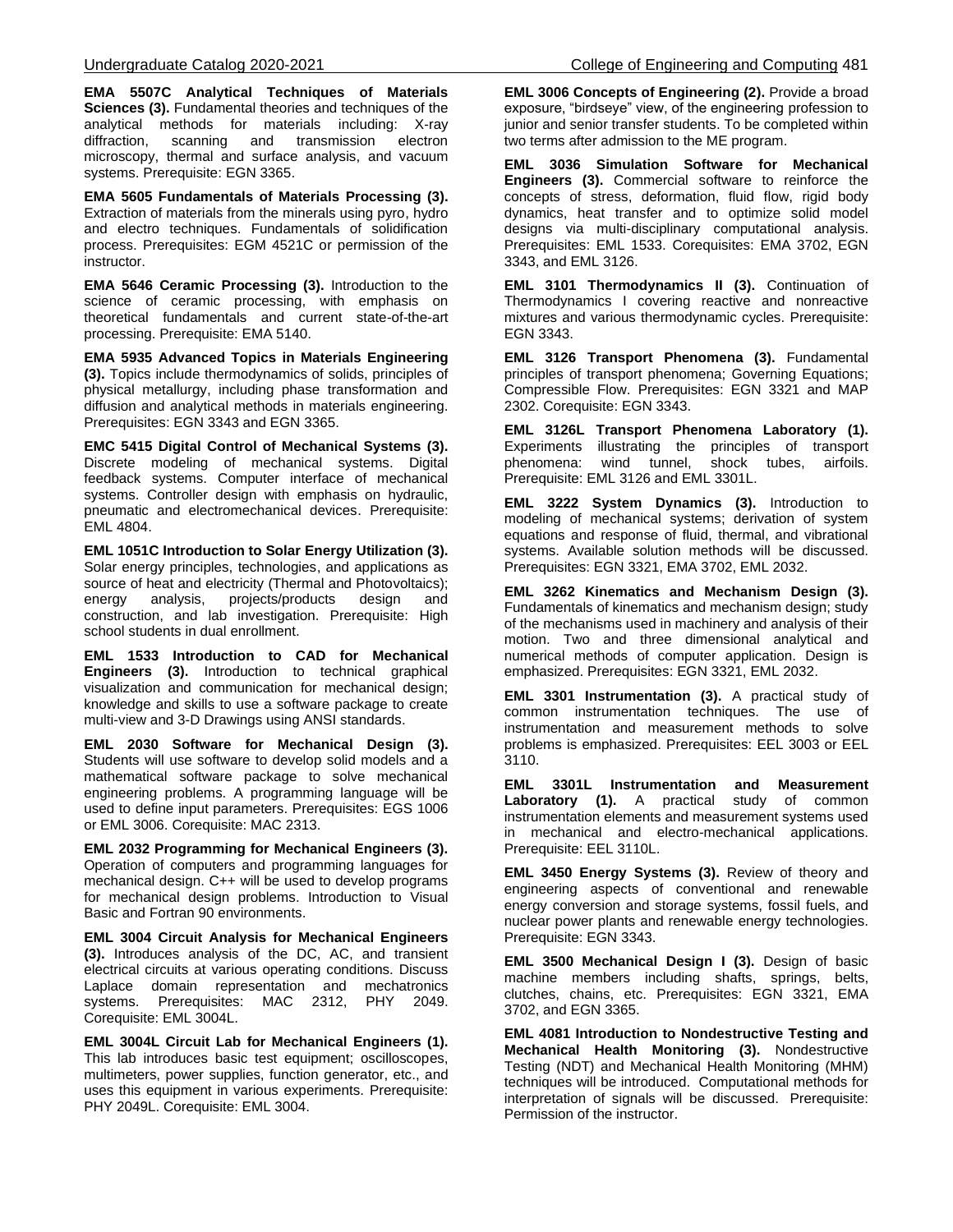**EMA 5507C Analytical Techniques of Materials Sciences (3).** Fundamental theories and techniques of the analytical methods for materials including: X-ray diffraction, scanning and transmission electron microscopy, thermal and surface analysis, and vacuum systems. Prerequisite: EGN 3365.

**EMA 5605 Fundamentals of Materials Processing (3).** Extraction of materials from the minerals using pyro, hydro and electro techniques. Fundamentals of solidification process. Prerequisites: EGM 4521C or permission of the instructor.

**EMA 5646 Ceramic Processing (3).** Introduction to the science of ceramic processing, with emphasis on theoretical fundamentals and current state-of-the-art processing. Prerequisite: EMA 5140.

**EMA 5935 Advanced Topics in Materials Engineering (3).** Topics include thermodynamics of solids, principles of physical metallurgy, including phase transformation and diffusion and analytical methods in materials engineering. Prerequisites: EGN 3343 and EGN 3365.

**EMC 5415 Digital Control of Mechanical Systems (3).** Discrete modeling of mechanical systems. Digital feedback systems. Computer interface of mechanical systems. Controller design with emphasis on hydraulic, pneumatic and electromechanical devices. Prerequisite: EML 4804.

**EML 1051C Introduction to Solar Energy Utilization (3).** Solar energy principles, technologies, and applications as source of heat and electricity (Thermal and Photovoltaics); energy analysis, projects/products design and construction, and lab investigation. Prerequisite: High school students in dual enrollment.

**EML 1533 Introduction to CAD for Mechanical Engineers (3).** Introduction to technical graphical visualization and communication for mechanical design; knowledge and skills to use a software package to create multi-view and 3-D Drawings using ANSI standards.

**EML 2030 Software for Mechanical Design (3).** Students will use software to develop solid models and a mathematical software package to solve mechanical engineering problems. A programming language will be used to define input parameters. Prerequisites: EGS 1006 or EML 3006. Corequisite: MAC 2313.

**EML 2032 Programming for Mechanical Engineers (3).** Operation of computers and programming languages for mechanical design. C++ will be used to develop programs for mechanical design problems. Introduction to Visual Basic and Fortran 90 environments.

**EML 3004 Circuit Analysis for Mechanical Engineers (3).** Introduces analysis of the DC, AC, and transient electrical circuits at various operating conditions. Discuss Laplace domain representation and mechatronics systems. Prerequisites: MAC 2312, PHY 2049. Corequisite: EML 3004L.

**EML 3004L Circuit Lab for Mechanical Engineers (1).** This lab introduces basic test equipment; oscilloscopes, multimeters, power supplies, function generator, etc., and uses this equipment in various experiments. Prerequisite: PHY 2049L. Corequisite: EML 3004.

**EML 3006 Concepts of Engineering (2).** Provide a broad exposure, "birdseye" view, of the engineering profession to junior and senior transfer students. To be completed within two terms after admission to the ME program.

**EML 3036 Simulation Software for Mechanical Engineers (3).** Commercial software to reinforce the concepts of stress, deformation, fluid flow, rigid body dynamics, heat transfer and to optimize solid model designs via multi-disciplinary computational analysis. Prerequisites: EML 1533. Corequisites: EMA 3702, EGN 3343, and EML 3126.

**EML 3101 Thermodynamics II (3).** Continuation of Thermodynamics I covering reactive and nonreactive mixtures and various thermodynamic cycles. Prerequisite: EGN 3343.

**EML 3126 Transport Phenomena (3).** Fundamental principles of transport phenomena; Governing Equations; Compressible Flow. Prerequisites: EGN 3321 and MAP 2302. Corequisite: EGN 3343.

**EML 3126L Transport Phenomena Laboratory (1).** Experiments illustrating the principles of transport phenomena: wind tunnel, shock tubes, airfoils. Prerequisite: EML 3126 and EML 3301L.

**EML 3222 System Dynamics (3).** Introduction to modeling of mechanical systems; derivation of system equations and response of fluid, thermal, and vibrational systems. Available solution methods will be discussed. Prerequisites: EGN 3321, EMA 3702, EML 2032.

**EML 3262 Kinematics and Mechanism Design (3).** Fundamentals of kinematics and mechanism design; study of the mechanisms used in machinery and analysis of their motion. Two and three dimensional analytical and numerical methods of computer application. Design is emphasized. Prerequisites: EGN 3321, EML 2032.

**EML 3301 Instrumentation (3).** A practical study of common instrumentation techniques. The use of instrumentation and measurement methods to solve problems is emphasized. Prerequisites: EEL 3003 or EEL 3110.

**EML 3301L Instrumentation and Measurement Laboratory (1).** A practical study of common instrumentation elements and measurement systems used in mechanical and electro-mechanical applications. Prerequisite: EEL 3110L.

**EML 3450 Energy Systems (3).** Review of theory and engineering aspects of conventional and renewable energy conversion and storage systems, fossil fuels, and nuclear power plants and renewable energy technologies. Prerequisite: EGN 3343.

**EML 3500 Mechanical Design I (3).** Design of basic machine members including shafts, springs, belts, clutches, chains, etc. Prerequisites: EGN 3321, EMA 3702, and EGN 3365.

**EML 4081 Introduction to Nondestructive Testing and Mechanical Health Monitoring (3).** Nondestructive Testing (NDT) and Mechanical Health Monitoring (MHM) techniques will be introduced. Computational methods for interpretation of signals will be discussed. Prerequisite: Permission of the instructor.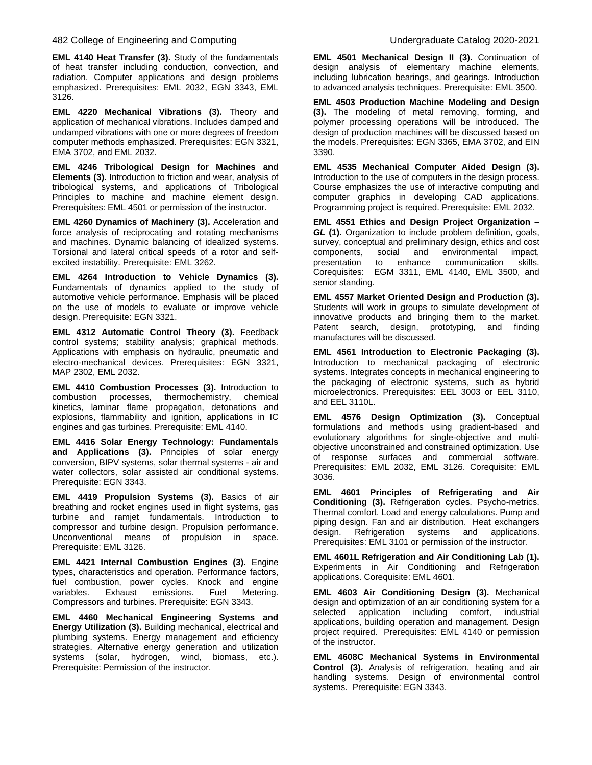**EML 4140 Heat Transfer (3).** Study of the fundamentals of heat transfer including conduction, convection, and radiation. Computer applications and design problems emphasized. Prerequisites: EML 2032, EGN 3343, EML 3126.

**EML 4220 Mechanical Vibrations (3).** Theory and application of mechanical vibrations. Includes damped and undamped vibrations with one or more degrees of freedom computer methods emphasized. Prerequisites: EGN 3321, EMA 3702, and EML 2032.

**EML 4246 Tribological Design for Machines and Elements (3).** Introduction to friction and wear, analysis of tribological systems, and applications of Tribological Principles to machine and machine element design. Prerequisites: EML 4501 or permission of the instructor.

**EML 4260 Dynamics of Machinery (3).** Acceleration and force analysis of reciprocating and rotating mechanisms and machines. Dynamic balancing of idealized systems. Torsional and lateral critical speeds of a rotor and self-excited instability. Prerequisite: EML 3262.

**EML 4264 Introduction to Vehicle Dynamics (3).** Fundamentals of dynamics applied to the study of automotive vehicle performance. Emphasis will be placed on the use of models to evaluate or improve vehicle design. Prerequisite: EGN 3321.

**EML 4312 Automatic Control Theory (3).** Feedback control systems; stability analysis; graphical methods. Applications with emphasis on hydraulic, pneumatic and electro-mechanical devices. Prerequisites: EGN 3321, MAP 2302, EML 2032.

**EML 4410 Combustion Processes (3).** Introduction to combustion processes, thermochemistry, chemical kinetics, laminar flame propagation, detonations and explosions, flammability and ignition, applications in IC engines and gas turbines. Prerequisite: EML 4140.

**EML 4416 Solar Energy Technology: Fundamentals and Applications (3).** Principles of solar energy conversion, BIPV systems, solar thermal systems - air and water collectors, solar assisted air conditional systems. Prerequisite: EGN 3343.

**EML 4419 Propulsion Systems (3).** Basics of air breathing and rocket engines used in flight systems, gas turbine and ramjet fundamentals. Introduction to compressor and turbine design. Propulsion performance. Unconventional means of propulsion in space. Prerequisite: EML 3126.

**EML 4421 Internal Combustion Engines (3).** Engine types, characteristics and operation. Performance factors, fuel combustion, power cycles. Knock and engine variables. Exhaust emissions. Fuel Metering. Compressors and turbines. Prerequisite: EGN 3343.

**EML 4460 Mechanical Engineering Systems and Energy Utilization (3).** Building mechanical, electrical and plumbing systems. Energy management and efficiency strategies. Alternative energy generation and utilization systems (solar, hydrogen, wind, biomass, etc.). Prerequisite: Permission of the instructor.

**EML 4501 Mechanical Design II (3).** Continuation of design analysis of elementary machine elements, including lubrication bearings, and gearings. Introduction to advanced analysis techniques. Prerequisite: EML 3500.

**EML 4503 Production Machine Modeling and Design (3).** The modeling of metal removing, forming, and polymer processing operations will be introduced. The design of production machines will be discussed based on the models. Prerequisites: EGN 3365, EMA 3702, and EIN 3390.

**EML 4535 Mechanical Computer Aided Design (3).** Introduction to the use of computers in the design process. Course emphasizes the use of interactive computing and computer graphics in developing CAD applications. Programming project is required. Prerequisite: EML 2032.

**EML 4551 Ethics and Design Project Organization – *GL* (1).** Organization to include problem definition, goals, survey, conceptual and preliminary design, ethics and cost components, social and environmental impact, presentation to enhance communication skills. Corequisites: EGM 3311, EML 4140, EML 3500, and senior standing.

**EML 4557 Market Oriented Design and Production (3).** Students will work in groups to simulate development of innovative products and bringing them to the market. Patent search, design, prototyping, and finding manufactures will be discussed.

**EML 4561 Introduction to Electronic Packaging (3).** Introduction to mechanical packaging of electronic systems. Integrates concepts in mechanical engineering to the packaging of electronic systems, such as hybrid microelectronics. Prerequisites: EEL 3003 or EEL 3110, and EEL 3110L.

**EML 4576 Design Optimization (3).** Conceptual formulations and methods using gradient-based and evolutionary algorithms for single-objective and multi-objective unconstrained and constrained optimization. Use of response surfaces and commercial software. Prerequisites: EML 2032, EML 3126. Corequisite: EML 3036.

**EML 4601 Principles of Refrigerating and Air Conditioning (3).** Refrigeration cycles. Psycho-metrics. Thermal comfort. Load and energy calculations. Pump and piping design. Fan and air distribution. Heat exchangers design. Refrigeration systems and applications. Prerequisites: EML 3101 or permission of the instructor.

**EML 4601L Refrigeration and Air Conditioning Lab (1).** Experiments in Air Conditioning and Refrigeration applications. Corequisite: EML 4601.

**EML 4603 Air Conditioning Design (3).** Mechanical design and optimization of an air conditioning system for a selected application including comfort, industrial applications, building operation and management. Design project required. Prerequisites: EML 4140 or permission of the instructor.

**EML 4608C Mechanical Systems in Environmental Control (3).** Analysis of refrigeration, heating and air handling systems. Design of environmental control systems. Prerequisite: EGN 3343.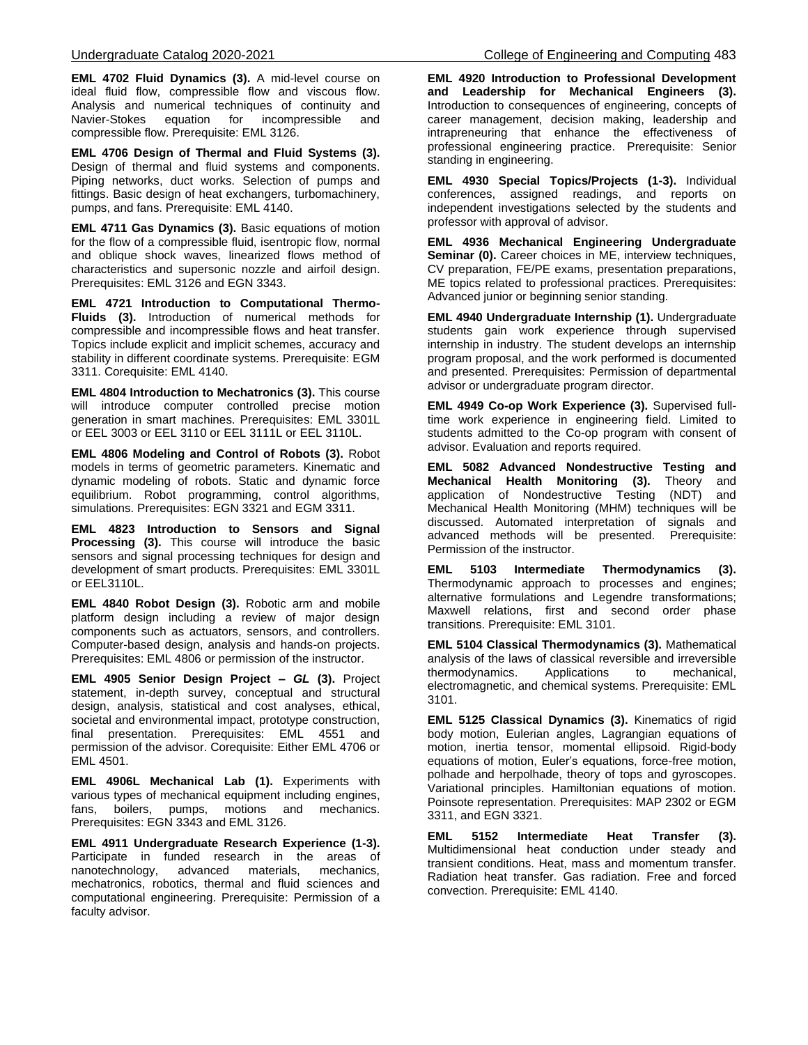**EML 4702 Fluid Dynamics (3).** A mid-level course on ideal fluid flow, compressible flow and viscous flow. Analysis and numerical techniques of continuity and Navier-Stokes equation for incompressible and compressible flow. Prerequisite: EML 3126.

**EML 4706 Design of Thermal and Fluid Systems (3).** Design of thermal and fluid systems and components. Piping networks, duct works. Selection of pumps and fittings. Basic design of heat exchangers, turbomachinery, pumps, and fans. Prerequisite: EML 4140.

**EML 4711 Gas Dynamics (3).** Basic equations of motion for the flow of a compressible fluid, isentropic flow, normal and oblique shock waves, linearized flows method of characteristics and supersonic nozzle and airfoil design. Prerequisites: EML 3126 and EGN 3343.

**EML 4721 Introduction to Computational Thermo-Fluids (3).** Introduction of numerical methods for compressible and incompressible flows and heat transfer. Topics include explicit and implicit schemes, accuracy and stability in different coordinate systems. Prerequisite: EGM 3311. Corequisite: EML 4140.

**EML 4804 Introduction to Mechatronics (3).** This course will introduce computer controlled precise motion generation in smart machines. Prerequisites: EML 3301L or EEL 3003 or EEL 3110 or EEL 3111L or EEL 3110L.

**EML 4806 Modeling and Control of Robots (3).** Robot models in terms of geometric parameters. Kinematic and dynamic modeling of robots. Static and dynamic force equilibrium. Robot programming, control algorithms, simulations. Prerequisites: EGN 3321 and EGM 3311.

**EML 4823 Introduction to Sensors and Signal Processing (3).** This course will introduce the basic sensors and signal processing techniques for design and development of smart products. Prerequisites: EML 3301L or EEL3110L.

**EML 4840 Robot Design (3).** Robotic arm and mobile platform design including a review of major design components such as actuators, sensors, and controllers. Computer-based design, analysis and hands-on projects. Prerequisites: EML 4806 or permission of the instructor.

**EML 4905 Senior Design Project – *GL* (3).** Project statement, in-depth survey, conceptual and structural design, analysis, statistical and cost analyses, ethical, societal and environmental impact, prototype construction, final presentation. Prerequisites: EML 4551 and permission of the advisor. Corequisite: Either EML 4706 or EML 4501.

**EML 4906L Mechanical Lab (1).** Experiments with various types of mechanical equipment including engines, fans, boilers, pumps, motions and mechanics. Prerequisites: EGN 3343 and EML 3126.

**EML 4911 Undergraduate Research Experience (1-3).** Participate in funded research in the areas of nanotechnology, advanced materials, mechanics, mechatronics, robotics, thermal and fluid sciences and computational engineering. Prerequisite: Permission of a faculty advisor.

**EML 4920 Introduction to Professional Development and Leadership for Mechanical Engineers (3).** Introduction to consequences of engineering, concepts of career management, decision making, leadership and intrapreneuring that enhance the effectiveness of professional engineering practice. Prerequisite: Senior standing in engineering.

**EML 4930 Special Topics/Projects (1-3).** Individual conferences, assigned readings, and reports on independent investigations selected by the students and professor with approval of advisor.

**EML 4936 Mechanical Engineering Undergraduate Seminar (0).** Career choices in ME, interview techniques, CV preparation, FE/PE exams, presentation preparations, ME topics related to professional practices. Prerequisites: Advanced junior or beginning senior standing.

**EML 4940 Undergraduate Internship (1).** Undergraduate students gain work experience through supervised internship in industry. The student develops an internship program proposal, and the work performed is documented and presented. Prerequisites: Permission of departmental advisor or undergraduate program director.

**EML 4949 Co-op Work Experience (3).** Supervised full-time work experience in engineering field. Limited to students admitted to the Co-op program with consent of advisor. Evaluation and reports required.

**EML 5082 Advanced Nondestructive Testing and Mechanical Health Monitoring (3).** Theory and application of Nondestructive Testing (NDT) and Mechanical Health Monitoring (MHM) techniques will be discussed. Automated interpretation of signals and advanced methods will be presented. Prerequisite: Permission of the instructor.

**EML 5103 Intermediate Thermodynamics (3).** Thermodynamic approach to processes and engines; alternative formulations and Legendre transformations; Maxwell relations, first and second order phase transitions. Prerequisite: EML 3101.

**EML 5104 Classical Thermodynamics (3).** Mathematical analysis of the laws of classical reversible and irreversible thermodynamics. Applications to mechanical, electromagnetic, and chemical systems. Prerequisite: EML 3101.

**EML 5125 Classical Dynamics (3).** Kinematics of rigid body motion, Eulerian angles, Lagrangian equations of motion, inertia tensor, momental ellipsoid. Rigid-body equations of motion, Euler's equations, force-free motion, polhade and herpolhade, theory of tops and gyroscopes. Variational principles. Hamiltonian equations of motion. Poinsote representation. Prerequisites: MAP 2302 or EGM 3311, and EGN 3321.

**EML 5152 Intermediate Heat Transfer (3).** Multidimensional heat conduction under steady and transient conditions. Heat, mass and momentum transfer. Radiation heat transfer. Gas radiation. Free and forced convection. Prerequisite: EML 4140.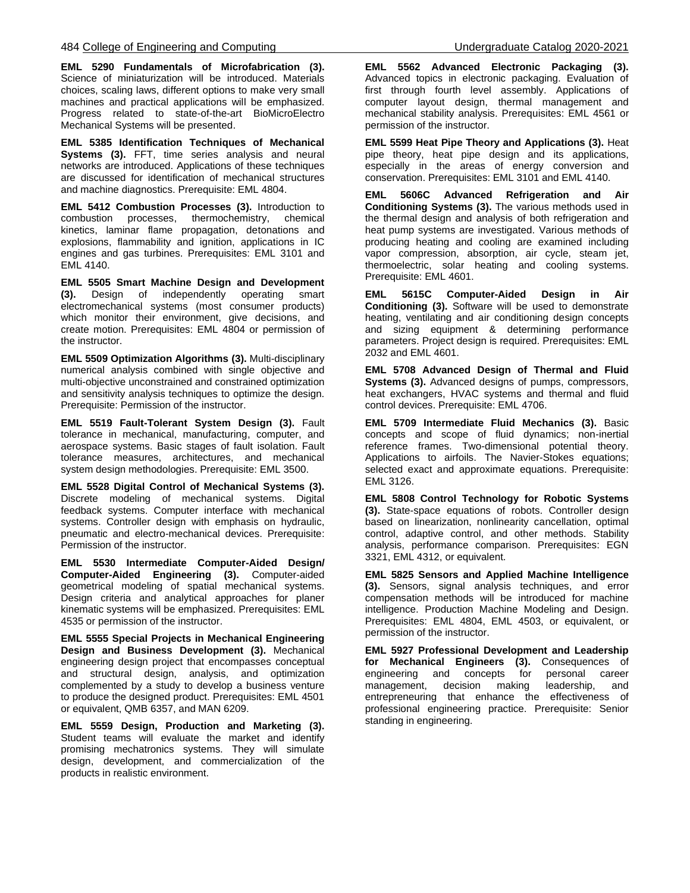**EML 5290 Fundamentals of Microfabrication (3).** Science of miniaturization will be introduced. Materials choices, scaling laws, different options to make very small machines and practical applications will be emphasized. Progress related to state-of-the-art BioMicroElectro Mechanical Systems will be presented.

**EML 5385 Identification Techniques of Mechanical Systems (3).** FFT, time series analysis and neural networks are introduced. Applications of these techniques are discussed for identification of mechanical structures and machine diagnostics. Prerequisite: EML 4804.

**EML 5412 Combustion Processes (3).** Introduction to combustion processes, thermochemistry, chemical kinetics, laminar flame propagation, detonations and explosions, flammability and ignition, applications in IC engines and gas turbines. Prerequisites: EML 3101 and EML 4140.

**EML 5505 Smart Machine Design and Development (3).** Design of independently operating smart electromechanical systems (most consumer products) which monitor their environment, give decisions, and create motion. Prerequisites: EML 4804 or permission of the instructor.

**EML 5509 Optimization Algorithms (3).** Multi-disciplinary numerical analysis combined with single objective and multi-objective unconstrained and constrained optimization and sensitivity analysis techniques to optimize the design. Prerequisite: Permission of the instructor.

**EML 5519 Fault-Tolerant System Design (3).** Fault tolerance in mechanical, manufacturing, computer, and aerospace systems. Basic stages of fault isolation. Fault tolerance measures, architectures, and mechanical system design methodologies. Prerequisite: EML 3500.

**EML 5528 Digital Control of Mechanical Systems (3).** Discrete modeling of mechanical systems. Digital feedback systems. Computer interface with mechanical systems. Controller design with emphasis on hydraulic, pneumatic and electro-mechanical devices. Prerequisite: Permission of the instructor.

**EML 5530 Intermediate Computer-Aided Design/ Computer-Aided Engineering (3).** Computer-aided geometrical modeling of spatial mechanical systems. Design criteria and analytical approaches for planer kinematic systems will be emphasized. Prerequisites: EML 4535 or permission of the instructor.

**EML 5555 Special Projects in Mechanical Engineering Design and Business Development (3).** Mechanical engineering design project that encompasses conceptual and structural design, analysis, and optimization complemented by a study to develop a business venture to produce the designed product. Prerequisites: EML 4501 or equivalent, QMB 6357, and MAN 6209.

**EML 5559 Design, Production and Marketing (3).** Student teams will evaluate the market and identify promising mechatronics systems. They will simulate design, development, and commercialization of the products in realistic environment.

**EML 5562 Advanced Electronic Packaging (3).** Advanced topics in electronic packaging. Evaluation of first through fourth level assembly. Applications of computer layout design, thermal management and mechanical stability analysis. Prerequisites: EML 4561 or permission of the instructor.

**EML 5599 Heat Pipe Theory and Applications (3).** Heat pipe theory, heat pipe design and its applications, especially in the areas of energy conversion and conservation. Prerequisites: EML 3101 and EML 4140.

**EML 5606C Advanced Refrigeration and Air Conditioning Systems (3).** The various methods used in the thermal design and analysis of both refrigeration and heat pump systems are investigated. Various methods of producing heating and cooling are examined including vapor compression, absorption, air cycle, steam jet, thermoelectric, solar heating and cooling systems. Prerequisite: EML 4601.

**EML 5615C Computer-Aided Design in Air Conditioning (3).** Software will be used to demonstrate heating, ventilating and air conditioning design concepts and sizing equipment & determining performance parameters. Project design is required. Prerequisites: EML 2032 and EML 4601.

**EML 5708 Advanced Design of Thermal and Fluid Systems (3).** Advanced designs of pumps, compressors, heat exchangers, HVAC systems and thermal and fluid control devices. Prerequisite: EML 4706.

**EML 5709 Intermediate Fluid Mechanics (3).** Basic concepts and scope of fluid dynamics; non-inertial reference frames. Two-dimensional potential theory. Applications to airfoils. The Navier-Stokes equations; selected exact and approximate equations. Prerequisite: EML 3126.

**EML 5808 Control Technology for Robotic Systems (3).** State-space equations of robots. Controller design based on linearization, nonlinearity cancellation, optimal control, adaptive control, and other methods. Stability analysis, performance comparison. Prerequisites: EGN 3321, EML 4312, or equivalent.

**EML 5825 Sensors and Applied Machine Intelligence (3).** Sensors, signal analysis techniques, and error compensation methods will be introduced for machine intelligence. Production Machine Modeling and Design. Prerequisites: EML 4804, EML 4503, or equivalent, or permission of the instructor.

**EML 5927 Professional Development and Leadership for Mechanical Engineers (3).** Consequences of engineering and concepts for personal career management, decision making leadership, and entrepreneuring that enhance the effectiveness of professional engineering practice. Prerequisite: Senior standing in engineering.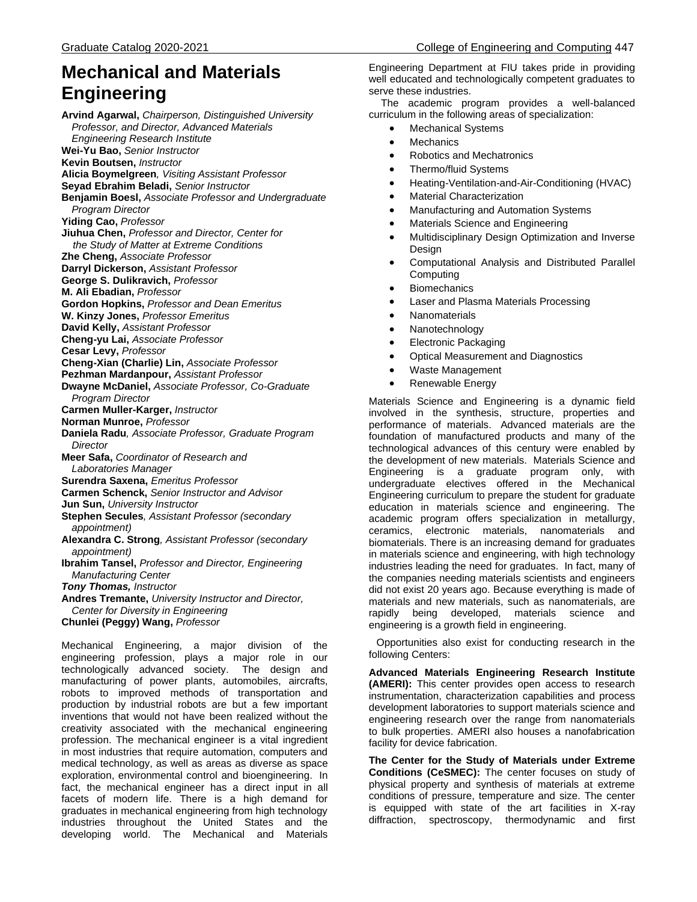# Mechanical and Materials Engineering

**Arvind Agarwal,** *Chairperson, Distinguished University Professor, and Director, Advanced Materials Engineering Research Institute*
**Wei-Yu Bao,** *Senior Instructor*
**Kevin Boutsen,** *Instructor*
**Alicia Boymelgreen***, Visiting Assistant Professor*
**Seyad Ebrahim Beladi,** *Senior Instructor*
**Benjamin Boesl,** *Associate Professor and Undergraduate Program Director*
**Yiding Cao,** *Professor*
**Jiuhua Chen,** *Professor and Director, Center for the Study of Matter at Extreme Conditions*
**Zhe Cheng,** *Associate Professor*
**Darryl Dickerson,** *Assistant Professor*
**George S. Dulikravich,** *Professor*
**M. Ali Ebadian,** *Professor*
**Gordon Hopkins,** *Professor and Dean Emeritus*
**W. Kinzy Jones,** *Professor Emeritus*
**David Kelly,** *Assistant Professor*
**Cheng-yu Lai,** *Associate Professor*
**Cesar Levy,** *Professor*
**Cheng-Xian (Charlie) Lin,** *Associate Professor*
**Pezhman Mardanpour,** *Assistant Professor*
**Dwayne McDaniel,** *Associate Professor, Co-Graduate Program Director*
**Carmen Muller-Karger,** *Instructor*
**Norman Munroe,** *Professor*
**Daniela Radu***, Associate Professor, Graduate Program Director*
**Meer Safa,** *Coordinator of Research and Laboratories Manager*
**Surendra Saxena,** *Emeritus Professor*
**Carmen Schenck,** *Senior Instructor and Advisor*
**Jun Sun,** *University Instructor*
**Stephen Secules***, Assistant Professor (secondary appointment)*
**Alexandra C. Strong***, Assistant Professor (secondary appointment)*
**Ibrahim Tansel,** *Professor and Director, Engineering Manufacturing Center*
***Tony Thomas,*** *Instructor*
**Andres Tremante,** *University Instructor and Director, Center for Diversity in Engineering*
**Chunlei (Peggy) Wang,** *Professor*

Mechanical Engineering, a major division of the engineering profession, plays a major role in our technologically advanced society. The design and manufacturing of power plants, automobiles, aircrafts, robots to improved methods of transportation and production by industrial robots are but a few important inventions that would not have been realized without the creativity associated with the mechanical engineering profession. The mechanical engineer is a vital ingredient in most industries that require automation, computers and medical technology, as well as areas as diverse as space exploration, environmental control and bioengineering. In fact, the mechanical engineer has a direct input in all facets of modern life. There is a high demand for graduates in mechanical engineering from high technology industries throughout the United States and the developing world. The Mechanical and Materials Engineering Department at FIU takes pride in providing well educated and technologically competent graduates to serve these industries.

The academic program provides a well-balanced curriculum in the following areas of specialization:

- Mechanical Systems
- Mechanics
- Robotics and Mechatronics
- Thermo/fluid Systems
- Heating-Ventilation-and-Air-Conditioning (HVAC)
- Material Characterization
- Manufacturing and Automation Systems
- Materials Science and Engineering
- Multidisciplinary Design Optimization and Inverse Design
- Computational Analysis and Distributed Parallel Computing
- Biomechanics
- Laser and Plasma Materials Processing
- Nanomaterials
- Nanotechnology
- Electronic Packaging
- Optical Measurement and Diagnostics
- Waste Management
- Renewable Energy

Materials Science and Engineering is a dynamic field involved in the synthesis, structure, properties and performance of materials. Advanced materials are the foundation of manufactured products and many of the technological advances of this century were enabled by the development of new materials. Materials Science and Engineering is a graduate program only, with undergraduate electives offered in the Mechanical Engineering curriculum to prepare the student for graduate education in materials science and engineering. The academic program offers specialization in metallurgy, ceramics, electronic materials, nanomaterials and biomaterials. There is an increasing demand for graduates in materials science and engineering, with high technology industries leading the need for graduates. In fact, many of the companies needing materials scientists and engineers did not exist 20 years ago. Because everything is made of materials and new materials, such as nanomaterials, are rapidly being developed, materials science and engineering is a growth field in engineering.

Opportunities also exist for conducting research in the following Centers:

**Advanced Materials Engineering Research Institute (AMERI):** This center provides open access to research instrumentation, characterization capabilities and process development laboratories to support materials science and engineering research over the range from nanomaterials to bulk properties. AMERI also houses a nanofabrication facility for device fabrication.

**The Center for the Study of Materials under Extreme Conditions (CeSMEC):** The center focuses on study of physical property and synthesis of materials at extreme conditions of pressure, temperature and size. The center is equipped with state of the art facilities in X-ray diffraction, spectroscopy, thermodynamic and first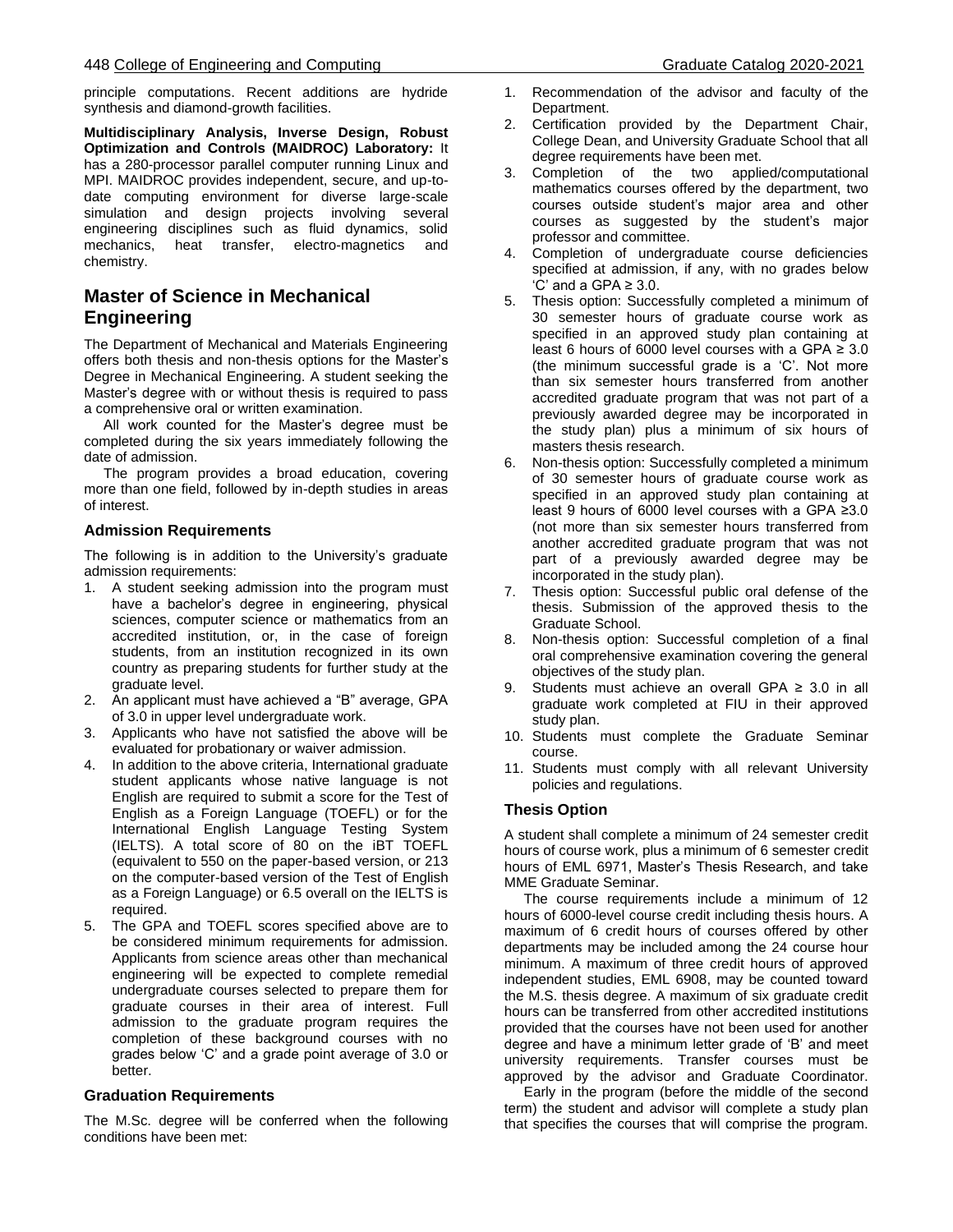principle computations. Recent additions are hydride synthesis and diamond-growth facilities.

**Multidisciplinary Analysis, Inverse Design, Robust Optimization and Controls (MAIDROC) Laboratory:** It has a 280-processor parallel computer running Linux and MPI. MAIDROC provides independent, secure, and up-to-date computing environment for diverse large-scale simulation and design projects involving several engineering disciplines such as fluid dynamics, solid mechanics, heat transfer, electro-magnetics and chemistry.

## Master of Science in Mechanical Engineering

The Department of Mechanical and Materials Engineering offers both thesis and non-thesis options for the Master's Degree in Mechanical Engineering. A student seeking the Master's degree with or without thesis is required to pass a comprehensive oral or written examination.

All work counted for the Master's degree must be completed during the six years immediately following the date of admission.

The program provides a broad education, covering more than one field, followed by in-depth studies in areas of interest.

### Admission Requirements

The following is in addition to the University's graduate admission requirements:

1. A student seeking admission into the program must have a bachelor's degree in engineering, physical sciences, computer science or mathematics from an accredited institution, or, in the case of foreign students, from an institution recognized in its own country as preparing students for further study at the graduate level.
2. An applicant must have achieved a "B" average, GPA of 3.0 in upper level undergraduate work.
3. Applicants who have not satisfied the above will be evaluated for probationary or waiver admission.
4. In addition to the above criteria, International graduate student applicants whose native language is not English are required to submit a score for the Test of English as a Foreign Language (TOEFL) or for the International English Language Testing System (IELTS). A total score of 80 on the iBT TOEFL (equivalent to 550 on the paper-based version, or 213 on the computer-based version of the Test of English as a Foreign Language) or 6.5 overall on the IELTS is required.
5. The GPA and TOEFL scores specified above are to be considered minimum requirements for admission. Applicants from science areas other than mechanical engineering will be expected to complete remedial undergraduate courses selected to prepare them for graduate courses in their area of interest. Full admission to the graduate program requires the completion of these background courses with no grades below 'C' and a grade point average of 3.0 or better.

### Graduation Requirements

The M.Sc. degree will be conferred when the following conditions have been met:

1. Recommendation of the advisor and faculty of the Department.
2. Certification provided by the Department Chair, College Dean, and University Graduate School that all degree requirements have been met.
3. Completion of the two applied/computational mathematics courses offered by the department, two courses outside student's major area and other courses as suggested by the student's major professor and committee.
4. Completion of undergraduate course deficiencies specified at admission, if any, with no grades below 'C' and a GPA ≥ 3.0.
5. Thesis option: Successfully completed a minimum of 30 semester hours of graduate course work as specified in an approved study plan containing at least 6 hours of 6000 level courses with a GPA ≥ 3.0 (the minimum successful grade is a 'C'. Not more than six semester hours transferred from another accredited graduate program that was not part of a previously awarded degree may be incorporated in the study plan) plus a minimum of six hours of masters thesis research.
6. Non-thesis option: Successfully completed a minimum of 30 semester hours of graduate course work as specified in an approved study plan containing at least 9 hours of 6000 level courses with a GPA ≥3.0 (not more than six semester hours transferred from another accredited graduate program that was not part of a previously awarded degree may be incorporated in the study plan).
7. Thesis option: Successful public oral defense of the thesis. Submission of the approved thesis to the Graduate School.
8. Non-thesis option: Successful completion of a final oral comprehensive examination covering the general objectives of the study plan.
9. Students must achieve an overall GPA ≥ 3.0 in all graduate work completed at FIU in their approved study plan.
10. Students must complete the Graduate Seminar course.
11. Students must comply with all relevant University policies and regulations.

### Thesis Option

A student shall complete a minimum of 24 semester credit hours of course work, plus a minimum of 6 semester credit hours of EML 6971, Master's Thesis Research, and take MME Graduate Seminar.

The course requirements include a minimum of 12 hours of 6000-level course credit including thesis hours. A maximum of 6 credit hours of courses offered by other departments may be included among the 24 course hour minimum. A maximum of three credit hours of approved independent studies, EML 6908, may be counted toward the M.S. thesis degree. A maximum of six graduate credit hours can be transferred from other accredited institutions provided that the courses have not been used for another degree and have a minimum letter grade of 'B' and meet university requirements. Transfer courses must be approved by the advisor and Graduate Coordinator.

Early in the program (before the middle of the second term) the student and advisor will complete a study plan that specifies the courses that will comprise the program.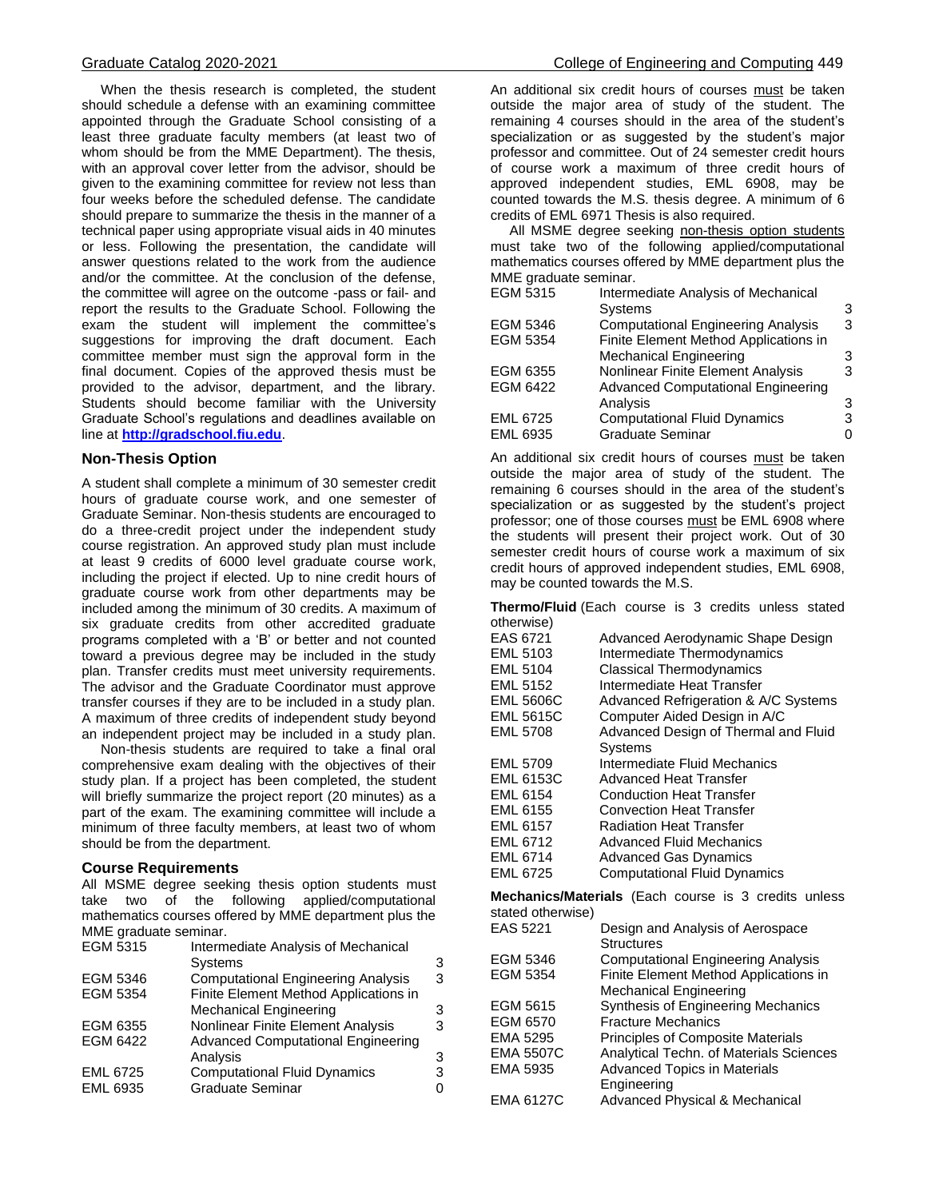When the thesis research is completed, the student should schedule a defense with an examining committee appointed through the Graduate School consisting of a least three graduate faculty members (at least two of whom should be from the MME Department). The thesis, with an approval cover letter from the advisor, should be given to the examining committee for review not less than four weeks before the scheduled defense. The candidate should prepare to summarize the thesis in the manner of a technical paper using appropriate visual aids in 40 minutes or less. Following the presentation, the candidate will answer questions related to the work from the audience and/or the committee. At the conclusion of the defense, the committee will agree on the outcome -pass or fail- and report the results to the Graduate School. Following the exam the student will implement the committee's suggestions for improving the draft document. Each committee member must sign the approval form in the final document. Copies of the approved thesis must be provided to the advisor, department, and the library. Students should become familiar with the University Graduate School's regulations and deadlines available on line at **http://gradschool.fiu.edu**.

## Non-Thesis Option

A student shall complete a minimum of 30 semester credit hours of graduate course work, and one semester of Graduate Seminar. Non-thesis students are encouraged to do a three-credit project under the independent study course registration. An approved study plan must include at least 9 credits of 6000 level graduate course work, including the project if elected. Up to nine credit hours of graduate course work from other departments may be included among the minimum of 30 credits. A maximum of six graduate credits from other accredited graduate programs completed with a 'B' or better and not counted toward a previous degree may be included in the study plan. Transfer credits must meet university requirements. The advisor and the Graduate Coordinator must approve transfer courses if they are to be included in a study plan. A maximum of three credits of independent study beyond an independent project may be included in a study plan.

Non-thesis students are required to take a final oral comprehensive exam dealing with the objectives of their study plan. If a project has been completed, the student will briefly summarize the project report (20 minutes) as a part of the exam. The examining committee will include a minimum of three faculty members, at least two of whom should be from the department.

## Course Requirements

All MSME degree seeking thesis option students must take two of the following applied/computational mathematics courses offered by MME department plus the MME graduate seminar.

| | | |
|---|---|---|
| EGM 5315 | Intermediate Analysis of Mechanical Systems | 3 |
| EGM 5346 | Computational Engineering Analysis | 3 |
| EGM 5354 | Finite Element Method Applications in Mechanical Engineering | 3 |
| EGM 6355 | Nonlinear Finite Element Analysis | 3 |
| EGM 6422 | Advanced Computational Engineering Analysis | 3 |
| EML 6725 | Computational Fluid Dynamics | 3 |
| EML 6935 | Graduate Seminar | 0 |

An additional six credit hours of courses must be taken outside the major area of study of the student. The remaining 4 courses should in the area of the student's specialization or as suggested by the student's major professor and committee. Out of 24 semester credit hours of course work a maximum of three credit hours of approved independent studies, EML 6908, may be counted towards the M.S. thesis degree. A minimum of 6 credits of EML 6971 Thesis is also required.

All MSME degree seeking non-thesis option students must take two of the following applied/computational mathematics courses offered by MME department plus the MME graduate seminar.

| | | |
|---|---|---|
| EGM 5315 | Intermediate Analysis of Mechanical Systems | 3 |
| EGM 5346 | Computational Engineering Analysis | 3 |
| EGM 5354 | Finite Element Method Applications in Mechanical Engineering | 3 |
| EGM 6355 | Nonlinear Finite Element Analysis | 3 |
| EGM 6422 | Advanced Computational Engineering Analysis | 3 |
| EML 6725 | Computational Fluid Dynamics | 3 |
| EML 6935 | Graduate Seminar | 0 |

An additional six credit hours of courses must be taken outside the major area of study of the student. The remaining 6 courses should in the area of the student's specialization or as suggested by the student's project professor; one of those courses must be EML 6908 where the students will present their project work. Out of 30 semester credit hours of course work a maximum of six credit hours of approved independent studies, EML 6908, may be counted towards the M.S.

**Thermo/Fluid** (Each course is 3 credits unless stated otherwise)

| | |
|---|---|
| EAS 6721 | Advanced Aerodynamic Shape Design |
| EML 5103 | Intermediate Thermodynamics |
| EML 5104 | Classical Thermodynamics |
| EML 5152 | Intermediate Heat Transfer |
| EML 5606C | Advanced Refrigeration & A/C Systems |
| EML 5615C | Computer Aided Design in A/C |
| EML 5708 | Advanced Design of Thermal and Fluid Systems |
| EML 5709 | Intermediate Fluid Mechanics |
| EML 6153C | Advanced Heat Transfer |
| EML 6154 | Conduction Heat Transfer |
| EML 6155 | Convection Heat Transfer |
| EML 6157 | Radiation Heat Transfer |
| EML 6712 | Advanced Fluid Mechanics |
| EML 6714 | Advanced Gas Dynamics |
| EML 6725 | Computational Fluid Dynamics |

**Mechanics/Materials** (Each course is 3 credits unless stated otherwise)

| | |
|---|---|
| EAS 5221 | Design and Analysis of Aerospace Structures |
| EGM 5346 | Computational Engineering Analysis |
| EGM 5354 | Finite Element Method Applications in Mechanical Engineering |
| EGM 5615 | Synthesis of Engineering Mechanics |
| EGM 6570 | Fracture Mechanics |
| EMA 5295 | Principles of Composite Materials |
| EMA 5507C | Analytical Techn. of Materials Sciences |
| EMA 5935 | Advanced Topics in Materials Engineering |
| EMA 6127C | Advanced Physical & Mechanical |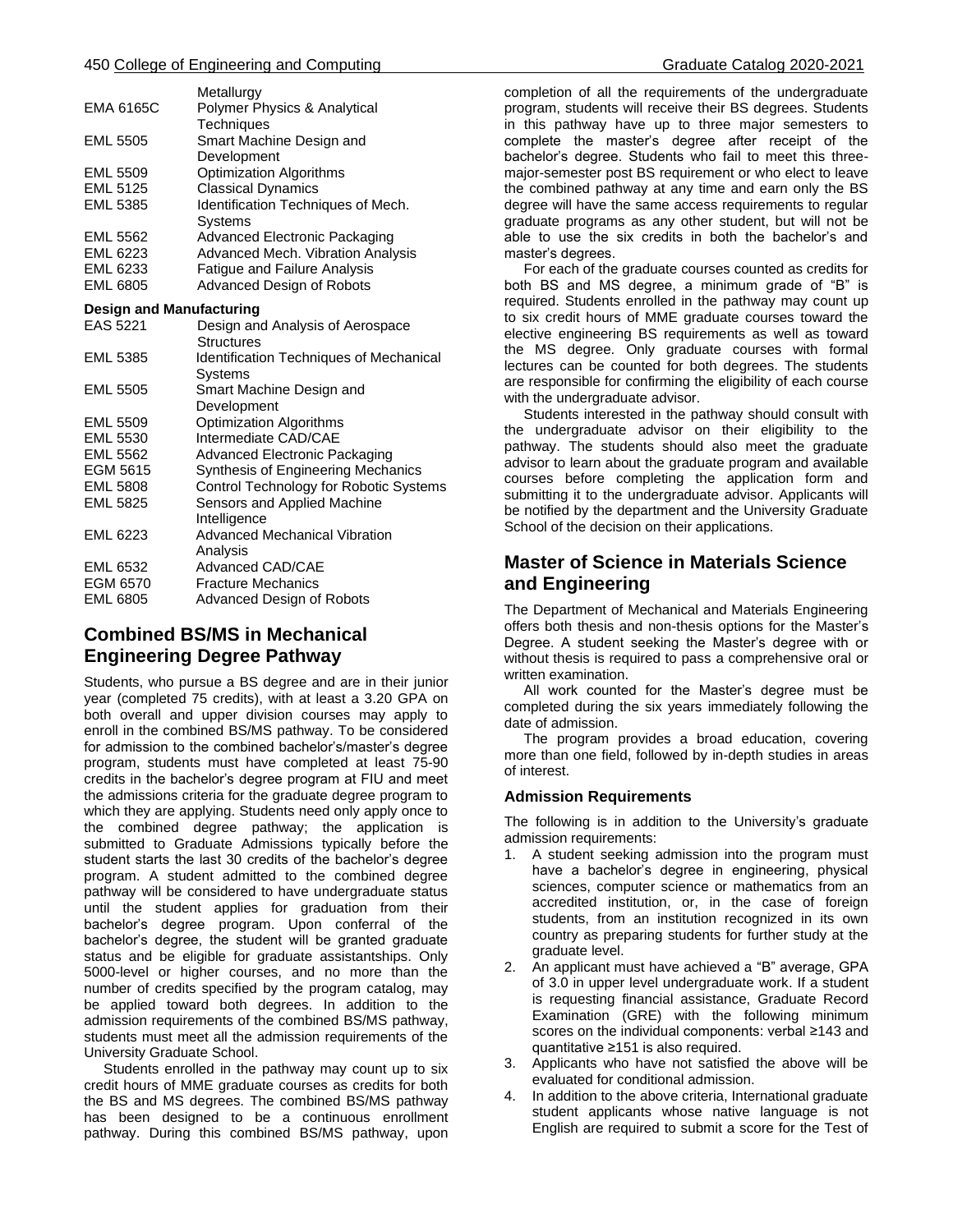| | |
|---|---|
| | Metallurgy |
| EMA 6165C | Polymer Physics & Analytical Techniques |
| EML 5505 | Smart Machine Design and Development |
| EML 5509 | Optimization Algorithms |
| EML 5125 | Classical Dynamics |
| EML 5385 | Identification Techniques of Mech. Systems |
| EML 5562 | Advanced Electronic Packaging |
| EML 6223 | Advanced Mech. Vibration Analysis |
| EML 6233 | Fatigue and Failure Analysis |
| EML 6805 | Advanced Design of Robots |

**Design and Manufacturing**

| | |
|---|---|
| EAS 5221 | Design and Analysis of Aerospace Structures |
| EML 5385 | Identification Techniques of Mechanical Systems |
| EML 5505 | Smart Machine Design and Development |
| EML 5509 | Optimization Algorithms |
| EML 5530 | Intermediate CAD/CAE |
| EML 5562 | Advanced Electronic Packaging |
| EGM 5615 | Synthesis of Engineering Mechanics |
| EML 5808 | Control Technology for Robotic Systems |
| EML 5825 | Sensors and Applied Machine Intelligence |
| EML 6223 | Advanced Mechanical Vibration Analysis |
| EML 6532 | Advanced CAD/CAE |
| EGM 6570 | Fracture Mechanics |
| EML 6805 | Advanced Design of Robots |

## Combined BS/MS in Mechanical Engineering Degree Pathway

Students, who pursue a BS degree and are in their junior year (completed 75 credits), with at least a 3.20 GPA on both overall and upper division courses may apply to enroll in the combined BS/MS pathway. To be considered for admission to the combined bachelor's/master's degree program, students must have completed at least 75-90 credits in the bachelor's degree program at FIU and meet the admissions criteria for the graduate degree program to which they are applying. Students need only apply once to the combined degree pathway; the application is submitted to Graduate Admissions typically before the student starts the last 30 credits of the bachelor's degree program. A student admitted to the combined degree pathway will be considered to have undergraduate status until the student applies for graduation from their bachelor's degree program. Upon conferral of the bachelor's degree, the student will be granted graduate status and be eligible for graduate assistantships. Only 5000-level or higher courses, and no more than the number of credits specified by the program catalog, may be applied toward both degrees. In addition to the admission requirements of the combined BS/MS pathway, students must meet all the admission requirements of the University Graduate School.

Students enrolled in the pathway may count up to six credit hours of MME graduate courses as credits for both the BS and MS degrees. The combined BS/MS pathway has been designed to be a continuous enrollment pathway. During this combined BS/MS pathway, upon completion of all the requirements of the undergraduate program, students will receive their BS degrees. Students in this pathway have up to three major semesters to complete the master's degree after receipt of the bachelor's degree. Students who fail to meet this three-major-semester post BS requirement or who elect to leave the combined pathway at any time and earn only the BS degree will have the same access requirements to regular graduate programs as any other student, but will not be able to use the six credits in both the bachelor's and master's degrees.

For each of the graduate courses counted as credits for both BS and MS degree, a minimum grade of "B" is required. Students enrolled in the pathway may count up to six credit hours of MME graduate courses toward the elective engineering BS requirements as well as toward the MS degree. Only graduate courses with formal lectures can be counted for both degrees. The students are responsible for confirming the eligibility of each course with the undergraduate advisor.

Students interested in the pathway should consult with the undergraduate advisor on their eligibility to the pathway. The students should also meet the graduate advisor to learn about the graduate program and available courses before completing the application form and submitting it to the undergraduate advisor. Applicants will be notified by the department and the University Graduate School of the decision on their applications.

## Master of Science in Materials Science and Engineering

The Department of Mechanical and Materials Engineering offers both thesis and non-thesis options for the Master's Degree. A student seeking the Master's degree with or without thesis is required to pass a comprehensive oral or written examination.

All work counted for the Master's degree must be completed during the six years immediately following the date of admission.

The program provides a broad education, covering more than one field, followed by in-depth studies in areas of interest.

### Admission Requirements

The following is in addition to the University's graduate admission requirements:

1. A student seeking admission into the program must have a bachelor's degree in engineering, physical sciences, computer science or mathematics from an accredited institution, or, in the case of foreign students, from an institution recognized in its own country as preparing students for further study at the graduate level.
2. An applicant must have achieved a "B" average, GPA of 3.0 in upper level undergraduate work. If a student is requesting financial assistance, Graduate Record Examination (GRE) with the following minimum scores on the individual components: verbal ≥143 and quantitative ≥151 is also required.
3. Applicants who have not satisfied the above will be evaluated for conditional admission.
4. In addition to the above criteria, International graduate student applicants whose native language is not English are required to submit a score for the Test of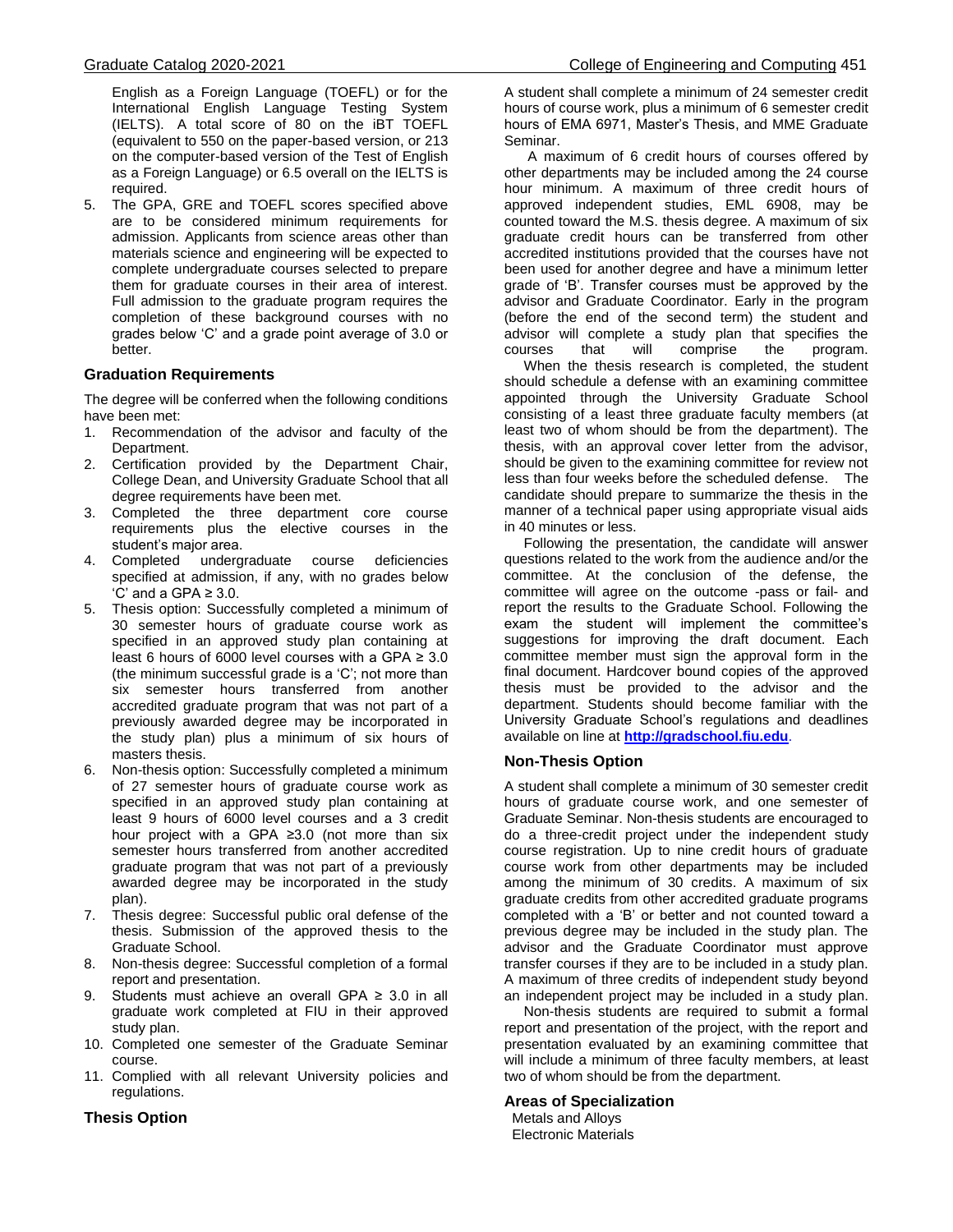English as a Foreign Language (TOEFL) or for the International English Language Testing System (IELTS). A total score of 80 on the iBT TOEFL (equivalent to 550 on the paper-based version, or 213 on the computer-based version of the Test of English as a Foreign Language) or 6.5 overall on the IELTS is required.

5. The GPA, GRE and TOEFL scores specified above are to be considered minimum requirements for admission. Applicants from science areas other than materials science and engineering will be expected to complete undergraduate courses selected to prepare them for graduate courses in their area of interest. Full admission to the graduate program requires the completion of these background courses with no grades below 'C' and a grade point average of 3.0 or better.

### Graduation Requirements

The degree will be conferred when the following conditions have been met:

1. Recommendation of the advisor and faculty of the Department.
2. Certification provided by the Department Chair, College Dean, and University Graduate School that all degree requirements have been met.
3. Completed the three department core course requirements plus the elective courses in the student's major area.
4. Completed undergraduate course deficiencies specified at admission, if any, with no grades below 'C' and a GPA ≥ 3.0.
5. Thesis option: Successfully completed a minimum of 30 semester hours of graduate course work as specified in an approved study plan containing at least 6 hours of 6000 level courses with a GPA ≥ 3.0 (the minimum successful grade is a 'C'; not more than six semester hours transferred from another accredited graduate program that was not part of a previously awarded degree may be incorporated in the study plan) plus a minimum of six hours of masters thesis.
6. Non-thesis option: Successfully completed a minimum of 27 semester hours of graduate course work as specified in an approved study plan containing at least 9 hours of 6000 level courses and a 3 credit hour project with a GPA ≥3.0 (not more than six semester hours transferred from another accredited graduate program that was not part of a previously awarded degree may be incorporated in the study plan).
7. Thesis degree: Successful public oral defense of the thesis. Submission of the approved thesis to the Graduate School.
8. Non-thesis degree: Successful completion of a formal report and presentation.
9. Students must achieve an overall GPA ≥ 3.0 in all graduate work completed at FIU in their approved study plan.
10. Completed one semester of the Graduate Seminar course.
11. Complied with all relevant University policies and regulations.

### Thesis Option

A student shall complete a minimum of 24 semester credit hours of course work, plus a minimum of 6 semester credit hours of EMA 6971, Master's Thesis, and MME Graduate Seminar.

A maximum of 6 credit hours of courses offered by other departments may be included among the 24 course hour minimum. A maximum of three credit hours of approved independent studies, EML 6908, may be counted toward the M.S. thesis degree. A maximum of six graduate credit hours can be transferred from other accredited institutions provided that the courses have not been used for another degree and have a minimum letter grade of 'B'. Transfer courses must be approved by the advisor and Graduate Coordinator. Early in the program (before the end of the second term) the student and advisor will complete a study plan that specifies the courses that will comprise the program.

When the thesis research is completed, the student should schedule a defense with an examining committee appointed through the University Graduate School consisting of a least three graduate faculty members (at least two of whom should be from the department). The thesis, with an approval cover letter from the advisor, should be given to the examining committee for review not less than four weeks before the scheduled defense. The candidate should prepare to summarize the thesis in the manner of a technical paper using appropriate visual aids in 40 minutes or less.

Following the presentation, the candidate will answer questions related to the work from the audience and/or the committee. At the conclusion of the defense, the committee will agree on the outcome -pass or fail- and report the results to the Graduate School. Following the exam the student will implement the committee's suggestions for improving the draft document. Each committee member must sign the approval form in the final document. Hardcover bound copies of the approved thesis must be provided to the advisor and the department. Students should become familiar with the University Graduate School's regulations and deadlines available on line at **http://gradschool.fiu.edu**.

### Non-Thesis Option

A student shall complete a minimum of 30 semester credit hours of graduate course work, and one semester of Graduate Seminar. Non-thesis students are encouraged to do a three-credit project under the independent study course registration. Up to nine credit hours of graduate course work from other departments may be included among the minimum of 30 credits. A maximum of six graduate credits from other accredited graduate programs completed with a 'B' or better and not counted toward a previous degree may be included in the study plan. The advisor and the Graduate Coordinator must approve transfer courses if they are to be included in a study plan. A maximum of three credits of independent study beyond an independent project may be included in a study plan.

Non-thesis students are required to submit a formal report and presentation of the project, with the report and presentation evaluated by an examining committee that will include a minimum of three faculty members, at least two of whom should be from the department.

### Areas of Specialization

Metals and Alloys
Electronic Materials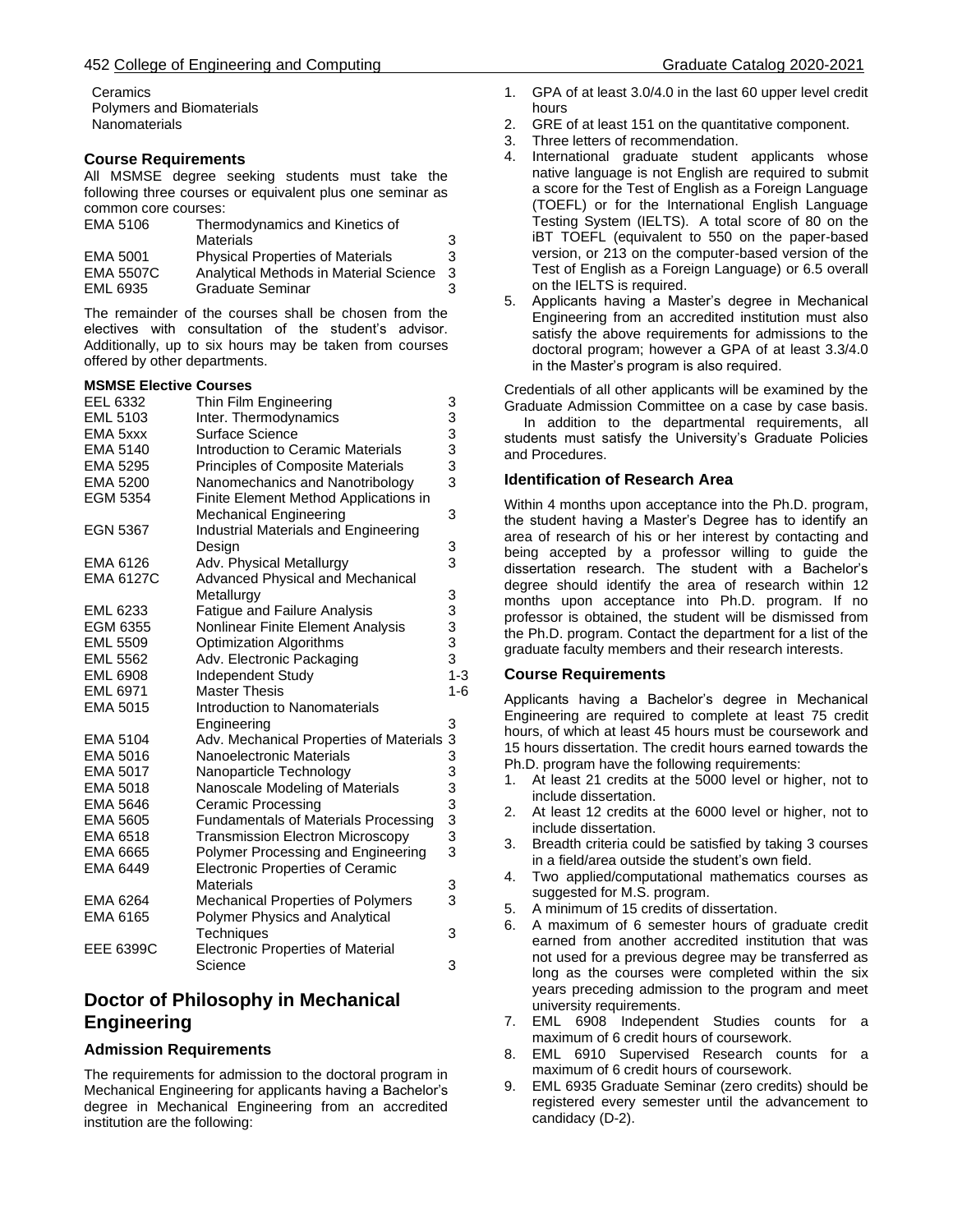Ceramics
Polymers and Biomaterials
Nanomaterials

### Course Requirements

All MSMSE degree seeking students must take the following three courses or equivalent plus one seminar as common core courses:

| | | |
|---|---|---|
| EMA 5106 | Thermodynamics and Kinetics of Materials | 3 |
| EMA 5001 | Physical Properties of Materials | 3 |
| EMA 5507C | Analytical Methods in Material Science | 3 |
| EML 6935 | Graduate Seminar | 3 |

The remainder of the courses shall be chosen from the electives with consultation of the student's advisor. Additionally, up to six hours may be taken from courses offered by other departments.

**MSMSE Elective Courses**

| | | |
|---|---|---|
| EEL 6332 | Thin Film Engineering | 3 |
| EML 5103 | Inter. Thermodynamics | 3 |
| EMA 5xxx | Surface Science | 3 |
| EMA 5140 | Introduction to Ceramic Materials | 3 |
| EMA 5295 | Principles of Composite Materials | 3 |
| EMA 5200 | Nanomechanics and Nanotribology | 3 |
| EGM 5354 | Finite Element Method Applications in Mechanical Engineering | 3 |
| EGN 5367 | Industrial Materials and Engineering Design | 3 |
| EMA 6126 | Adv. Physical Metallurgy | 3 |
| EMA 6127C | Advanced Physical and Mechanical Metallurgy | 3 |
| EML 6233 | Fatigue and Failure Analysis | 3 |
| EGM 6355 | Nonlinear Finite Element Analysis | 3 |
| EML 5509 | Optimization Algorithms | 3 |
| EML 5562 | Adv. Electronic Packaging | 3 |
| EML 6908 | Independent Study | 1-3 |
| EML 6971 | Master Thesis | 1-6 |
| EMA 5015 | Introduction to Nanomaterials Engineering | 3 |
| EMA 5104 | Adv. Mechanical Properties of Materials | 3 |
| EMA 5016 | Nanoelectronic Materials | 3 |
| EMA 5017 | Nanoparticle Technology | 3 |
| EMA 5018 | Nanoscale Modeling of Materials | 3 |
| EMA 5646 | Ceramic Processing | 3 |
| EMA 5605 | Fundamentals of Materials Processing | 3 |
| EMA 6518 | Transmission Electron Microscopy | 3 |
| EMA 6665 | Polymer Processing and Engineering | 3 |
| EMA 6449 | Electronic Properties of Ceramic Materials | 3 |
| EMA 6264 | Mechanical Properties of Polymers | 3 |
| EMA 6165 | Polymer Physics and Analytical Techniques | 3 |
| EEE 6399C | Electronic Properties of Material Science | 3 |

## Doctor of Philosophy in Mechanical Engineering

### Admission Requirements

The requirements for admission to the doctoral program in Mechanical Engineering for applicants having a Bachelor's degree in Mechanical Engineering from an accredited institution are the following:

1. GPA of at least 3.0/4.0 in the last 60 upper level credit hours
2. GRE of at least 151 on the quantitative component.
3. Three letters of recommendation.
4. International graduate student applicants whose native language is not English are required to submit a score for the Test of English as a Foreign Language (TOEFL) or for the International English Language Testing System (IELTS). A total score of 80 on the iBT TOEFL (equivalent to 550 on the paper-based version, or 213 on the computer-based version of the Test of English as a Foreign Language) or 6.5 overall on the IELTS is required.
5. Applicants having a Master's degree in Mechanical Engineering from an accredited institution must also satisfy the above requirements for admissions to the doctoral program; however a GPA of at least 3.3/4.0 in the Master's program is also required.

Credentials of all other applicants will be examined by the Graduate Admission Committee on a case by case basis.

In addition to the departmental requirements, all students must satisfy the University's Graduate Policies and Procedures.

### Identification of Research Area

Within 4 months upon acceptance into the Ph.D. program, the student having a Master's Degree has to identify an area of research of his or her interest by contacting and being accepted by a professor willing to guide the dissertation research. The student with a Bachelor's degree should identify the area of research within 12 months upon acceptance into Ph.D. program. If no professor is obtained, the student will be dismissed from the Ph.D. program. Contact the department for a list of the graduate faculty members and their research interests.

### Course Requirements

Applicants having a Bachelor's degree in Mechanical Engineering are required to complete at least 75 credit hours, of which at least 45 hours must be coursework and 15 hours dissertation. The credit hours earned towards the Ph.D. program have the following requirements:

1. At least 21 credits at the 5000 level or higher, not to include dissertation.
2. At least 12 credits at the 6000 level or higher, not to include dissertation.
3. Breadth criteria could be satisfied by taking 3 courses in a field/area outside the student's own field.
4. Two applied/computational mathematics courses as suggested for M.S. program.
5. A minimum of 15 credits of dissertation.
6. A maximum of 6 semester hours of graduate credit earned from another accredited institution that was not used for a previous degree may be transferred as long as the courses were completed within the six years preceding admission to the program and meet university requirements.
7. EML 6908 Independent Studies counts for a maximum of 6 credit hours of coursework.
8. EML 6910 Supervised Research counts for a maximum of 6 credit hours of coursework.
9. EML 6935 Graduate Seminar (zero credits) should be registered every semester until the advancement to candidacy (D-2).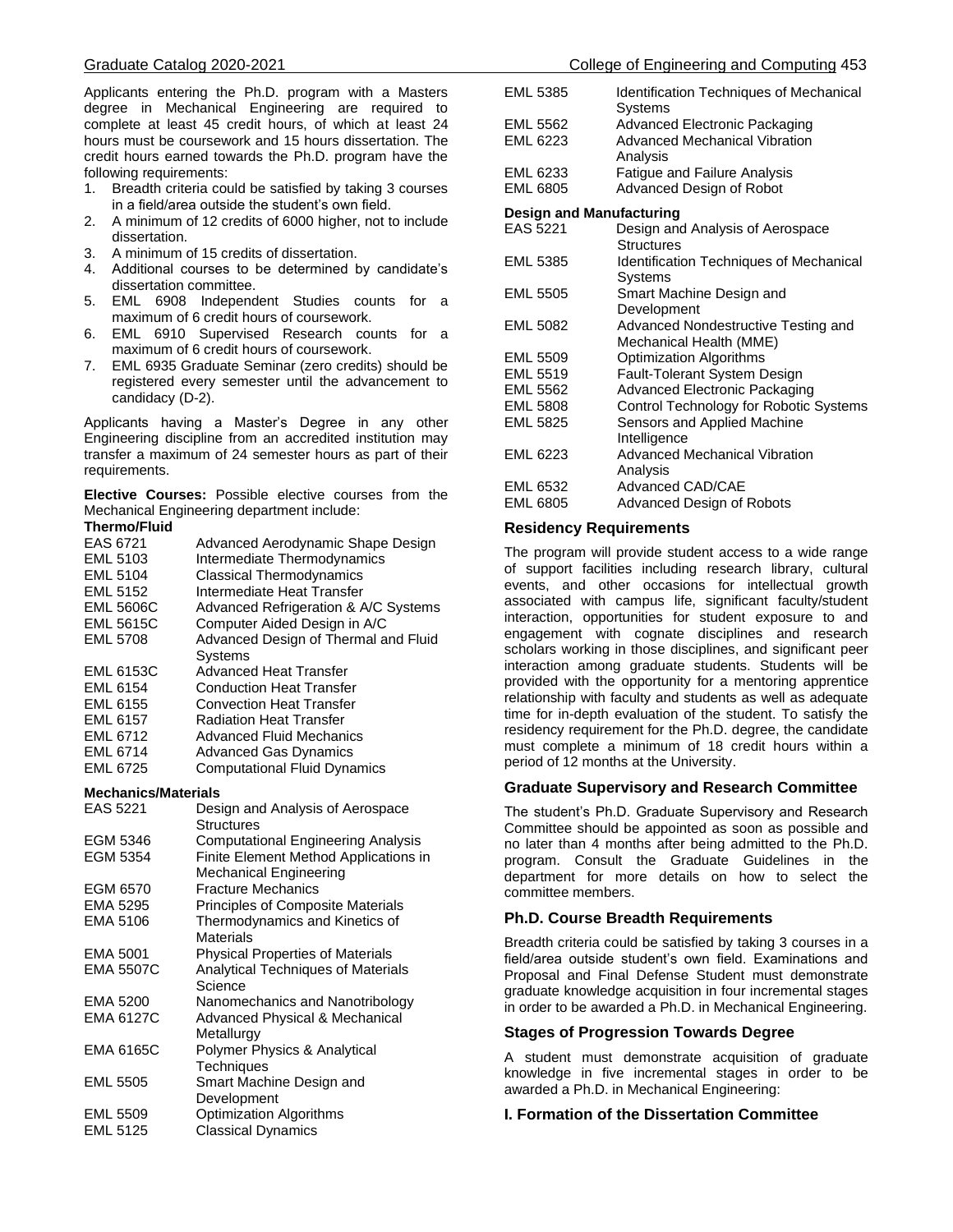Applicants entering the Ph.D. program with a Masters degree in Mechanical Engineering are required to complete at least 45 credit hours, of which at least 24 hours must be coursework and 15 hours dissertation. The credit hours earned towards the Ph.D. program have the following requirements:

1. Breadth criteria could be satisfied by taking 3 courses in a field/area outside the student's own field.
2. A minimum of 12 credits of 6000 higher, not to include dissertation.
3. A minimum of 15 credits of dissertation.
4. Additional courses to be determined by candidate's dissertation committee.
5. EML 6908 Independent Studies counts for a maximum of 6 credit hours of coursework.
6. EML 6910 Supervised Research counts for a maximum of 6 credit hours of coursework.
7. EML 6935 Graduate Seminar (zero credits) should be registered every semester until the advancement to candidacy (D-2).

Applicants having a Master's Degree in any other Engineering discipline from an accredited institution may transfer a maximum of 24 semester hours as part of their requirements.

**Elective Courses:** Possible elective courses from the Mechanical Engineering department include:

**Thermo/Fluid**

| | |
|---|---|
| EAS 6721 | Advanced Aerodynamic Shape Design |
| EML 5103 | Intermediate Thermodynamics |
| EML 5104 | Classical Thermodynamics |
| EML 5152 | Intermediate Heat Transfer |
| EML 5606C | Advanced Refrigeration & A/C Systems |
| EML 5615C | Computer Aided Design in A/C |
| EML 5708 | Advanced Design of Thermal and Fluid Systems |
| EML 6153C | Advanced Heat Transfer |
| EML 6154 | Conduction Heat Transfer |
| EML 6155 | Convection Heat Transfer |
| EML 6157 | Radiation Heat Transfer |
| EML 6712 | Advanced Fluid Mechanics |
| EML 6714 | Advanced Gas Dynamics |
| EML 6725 | Computational Fluid Dynamics |

**Mechanics/Materials**

| | |
|---|---|
| EAS 5221 | Design and Analysis of Aerospace Structures |
| EGM 5346 | Computational Engineering Analysis |
| EGM 5354 | Finite Element Method Applications in Mechanical Engineering |
| EGM 6570 | Fracture Mechanics |
| EMA 5295 | Principles of Composite Materials |
| EMA 5106 | Thermodynamics and Kinetics of Materials |
| EMA 5001 | Physical Properties of Materials |
| EMA 5507C | Analytical Techniques of Materials Science |
| EMA 5200 | Nanomechanics and Nanotribology |
| EMA 6127C | Advanced Physical & Mechanical Metallurgy |
| EMA 6165C | Polymer Physics & Analytical Techniques |
| EML 5505 | Smart Machine Design and Development |
| EML 5509 | Optimization Algorithms |
| EML 5125 | Classical Dynamics |
| EML 5385 | Identification Techniques of Mechanical Systems |
| EML 5562 | Advanced Electronic Packaging |
| EML 6223 | Advanced Mechanical Vibration Analysis |
| EML 6233 | Fatigue and Failure Analysis |
| EML 6805 | Advanced Design of Robot |

**Design and Manufacturing**

| | |
|---|---|
| EAS 5221 | Design and Analysis of Aerospace Structures |
| EML 5385 | Identification Techniques of Mechanical Systems |
| EML 5505 | Smart Machine Design and Development |
| EML 5082 | Advanced Nondestructive Testing and Mechanical Health (MME) |
| EML 5509 | Optimization Algorithms |
| EML 5519 | Fault-Tolerant System Design |
| EML 5562 | Advanced Electronic Packaging |
| EML 5808 | Control Technology for Robotic Systems |
| EML 5825 | Sensors and Applied Machine Intelligence |
| EML 6223 | Advanced Mechanical Vibration Analysis |
| EML 6532 | Advanced CAD/CAE |
| EML 6805 | Advanced Design of Robots |

## Residency Requirements

The program will provide student access to a wide range of support facilities including research library, cultural events, and other occasions for intellectual growth associated with campus life, significant faculty/student interaction, opportunities for student exposure to and engagement with cognate disciplines and research scholars working in those disciplines, and significant peer interaction among graduate students. Students will be provided with the opportunity for a mentoring apprentice relationship with faculty and students as well as adequate time for in-depth evaluation of the student. To satisfy the residency requirement for the Ph.D. degree, the candidate must complete a minimum of 18 credit hours within a period of 12 months at the University.

## Graduate Supervisory and Research Committee

The student's Ph.D. Graduate Supervisory and Research Committee should be appointed as soon as possible and no later than 4 months after being admitted to the Ph.D. program. Consult the Graduate Guidelines in the department for more details on how to select the committee members.

## Ph.D. Course Breadth Requirements

Breadth criteria could be satisfied by taking 3 courses in a field/area outside student's own field. Examinations and Proposal and Final Defense Student must demonstrate graduate knowledge acquisition in four incremental stages in order to be awarded a Ph.D. in Mechanical Engineering.

## Stages of Progression Towards Degree

A student must demonstrate acquisition of graduate knowledge in five incremental stages in order to be awarded a Ph.D. in Mechanical Engineering:

## I. Formation of the Dissertation Committee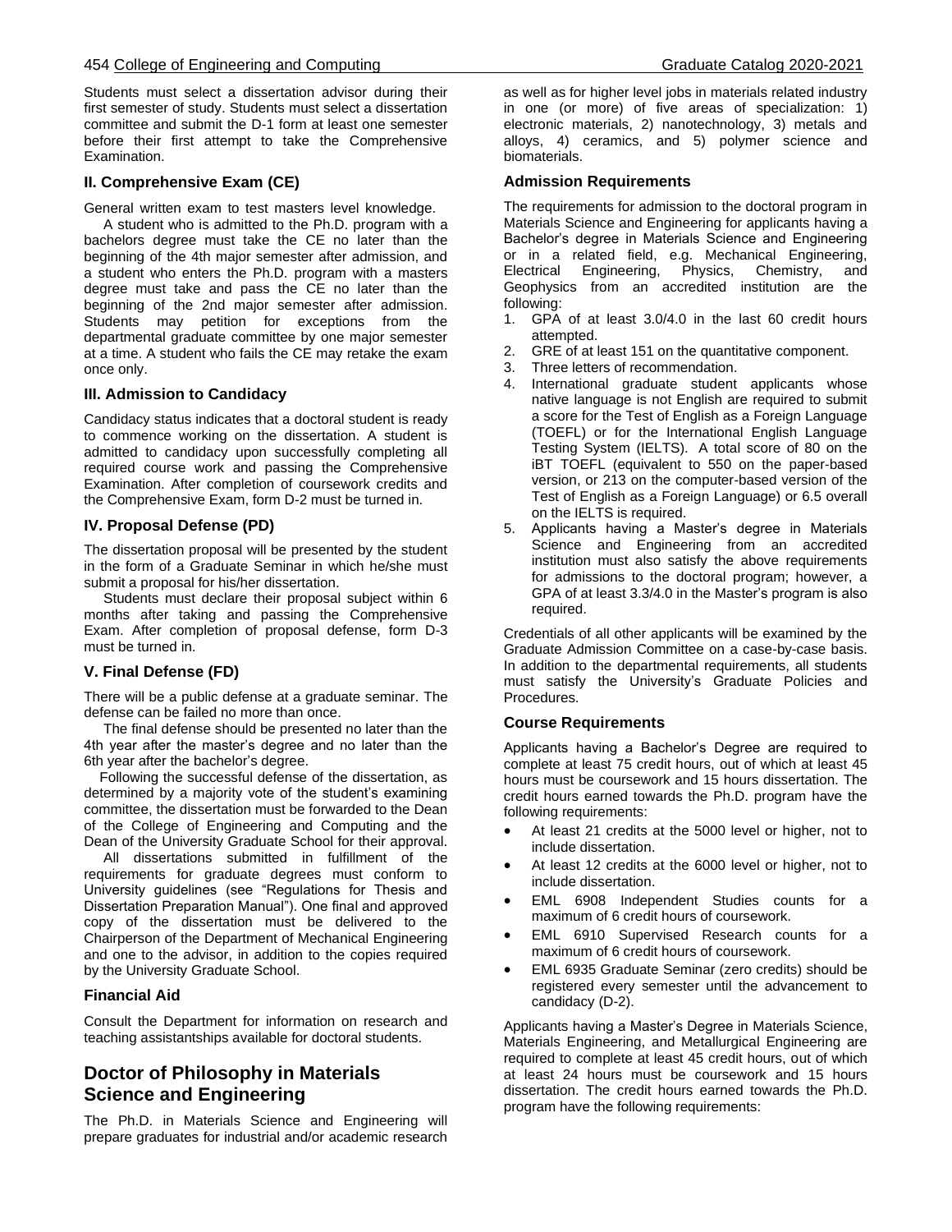Students must select a dissertation advisor during their first semester of study. Students must select a dissertation committee and submit the D-1 form at least one semester before their first attempt to take the Comprehensive Examination.

### II. Comprehensive Exam (CE)

General written exam to test masters level knowledge.

A student who is admitted to the Ph.D. program with a bachelors degree must take the CE no later than the beginning of the 4th major semester after admission, and a student who enters the Ph.D. program with a masters degree must take and pass the CE no later than the beginning of the 2nd major semester after admission. Students may petition for exceptions from the departmental graduate committee by one major semester at a time. A student who fails the CE may retake the exam once only.

### III. Admission to Candidacy

Candidacy status indicates that a doctoral student is ready to commence working on the dissertation. A student is admitted to candidacy upon successfully completing all required course work and passing the Comprehensive Examination. After completion of coursework credits and the Comprehensive Exam, form D-2 must be turned in.

### IV. Proposal Defense (PD)

The dissertation proposal will be presented by the student in the form of a Graduate Seminar in which he/she must submit a proposal for his/her dissertation.

Students must declare their proposal subject within 6 months after taking and passing the Comprehensive Exam. After completion of proposal defense, form D-3 must be turned in.

### V. Final Defense (FD)

There will be a public defense at a graduate seminar. The defense can be failed no more than once.

The final defense should be presented no later than the 4th year after the master's degree and no later than the 6th year after the bachelor's degree.

Following the successful defense of the dissertation, as determined by a majority vote of the student's examining committee, the dissertation must be forwarded to the Dean of the College of Engineering and Computing and the Dean of the University Graduate School for their approval.

All dissertations submitted in fulfillment of the requirements for graduate degrees must conform to University guidelines (see "Regulations for Thesis and Dissertation Preparation Manual"). One final and approved copy of the dissertation must be delivered to the Chairperson of the Department of Mechanical Engineering and one to the advisor, in addition to the copies required by the University Graduate School.

### Financial Aid

Consult the Department for information on research and teaching assistantships available for doctoral students.

## Doctor of Philosophy in Materials Science and Engineering

The Ph.D. in Materials Science and Engineering will prepare graduates for industrial and/or academic research as well as for higher level jobs in materials related industry in one (or more) of five areas of specialization: 1) electronic materials, 2) nanotechnology, 3) metals and alloys, 4) ceramics, and 5) polymer science and biomaterials.

### Admission Requirements

The requirements for admission to the doctoral program in Materials Science and Engineering for applicants having a Bachelor's degree in Materials Science and Engineering or in a related field, e.g. Mechanical Engineering, Electrical Engineering, Physics, Chemistry, and Geophysics from an accredited institution are the following:

1. GPA of at least 3.0/4.0 in the last 60 credit hours attempted.
2. GRE of at least 151 on the quantitative component.
3. Three letters of recommendation.
4. International graduate student applicants whose native language is not English are required to submit a score for the Test of English as a Foreign Language (TOEFL) or for the International English Language Testing System (IELTS). A total score of 80 on the iBT TOEFL (equivalent to 550 on the paper-based version, or 213 on the computer-based version of the Test of English as a Foreign Language) or 6.5 overall on the IELTS is required.
5. Applicants having a Master's degree in Materials Science and Engineering from an accredited institution must also satisfy the above requirements for admissions to the doctoral program; however, a GPA of at least 3.3/4.0 in the Master's program is also required.

Credentials of all other applicants will be examined by the Graduate Admission Committee on a case-by-case basis. In addition to the departmental requirements, all students must satisfy the University's Graduate Policies and Procedures.

### Course Requirements

Applicants having a Bachelor's Degree are required to complete at least 75 credit hours, out of which at least 45 hours must be coursework and 15 hours dissertation. The credit hours earned towards the Ph.D. program have the following requirements:

- At least 21 credits at the 5000 level or higher, not to include dissertation.
- At least 12 credits at the 6000 level or higher, not to include dissertation.
- EML 6908 Independent Studies counts for a maximum of 6 credit hours of coursework.
- EML 6910 Supervised Research counts for a maximum of 6 credit hours of coursework.
- EML 6935 Graduate Seminar (zero credits) should be registered every semester until the advancement to candidacy (D-2).

Applicants having a Master's Degree in Materials Science, Materials Engineering, and Metallurgical Engineering are required to complete at least 45 credit hours, out of which at least 24 hours must be coursework and 15 hours dissertation. The credit hours earned towards the Ph.D. program have the following requirements: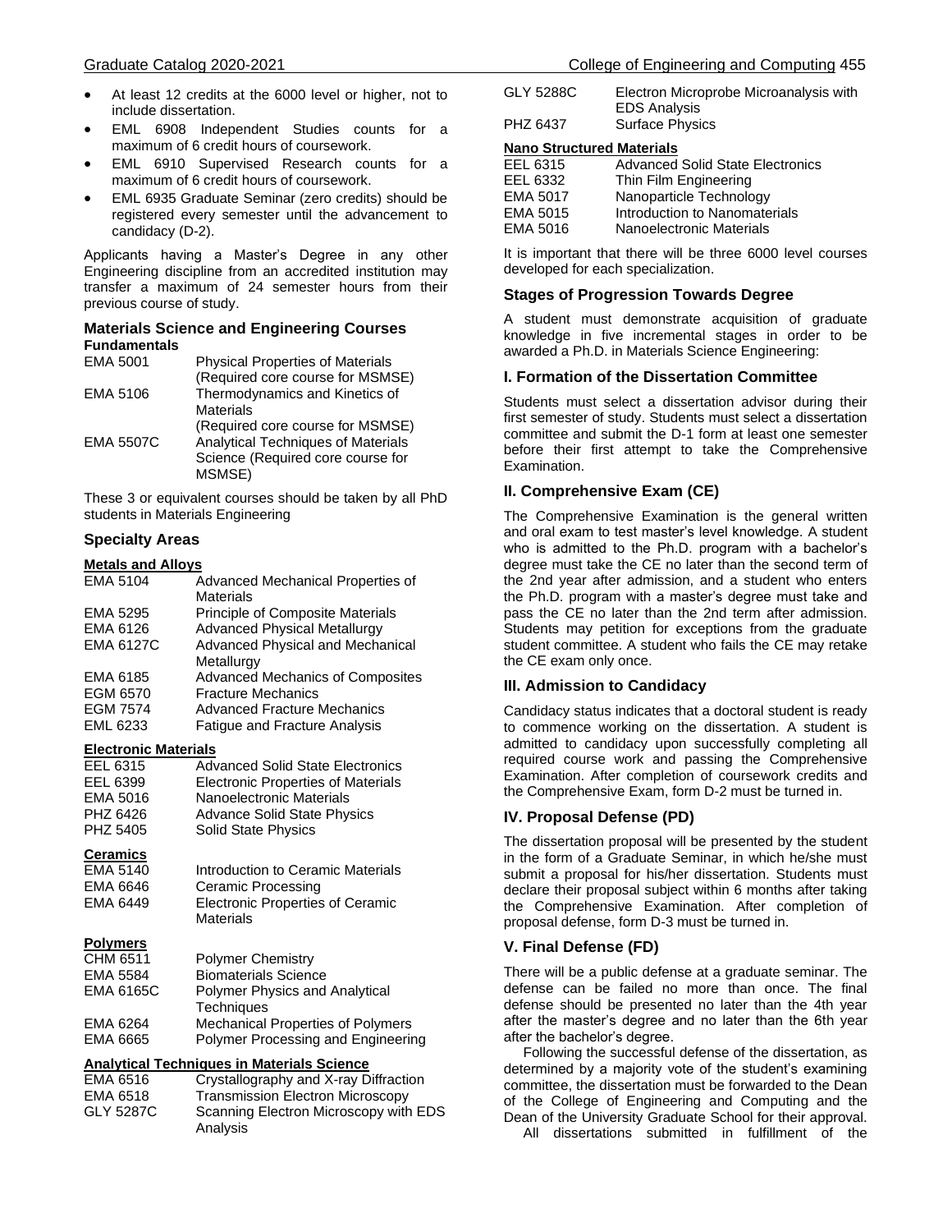- At least 12 credits at the 6000 level or higher, not to include dissertation.
- EML 6908 Independent Studies counts for a maximum of 6 credit hours of coursework.
- EML 6910 Supervised Research counts for a maximum of 6 credit hours of coursework.
- EML 6935 Graduate Seminar (zero credits) should be registered every semester until the advancement to candidacy (D-2).

Applicants having a Master's Degree in any other Engineering discipline from an accredited institution may transfer a maximum of 24 semester hours from their previous course of study.

### Materials Science and Engineering Courses

**Fundamentals**

| | |
|---|---|
| EMA 5001 | Physical Properties of Materials (Required core course for MSMSE) |
| EMA 5106 | Thermodynamics and Kinetics of Materials (Required core course for MSMSE) |
| EMA 5507C | Analytical Techniques of Materials Science (Required core course for MSMSE) |

These 3 or equivalent courses should be taken by all PhD students in Materials Engineering

### Specialty Areas

**Metals and Alloys**

| | |
|---|---|
| EMA 5104 | Advanced Mechanical Properties of Materials |
| EMA 5295 | Principle of Composite Materials |
| EMA 6126 | Advanced Physical Metallurgy |
| EMA 6127C | Advanced Physical and Mechanical Metallurgy |
| EMA 6185 | Advanced Mechanics of Composites |
| EGM 6570 | Fracture Mechanics |
| EGM 7574 | Advanced Fracture Mechanics |
| EML 6233 | Fatigue and Fracture Analysis |

**Electronic Materials**

| | |
|---|---|
| EEL 6315 | Advanced Solid State Electronics |
| EEL 6399 | Electronic Properties of Materials |
| EMA 5016 | Nanoelectronic Materials |
| PHZ 6426 | Advance Solid State Physics |
| PHZ 5405 | Solid State Physics |

**Ceramics**

| | |
|---|---|
| EMA 5140 | Introduction to Ceramic Materials |
| EMA 6646 | Ceramic Processing |
| EMA 6449 | Electronic Properties of Ceramic Materials |

**Polymers**

| | |
|---|---|
| CHM 6511 | Polymer Chemistry |
| EMA 5584 | Biomaterials Science |
| EMA 6165C | Polymer Physics and Analytical Techniques |
| EMA 6264 | Mechanical Properties of Polymers |
| EMA 6665 | Polymer Processing and Engineering |

**Analytical Techniques in Materials Science**

| | |
|---|---|
| EMA 6516 | Crystallography and X-ray Diffraction |
| EMA 6518 | Transmission Electron Microscopy |
| GLY 5287C | Scanning Electron Microscopy with EDS Analysis |
| GLY 5288C | Electron Microprobe Microanalysis with EDS Analysis |
| PHZ 6437 | Surface Physics |

**Nano Structured Materials**

| | |
|---|---|
| EEL 6315 | Advanced Solid State Electronics |
| EEL 6332 | Thin Film Engineering |
| EMA 5017 | Nanoparticle Technology |
| EMA 5015 | Introduction to Nanomaterials |
| EMA 5016 | Nanoelectronic Materials |

It is important that there will be three 6000 level courses developed for each specialization.

### Stages of Progression Towards Degree

A student must demonstrate acquisition of graduate knowledge in five incremental stages in order to be awarded a Ph.D. in Materials Science Engineering:

### I. Formation of the Dissertation Committee

Students must select a dissertation advisor during their first semester of study. Students must select a dissertation committee and submit the D-1 form at least one semester before their first attempt to take the Comprehensive Examination.

### II. Comprehensive Exam (CE)

The Comprehensive Examination is the general written and oral exam to test master's level knowledge. A student who is admitted to the Ph.D. program with a bachelor's degree must take the CE no later than the second term of the 2nd year after admission, and a student who enters the Ph.D. program with a master's degree must take and pass the CE no later than the 2nd term after admission. Students may petition for exceptions from the graduate student committee. A student who fails the CE may retake the CE exam only once.

### III. Admission to Candidacy

Candidacy status indicates that a doctoral student is ready to commence working on the dissertation. A student is admitted to candidacy upon successfully completing all required course work and passing the Comprehensive Examination. After completion of coursework credits and the Comprehensive Exam, form D-2 must be turned in.

### IV. Proposal Defense (PD)

The dissertation proposal will be presented by the student in the form of a Graduate Seminar, in which he/she must submit a proposal for his/her dissertation. Students must declare their proposal subject within 6 months after taking the Comprehensive Examination. After completion of proposal defense, form D-3 must be turned in.

### V. Final Defense (FD)

There will be a public defense at a graduate seminar. The defense can be failed no more than once. The final defense should be presented no later than the 4th year after the master's degree and no later than the 6th year after the bachelor's degree.

Following the successful defense of the dissertation, as determined by a majority vote of the student's examining committee, the dissertation must be forwarded to the Dean of the College of Engineering and Computing and the Dean of the University Graduate School for their approval.

All dissertations submitted in fulfillment of the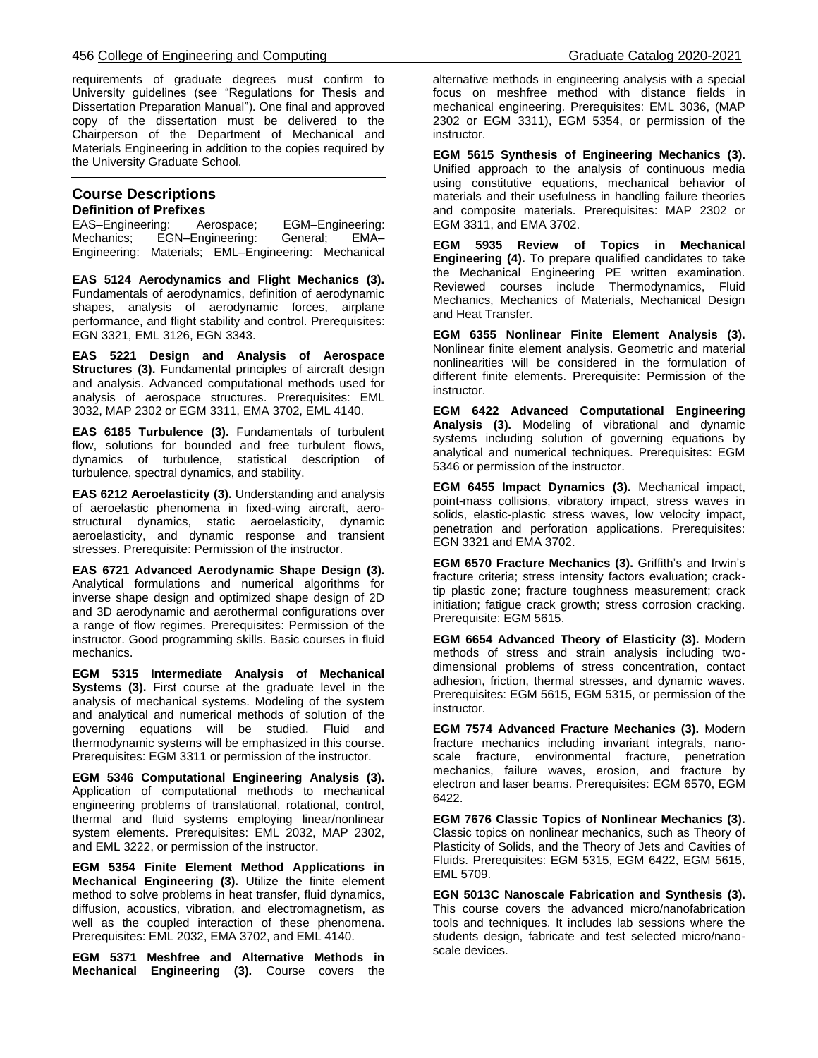requirements of graduate degrees must confirm to University guidelines (see "Regulations for Thesis and Dissertation Preparation Manual"). One final and approved copy of the dissertation must be delivered to the Chairperson of the Department of Mechanical and Materials Engineering in addition to the copies required by the University Graduate School.

## Course Descriptions

### Definition of Prefixes

EAS–Engineering: Aerospace; EGM–Engineering: Mechanics; EGN–Engineering: General; EMA–Engineering: Materials; EML–Engineering: Mechanical

**EAS 5124 Aerodynamics and Flight Mechanics (3).** Fundamentals of aerodynamics, definition of aerodynamic shapes, analysis of aerodynamic forces, airplane performance, and flight stability and control. Prerequisites: EGN 3321, EML 3126, EGN 3343.

**EAS 5221 Design and Analysis of Aerospace Structures (3).** Fundamental principles of aircraft design and analysis. Advanced computational methods used for analysis of aerospace structures. Prerequisites: EML 3032, MAP 2302 or EGM 3311, EMA 3702, EML 4140.

**EAS 6185 Turbulence (3).** Fundamentals of turbulent flow, solutions for bounded and free turbulent flows, dynamics of turbulence, statistical description of turbulence, spectral dynamics, and stability.

**EAS 6212 Aeroelasticity (3).** Understanding and analysis of aeroelastic phenomena in fixed-wing aircraft, aero-structural dynamics, static aeroelasticity, dynamic aeroelasticity, and dynamic response and transient stresses. Prerequisite: Permission of the instructor.

**EAS 6721 Advanced Aerodynamic Shape Design (3).** Analytical formulations and numerical algorithms for inverse shape design and optimized shape design of 2D and 3D aerodynamic and aerothermal configurations over a range of flow regimes. Prerequisites: Permission of the instructor. Good programming skills. Basic courses in fluid mechanics.

**EGM 5315 Intermediate Analysis of Mechanical Systems (3).** First course at the graduate level in the analysis of mechanical systems. Modeling of the system and analytical and numerical methods of solution of the governing equations will be studied. Fluid and thermodynamic systems will be emphasized in this course. Prerequisites: EGM 3311 or permission of the instructor.

**EGM 5346 Computational Engineering Analysis (3).** Application of computational methods to mechanical engineering problems of translational, rotational, control, thermal and fluid systems employing linear/nonlinear system elements. Prerequisites: EML 2032, MAP 2302, and EML 3222, or permission of the instructor.

**EGM 5354 Finite Element Method Applications in Mechanical Engineering (3).** Utilize the finite element method to solve problems in heat transfer, fluid dynamics, diffusion, acoustics, vibration, and electromagnetism, as well as the coupled interaction of these phenomena. Prerequisites: EML 2032, EMA 3702, and EML 4140.

**EGM 5371 Meshfree and Alternative Methods in Mechanical Engineering (3).** Course covers the alternative methods in engineering analysis with a special focus on meshfree method with distance fields in mechanical engineering. Prerequisites: EML 3036, (MAP 2302 or EGM 3311), EGM 5354, or permission of the instructor.

**EGM 5615 Synthesis of Engineering Mechanics (3).** Unified approach to the analysis of continuous media using constitutive equations, mechanical behavior of materials and their usefulness in handling failure theories and composite materials. Prerequisites: MAP 2302 or EGM 3311, and EMA 3702.

**EGM 5935 Review of Topics in Mechanical Engineering (4).** To prepare qualified candidates to take the Mechanical Engineering PE written examination. Reviewed courses include Thermodynamics, Fluid Mechanics, Mechanics of Materials, Mechanical Design and Heat Transfer.

**EGM 6355 Nonlinear Finite Element Analysis (3).** Nonlinear finite element analysis. Geometric and material nonlinearities will be considered in the formulation of different finite elements. Prerequisite: Permission of the instructor.

**EGM 6422 Advanced Computational Engineering Analysis (3).** Modeling of vibrational and dynamic systems including solution of governing equations by analytical and numerical techniques. Prerequisites: EGM 5346 or permission of the instructor.

**EGM 6455 Impact Dynamics (3).** Mechanical impact, point-mass collisions, vibratory impact, stress waves in solids, elastic-plastic stress waves, low velocity impact, penetration and perforation applications. Prerequisites: EGN 3321 and EMA 3702.

**EGM 6570 Fracture Mechanics (3).** Griffith's and Irwin's fracture criteria; stress intensity factors evaluation; crack-tip plastic zone; fracture toughness measurement; crack initiation; fatigue crack growth; stress corrosion cracking. Prerequisite: EGM 5615.

**EGM 6654 Advanced Theory of Elasticity (3).** Modern methods of stress and strain analysis including two-dimensional problems of stress concentration, contact adhesion, friction, thermal stresses, and dynamic waves. Prerequisites: EGM 5615, EGM 5315, or permission of the instructor.

**EGM 7574 Advanced Fracture Mechanics (3).** Modern fracture mechanics including invariant integrals, nano-scale fracture, environmental fracture, penetration mechanics, failure waves, erosion, and fracture by electron and laser beams. Prerequisites: EGM 6570, EGM 6422.

**EGM 7676 Classic Topics of Nonlinear Mechanics (3).** Classic topics on nonlinear mechanics, such as Theory of Plasticity of Solids, and the Theory of Jets and Cavities of Fluids. Prerequisites: EGM 5315, EGM 6422, EGM 5615, EML 5709.

**EGN 5013C Nanoscale Fabrication and Synthesis (3).** This course covers the advanced micro/nanofabrication tools and techniques. It includes lab sessions where the students design, fabricate and test selected micro/nano-scale devices.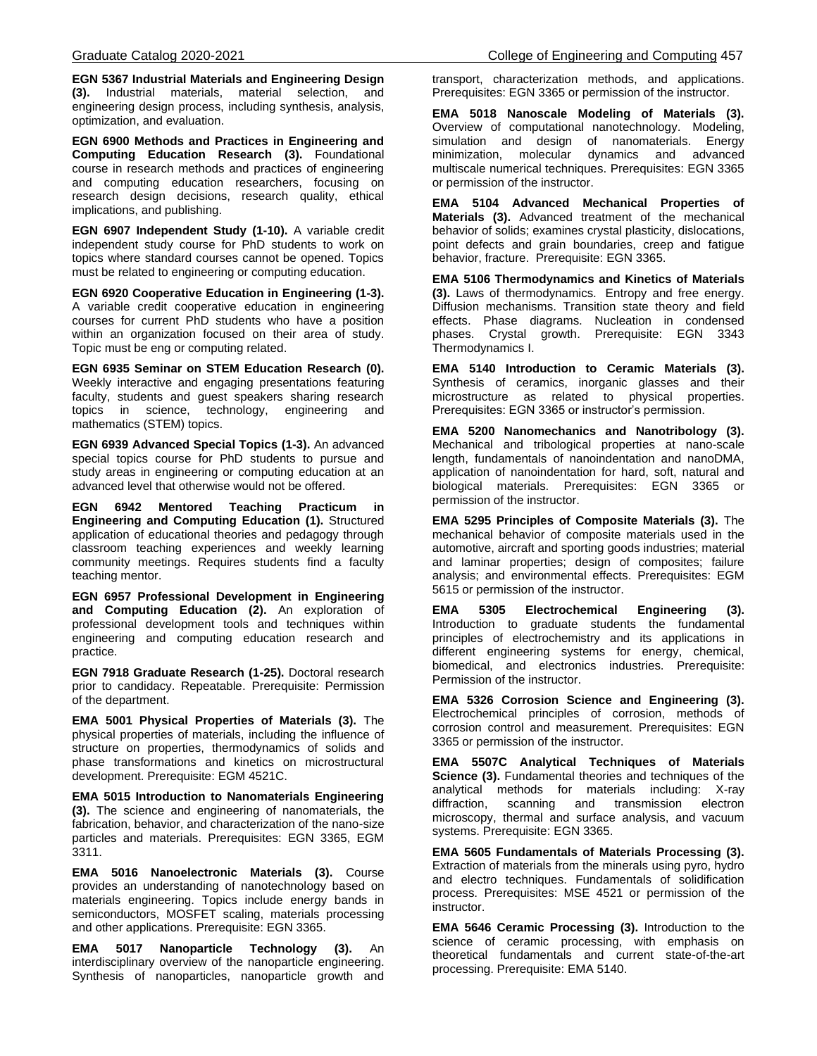**EGN 5367 Industrial Materials and Engineering Design (3).** Industrial materials, material selection, and engineering design process, including synthesis, analysis, optimization, and evaluation.

**EGN 6900 Methods and Practices in Engineering and Computing Education Research (3).** Foundational course in research methods and practices of engineering and computing education researchers, focusing on research design decisions, research quality, ethical implications, and publishing.

**EGN 6907 Independent Study (1-10).** A variable credit independent study course for PhD students to work on topics where standard courses cannot be opened. Topics must be related to engineering or computing education.

**EGN 6920 Cooperative Education in Engineering (1-3).** A variable credit cooperative education in engineering courses for current PhD students who have a position within an organization focused on their area of study. Topic must be eng or computing related.

**EGN 6935 Seminar on STEM Education Research (0).** Weekly interactive and engaging presentations featuring faculty, students and guest speakers sharing research topics in science, technology, engineering and mathematics (STEM) topics.

**EGN 6939 Advanced Special Topics (1-3).** An advanced special topics course for PhD students to pursue and study areas in engineering or computing education at an advanced level that otherwise would not be offered.

**EGN 6942 Mentored Teaching Practicum in Engineering and Computing Education (1).** Structured application of educational theories and pedagogy through classroom teaching experiences and weekly learning community meetings. Requires students find a faculty teaching mentor.

**EGN 6957 Professional Development in Engineering and Computing Education (2).** An exploration of professional development tools and techniques within engineering and computing education research and practice.

**EGN 7918 Graduate Research (1-25).** Doctoral research prior to candidacy. Repeatable. Prerequisite: Permission of the department.

**EMA 5001 Physical Properties of Materials (3).** The physical properties of materials, including the influence of structure on properties, thermodynamics of solids and phase transformations and kinetics on microstructural development. Prerequisite: EGM 4521C.

**EMA 5015 Introduction to Nanomaterials Engineering (3).** The science and engineering of nanomaterials, the fabrication, behavior, and characterization of the nano-size particles and materials. Prerequisites: EGN 3365, EGM 3311.

**EMA 5016 Nanoelectronic Materials (3).** Course provides an understanding of nanotechnology based on materials engineering. Topics include energy bands in semiconductors, MOSFET scaling, materials processing and other applications. Prerequisite: EGN 3365.

**EMA 5017 Nanoparticle Technology (3).** An interdisciplinary overview of the nanoparticle engineering. Synthesis of nanoparticles, nanoparticle growth and transport, characterization methods, and applications. Prerequisites: EGN 3365 or permission of the instructor.

**EMA 5018 Nanoscale Modeling of Materials (3).** Overview of computational nanotechnology. Modeling, simulation and design of nanomaterials. Energy minimization, molecular dynamics and advanced multiscale numerical techniques. Prerequisites: EGN 3365 or permission of the instructor.

**EMA 5104 Advanced Mechanical Properties of Materials (3).** Advanced treatment of the mechanical behavior of solids; examines crystal plasticity, dislocations, point defects and grain boundaries, creep and fatigue behavior, fracture. Prerequisite: EGN 3365.

**EMA 5106 Thermodynamics and Kinetics of Materials (3).** Laws of thermodynamics. Entropy and free energy. Diffusion mechanisms. Transition state theory and field effects. Phase diagrams. Nucleation in condensed phases. Crystal growth. Prerequisite: EGN 3343 Thermodynamics I.

**EMA 5140 Introduction to Ceramic Materials (3).** Synthesis of ceramics, inorganic glasses and their microstructure as related to physical properties. Prerequisites: EGN 3365 or instructor's permission.

**EMA 5200 Nanomechanics and Nanotribology (3).** Mechanical and tribological properties at nano-scale length, fundamentals of nanoindentation and nanoDMA, application of nanoindentation for hard, soft, natural and biological materials. Prerequisites: EGN 3365 or permission of the instructor.

**EMA 5295 Principles of Composite Materials (3).** The mechanical behavior of composite materials used in the automotive, aircraft and sporting goods industries; material and laminar properties; design of composites; failure analysis; and environmental effects. Prerequisites: EGM 5615 or permission of the instructor.

**EMA 5305 Electrochemical Engineering (3).** Introduction to graduate students the fundamental principles of electrochemistry and its applications in different engineering systems for energy, chemical, biomedical, and electronics industries. Prerequisite: Permission of the instructor.

**EMA 5326 Corrosion Science and Engineering (3).** Electrochemical principles of corrosion, methods of corrosion control and measurement. Prerequisites: EGN 3365 or permission of the instructor.

**EMA 5507C Analytical Techniques of Materials Science (3).** Fundamental theories and techniques of the analytical methods for materials including: X-ray diffraction, scanning and transmission electron microscopy, thermal and surface analysis, and vacuum systems. Prerequisite: EGN 3365.

**EMA 5605 Fundamentals of Materials Processing (3).** Extraction of materials from the minerals using pyro, hydro and electro techniques. Fundamentals of solidification process. Prerequisites: MSE 4521 or permission of the instructor.

**EMA 5646 Ceramic Processing (3).** Introduction to the science of ceramic processing, with emphasis on theoretical fundamentals and current state-of-the-art processing. Prerequisite: EMA 5140.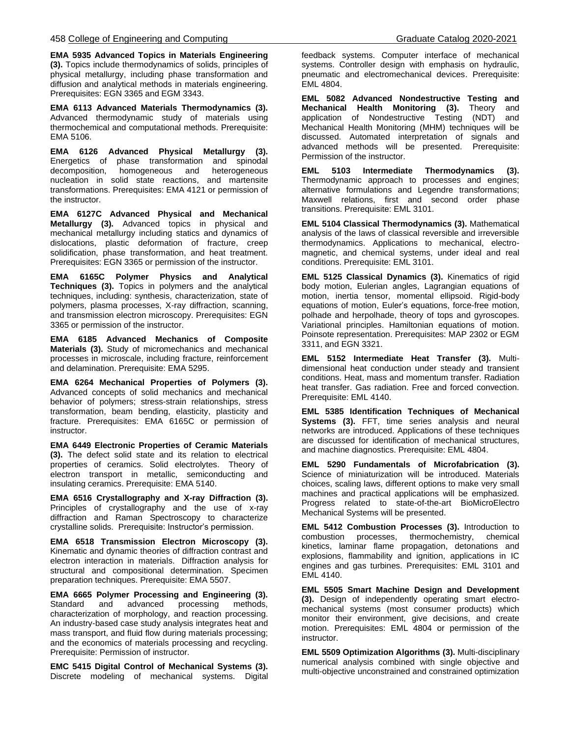**EMA 5935 Advanced Topics in Materials Engineering (3).** Topics include thermodynamics of solids, principles of physical metallurgy, including phase transformation and diffusion and analytical methods in materials engineering. Prerequisites: EGN 3365 and EGM 3343.

**EMA 6113 Advanced Materials Thermodynamics (3).** Advanced thermodynamic study of materials using thermochemical and computational methods. Prerequisite: EMA 5106.

**EMA 6126 Advanced Physical Metallurgy (3).** Energetics of phase transformation and spinodal decomposition, homogeneous and heterogeneous nucleation in solid state reactions, and martensite transformations. Prerequisites: EMA 4121 or permission of the instructor.

**EMA 6127C Advanced Physical and Mechanical Metallurgy (3).** Advanced topics in physical and mechanical metallurgy including statics and dynamics of dislocations, plastic deformation of fracture, creep solidification, phase transformation, and heat treatment. Prerequisites: EGN 3365 or permission of the instructor.

**EMA 6165C Polymer Physics and Analytical Techniques (3).** Topics in polymers and the analytical techniques, including: synthesis, characterization, state of polymers, plasma processes, X-ray diffraction, scanning, and transmission electron microscopy. Prerequisites: EGN 3365 or permission of the instructor.

**EMA 6185 Advanced Mechanics of Composite Materials (3).** Study of micromechanics and mechanical processes in microscale, including fracture, reinforcement and delamination. Prerequisite: EMA 5295.

**EMA 6264 Mechanical Properties of Polymers (3).** Advanced concepts of solid mechanics and mechanical behavior of polymers; stress-strain relationships, stress transformation, beam bending, elasticity, plasticity and fracture. Prerequisites: EMA 6165C or permission of instructor.

**EMA 6449 Electronic Properties of Ceramic Materials (3).** The defect solid state and its relation to electrical properties of ceramics. Solid electrolytes. Theory of electron transport in metallic, semiconducting and insulating ceramics. Prerequisite: EMA 5140.

**EMA 6516 Crystallography and X-ray Diffraction (3).** Principles of crystallography and the use of x-ray diffraction and Raman Spectroscopy to characterize crystalline solids. Prerequisite: Instructor's permission.

**EMA 6518 Transmission Electron Microscopy (3).** Kinematic and dynamic theories of diffraction contrast and electron interaction in materials. Diffraction analysis for structural and compositional determination. Specimen preparation techniques. Prerequisite: EMA 5507.

**EMA 6665 Polymer Processing and Engineering (3).** Standard and advanced processing methods, characterization of morphology, and reaction processing. An industry-based case study analysis integrates heat and mass transport, and fluid flow during materials processing; and the economics of materials processing and recycling. Prerequisite: Permission of instructor.

**EMC 5415 Digital Control of Mechanical Systems (3).** Discrete modeling of mechanical systems. Digital feedback systems. Computer interface of mechanical systems. Controller design with emphasis on hydraulic, pneumatic and electromechanical devices. Prerequisite: EML 4804.

**EML 5082 Advanced Nondestructive Testing and Mechanical Health Monitoring (3).** Theory and application of Nondestructive Testing (NDT) and Mechanical Health Monitoring (MHM) techniques will be discussed. Automated interpretation of signals and advanced methods will be presented. Prerequisite: Permission of the instructor.

**EML 5103 Intermediate Thermodynamics (3).** Thermodynamic approach to processes and engines; alternative formulations and Legendre transformations; Maxwell relations, first and second order phase transitions. Prerequisite: EML 3101.

**EML 5104 Classical Thermodynamics (3).** Mathematical analysis of the laws of classical reversible and irreversible thermodynamics. Applications to mechanical, electro-magnetic, and chemical systems, under ideal and real conditions. Prerequisite: EML 3101.

**EML 5125 Classical Dynamics (3).** Kinematics of rigid body motion, Eulerian angles, Lagrangian equations of motion, inertia tensor, momental ellipsoid. Rigid-body equations of motion, Euler's equations, force-free motion, polhade and herpolhade, theory of tops and gyroscopes. Variational principles. Hamiltonian equations of motion. Poinsote representation. Prerequisites: MAP 2302 or EGM 3311, and EGN 3321.

**EML 5152 Intermediate Heat Transfer (3).** Multi-dimensional heat conduction under steady and transient conditions. Heat, mass and momentum transfer. Radiation heat transfer. Gas radiation. Free and forced convection. Prerequisite: EML 4140.

**EML 5385 Identification Techniques of Mechanical Systems (3).** FFT, time series analysis and neural networks are introduced. Applications of these techniques are discussed for identification of mechanical structures, and machine diagnostics. Prerequisite: EML 4804.

**EML 5290 Fundamentals of Microfabrication (3).** Science of miniaturization will be introduced. Materials choices, scaling laws, different options to make very small machines and practical applications will be emphasized. Progress related to state-of-the-art BioMicroElectro Mechanical Systems will be presented.

**EML 5412 Combustion Processes (3).** Introduction to combustion processes, thermochemistry, chemical kinetics, laminar flame propagation, detonations and explosions, flammability and ignition, applications in IC engines and gas turbines. Prerequisites: EML 3101 and EML 4140.

**EML 5505 Smart Machine Design and Development (3).** Design of independently operating smart electro-mechanical systems (most consumer products) which monitor their environment, give decisions, and create motion. Prerequisites: EML 4804 or permission of the instructor.

**EML 5509 Optimization Algorithms (3).** Multi-disciplinary numerical analysis combined with single objective and multi-objective unconstrained and constrained optimization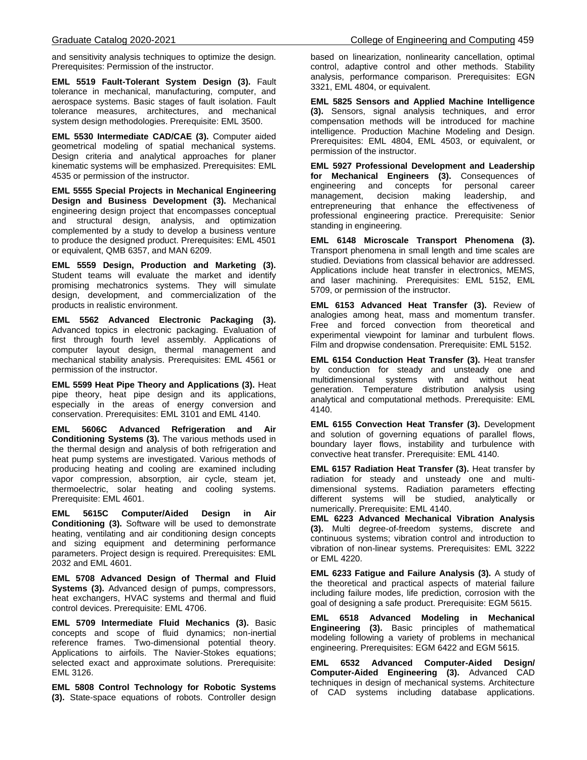and sensitivity analysis techniques to optimize the design. Prerequisites: Permission of the instructor.

**EML 5519 Fault-Tolerant System Design (3).** Fault tolerance in mechanical, manufacturing, computer, and aerospace systems. Basic stages of fault isolation. Fault tolerance measures, architectures, and mechanical system design methodologies. Prerequisite: EML 3500.

**EML 5530 Intermediate CAD/CAE (3).** Computer aided geometrical modeling of spatial mechanical systems. Design criteria and analytical approaches for planer kinematic systems will be emphasized. Prerequisites: EML 4535 or permission of the instructor.

**EML 5555 Special Projects in Mechanical Engineering Design and Business Development (3).** Mechanical engineering design project that encompasses conceptual and structural design, analysis, and optimization complemented by a study to develop a business venture to produce the designed product. Prerequisites: EML 4501 or equivalent, QMB 6357, and MAN 6209.

**EML 5559 Design, Production and Marketing (3).** Student teams will evaluate the market and identify promising mechatronics systems. They will simulate design, development, and commercialization of the products in realistic environment.

**EML 5562 Advanced Electronic Packaging (3).** Advanced topics in electronic packaging. Evaluation of first through fourth level assembly. Applications of computer layout design, thermal management and mechanical stability analysis. Prerequisites: EML 4561 or permission of the instructor.

**EML 5599 Heat Pipe Theory and Applications (3).** Heat pipe theory, heat pipe design and its applications, especially in the areas of energy conversion and conservation. Prerequisites: EML 3101 and EML 4140.

**EML 5606C Advanced Refrigeration and Air Conditioning Systems (3).** The various methods used in the thermal design and analysis of both refrigeration and heat pump systems are investigated. Various methods of producing heating and cooling are examined including vapor compression, absorption, air cycle, steam jet, thermoelectric, solar heating and cooling systems. Prerequisite: EML 4601.

**EML 5615C Computer/Aided Design in Air Conditioning (3).** Software will be used to demonstrate heating, ventilating and air conditioning design concepts and sizing equipment and determining performance parameters. Project design is required. Prerequisites: EML 2032 and EML 4601.

**EML 5708 Advanced Design of Thermal and Fluid Systems (3).** Advanced design of pumps, compressors, heat exchangers, HVAC systems and thermal and fluid control devices. Prerequisite: EML 4706.

**EML 5709 Intermediate Fluid Mechanics (3).** Basic concepts and scope of fluid dynamics; non-inertial reference frames. Two-dimensional potential theory. Applications to airfoils. The Navier-Stokes equations; selected exact and approximate solutions. Prerequisite: EML 3126.

**EML 5808 Control Technology for Robotic Systems (3).** State-space equations of robots. Controller design based on linearization, nonlinearity cancellation, optimal control, adaptive control and other methods. Stability analysis, performance comparison. Prerequisites: EGN 3321, EML 4804, or equivalent.

**EML 5825 Sensors and Applied Machine Intelligence (3).** Sensors, signal analysis techniques, and error compensation methods will be introduced for machine intelligence. Production Machine Modeling and Design. Prerequisites: EML 4804, EML 4503, or equivalent, or permission of the instructor.

**EML 5927 Professional Development and Leadership for Mechanical Engineers (3).** Consequences of engineering and concepts for personal career management, decision making leadership, and entrepreneuring that enhance the effectiveness of professional engineering practice. Prerequisite: Senior standing in engineering.

**EML 6148 Microscale Transport Phenomena (3).** Transport phenomena in small length and time scales are studied. Deviations from classical behavior are addressed. Applications include heat transfer in electronics, MEMS, and laser machining. Prerequisites: EML 5152, EML 5709, or permission of the instructor.

**EML 6153 Advanced Heat Transfer (3).** Review of analogies among heat, mass and momentum transfer. Free and forced convection from theoretical and experimental viewpoint for laminar and turbulent flows. Film and dropwise condensation. Prerequisite: EML 5152.

**EML 6154 Conduction Heat Transfer (3).** Heat transfer by conduction for steady and unsteady one and multidimensional systems with and without heat generation. Temperature distribution analysis using analytical and computational methods. Prerequisite: EML 4140.

**EML 6155 Convection Heat Transfer (3).** Development and solution of governing equations of parallel flows, boundary layer flows, instability and turbulence with convective heat transfer. Prerequisite: EML 4140.

**EML 6157 Radiation Heat Transfer (3).** Heat transfer by radiation for steady and unsteady one and multi-dimensional systems. Radiation parameters effecting different systems will be studied, analytically or numerically. Prerequisite: EML 4140.

**EML 6223 Advanced Mechanical Vibration Analysis (3).** Multi degree-of-freedom systems, discrete and continuous systems; vibration control and introduction to vibration of non-linear systems. Prerequisites: EML 3222 or EML 4220.

**EML 6233 Fatigue and Failure Analysis (3).** A study of the theoretical and practical aspects of material failure including failure modes, life prediction, corrosion with the goal of designing a safe product. Prerequisite: EGM 5615.

**EML 6518 Advanced Modeling in Mechanical Engineering (3).** Basic principles of mathematical modeling following a variety of problems in mechanical engineering. Prerequisites: EGM 6422 and EGM 5615.

**EML 6532 Advanced Computer-Aided Design/ Computer-Aided Engineering (3).** Advanced CAD techniques in design of mechanical systems. Architecture of CAD systems including database applications.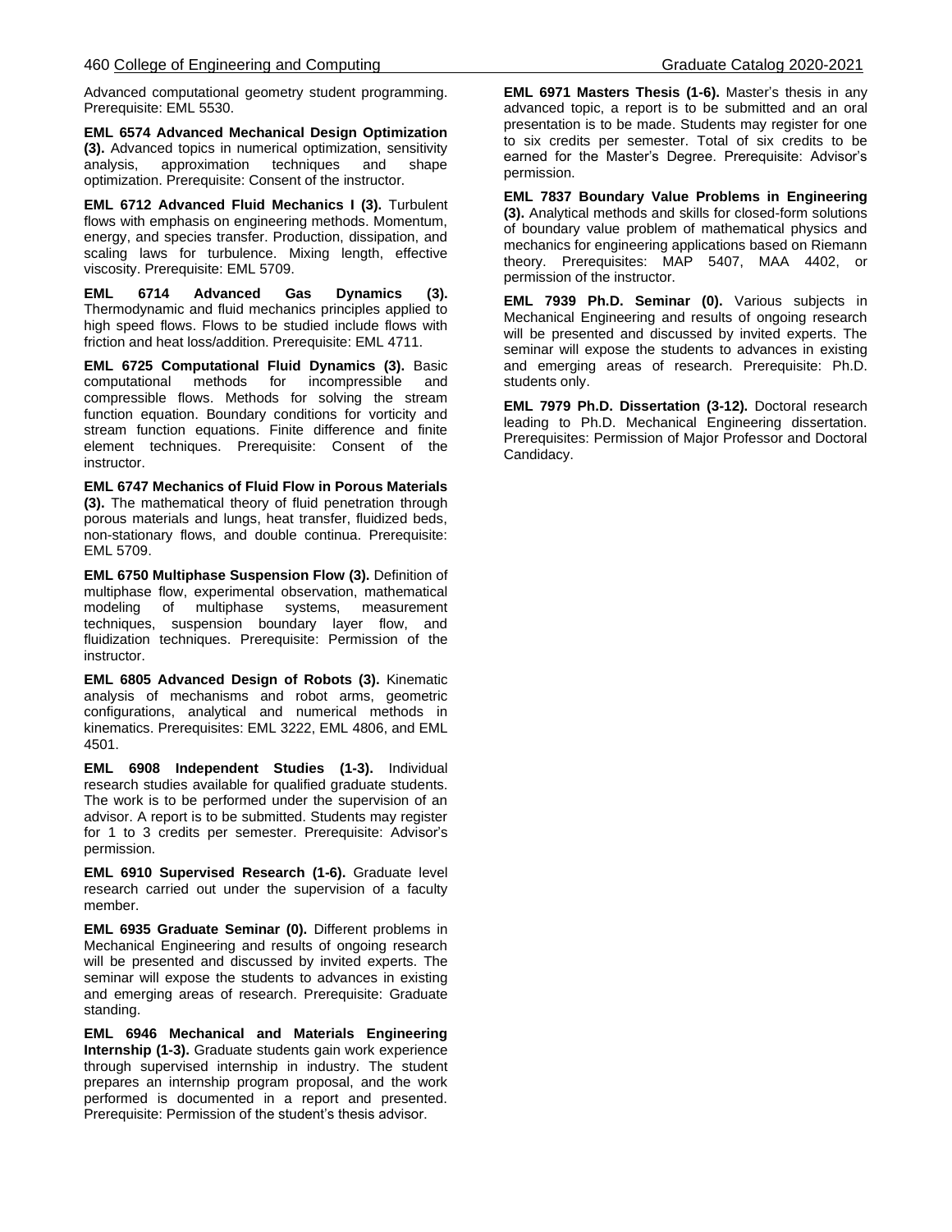Advanced computational geometry student programming. Prerequisite: EML 5530.

**EML 6574 Advanced Mechanical Design Optimization (3).** Advanced topics in numerical optimization, sensitivity analysis, approximation techniques and shape optimization. Prerequisite: Consent of the instructor.

**EML 6712 Advanced Fluid Mechanics I (3).** Turbulent flows with emphasis on engineering methods. Momentum, energy, and species transfer. Production, dissipation, and scaling laws for turbulence. Mixing length, effective viscosity. Prerequisite: EML 5709.

**EML 6714 Advanced Gas Dynamics (3).** Thermodynamic and fluid mechanics principles applied to high speed flows. Flows to be studied include flows with friction and heat loss/addition. Prerequisite: EML 4711.

**EML 6725 Computational Fluid Dynamics (3).** Basic computational methods for incompressible and compressible flows. Methods for solving the stream function equation. Boundary conditions for vorticity and stream function equations. Finite difference and finite element techniques. Prerequisite: Consent of the instructor.

**EML 6747 Mechanics of Fluid Flow in Porous Materials (3).** The mathematical theory of fluid penetration through porous materials and lungs, heat transfer, fluidized beds, non-stationary flows, and double continua. Prerequisite: EML 5709.

**EML 6750 Multiphase Suspension Flow (3).** Definition of multiphase flow, experimental observation, mathematical modeling of multiphase systems, measurement techniques, suspension boundary layer flow, and fluidization techniques. Prerequisite: Permission of the instructor.

**EML 6805 Advanced Design of Robots (3).** Kinematic analysis of mechanisms and robot arms, geometric configurations, analytical and numerical methods in kinematics. Prerequisites: EML 3222, EML 4806, and EML 4501.

**EML 6908 Independent Studies (1-3).** Individual research studies available for qualified graduate students. The work is to be performed under the supervision of an advisor. A report is to be submitted. Students may register for 1 to 3 credits per semester. Prerequisite: Advisor's permission.

**EML 6910 Supervised Research (1-6).** Graduate level research carried out under the supervision of a faculty member.

**EML 6935 Graduate Seminar (0).** Different problems in Mechanical Engineering and results of ongoing research will be presented and discussed by invited experts. The seminar will expose the students to advances in existing and emerging areas of research. Prerequisite: Graduate standing.

**EML 6946 Mechanical and Materials Engineering Internship (1-3).** Graduate students gain work experience through supervised internship in industry. The student prepares an internship program proposal, and the work performed is documented in a report and presented. Prerequisite: Permission of the student's thesis advisor.

**EML 6971 Masters Thesis (1-6).** Master's thesis in any advanced topic, a report is to be submitted and an oral presentation is to be made. Students may register for one to six credits per semester. Total of six credits to be earned for the Master's Degree. Prerequisite: Advisor's permission.

**EML 7837 Boundary Value Problems in Engineering (3).** Analytical methods and skills for closed-form solutions of boundary value problem of mathematical physics and mechanics for engineering applications based on Riemann theory. Prerequisites: MAP 5407, MAA 4402, or permission of the instructor.

**EML 7939 Ph.D. Seminar (0).** Various subjects in Mechanical Engineering and results of ongoing research will be presented and discussed by invited experts. The seminar will expose the students to advances in existing and emerging areas of research. Prerequisite: Ph.D. students only.

**EML 7979 Ph.D. Dissertation (3-12).** Doctoral research leading to Ph.D. Mechanical Engineering dissertation. Prerequisites: Permission of Major Professor and Doctoral Candidacy.